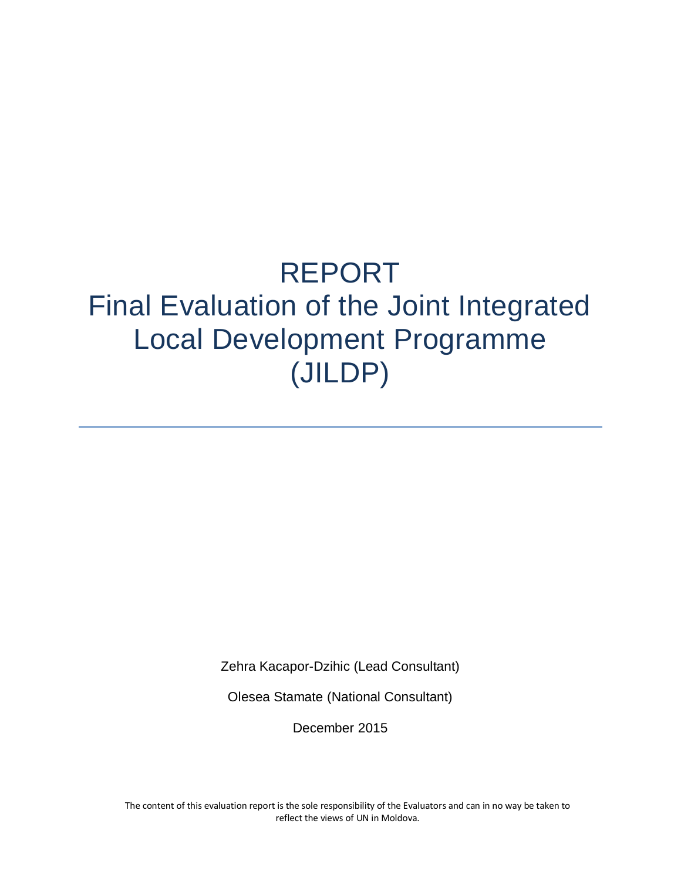# REPORT
# Final Evaluation of the Joint Integrated Local Development Programme (JILDP)

Zehra Kacapor-Dzihic (Lead Consultant)

Olesea Stamate (National Consultant)

December 2015

The content of this evaluation report is the sole responsibility of the Evaluators and can in no way be taken to reflect the views of UN in Moldova.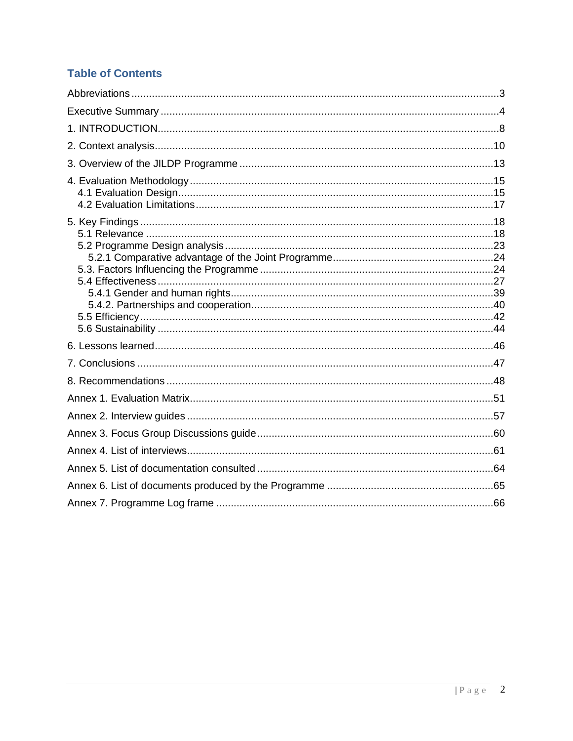## Table of Contents

Abbreviations ........................................................................................................................ 3

Executive Summary ................................................................................................................ 4

1. INTRODUCTION.................................................................................................................. 8

2. Context analysis.................................................................................................................. 10

3. Overview of the JILDP Programme ...................................................................................... 13

4. Evaluation Methodology ...................................................................................................... 15
   - 4.1 Evaluation Design........................................................................................................ 15
   - 4.2 Evaluation Limitations.................................................................................................. 17

5. Key Findings ....................................................................................................................... 18
   - 5.1 Relevance .................................................................................................................. 18
   - 5.2 Programme Design analysis......................................................................................... 23
     - 5.2.1 Comparative advantage of the Joint Programme...................................................... 24
   - 5.3. Factors Influencing the Programme ............................................................................. 24
   - 5.4 Effectiveness............................................................................................................... 27
     - 5.4.1 Gender and human rights...................................................................................... 39
     - 5.4.2. Partnerships and cooperation................................................................................ 40
   - 5.5 Efficiency.................................................................................................................... 42
   - 5.6 Sustainability .............................................................................................................. 44

6. Lessons learned.................................................................................................................. 46

7. Conclusions ........................................................................................................................ 47

8. Recommendations .............................................................................................................. 48

Annex 1. Evaluation Matrix....................................................................................................... 51

Annex 2. Interview guides ........................................................................................................ 57

Annex 3. Focus Group Discussions guide................................................................................... 60

Annex 4. List of interviews........................................................................................................ 61

Annex 5. List of documentation consulted .................................................................................. 64

Annex 6. List of documents produced by the Programme ........................................................... 65

Annex 7. Programme Log frame ............................................................................................... 66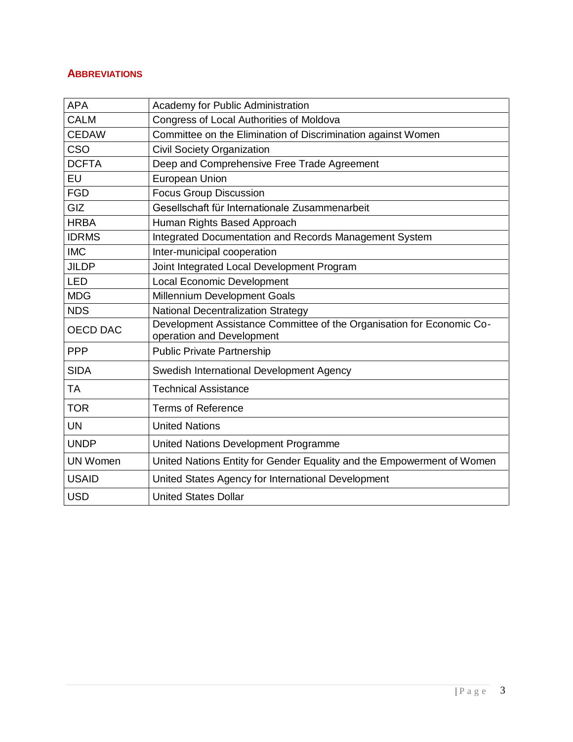## ABBREVIATIONS

| | |
|---|---|
| APA | Academy for Public Administration |
| CALM | Congress of Local Authorities of Moldova |
| CEDAW | Committee on the Elimination of Discrimination against Women |
| CSO | Civil Society Organization |
| DCFTA | Deep and Comprehensive Free Trade Agreement |
| EU | European Union |
| FGD | Focus Group Discussion |
| GIZ | Gesellschaft für Internationale Zusammenarbeit |
| HRBA | Human Rights Based Approach |
| IDRMS | Integrated Documentation and Records Management System |
| IMC | Inter-municipal cooperation |
| JILDP | Joint Integrated Local Development Program |
| LED | Local Economic Development |
| MDG | Millennium Development Goals |
| NDS | National Decentralization Strategy |
| OECD DAC | Development Assistance Committee of the Organisation for Economic Co-operation and Development |
| PPP | Public Private Partnership |
| SIDA | Swedish International Development Agency |
| TA | Technical Assistance |
| TOR | Terms of Reference |
| UN | United Nations |
| UNDP | United Nations Development Programme |
| UN Women | United Nations Entity for Gender Equality and the Empowerment of Women |
| USAID | United States Agency for International Development |
| USD | United States Dollar |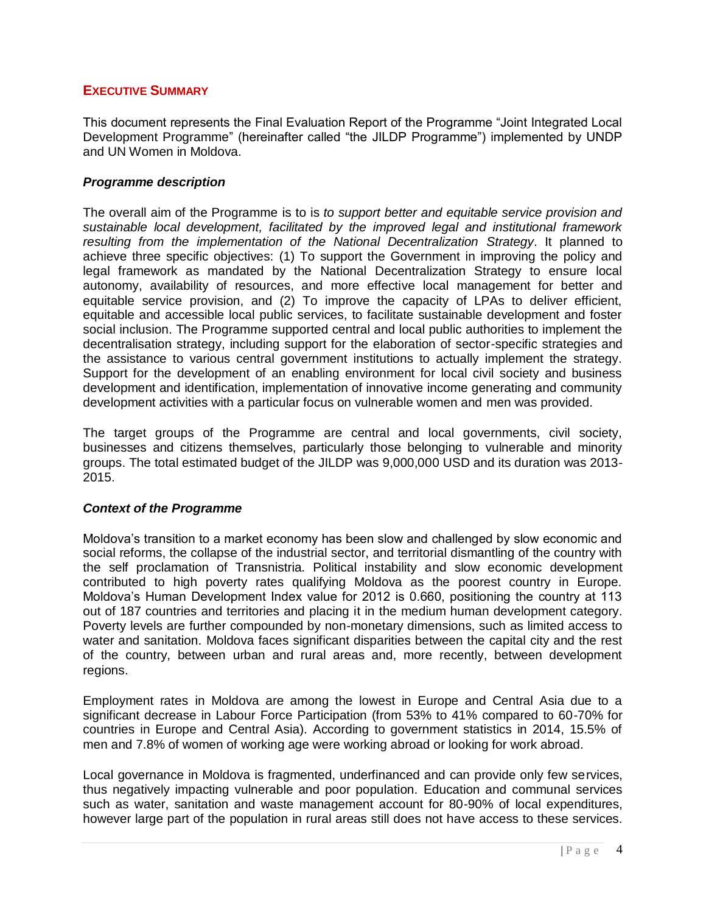## EXECUTIVE SUMMARY

This document represents the Final Evaluation Report of the Programme "Joint Integrated Local Development Programme" (hereinafter called "the JILDP Programme") implemented by UNDP and UN Women in Moldova.

### *Programme description*

The overall aim of the Programme is to is *to support better and equitable service provision and sustainable local development, facilitated by the improved legal and institutional framework resulting from the implementation of the National Decentralization Strategy*. It planned to achieve three specific objectives: (1) To support the Government in improving the policy and legal framework as mandated by the National Decentralization Strategy to ensure local autonomy, availability of resources, and more effective local management for better and equitable service provision, and (2) To improve the capacity of LPAs to deliver efficient, equitable and accessible local public services, to facilitate sustainable development and foster social inclusion. The Programme supported central and local public authorities to implement the decentralisation strategy, including support for the elaboration of sector-specific strategies and the assistance to various central government institutions to actually implement the strategy. Support for the development of an enabling environment for local civil society and business development and identification, implementation of innovative income generating and community development activities with a particular focus on vulnerable women and men was provided.

The target groups of the Programme are central and local governments, civil society, businesses and citizens themselves, particularly those belonging to vulnerable and minority groups. The total estimated budget of the JILDP was 9,000,000 USD and its duration was 2013-2015.

### *Context of the Programme*

Moldova's transition to a market economy has been slow and challenged by slow economic and social reforms, the collapse of the industrial sector, and territorial dismantling of the country with the self proclamation of Transnistria. Political instability and slow economic development contributed to high poverty rates qualifying Moldova as the poorest country in Europe. Moldova's Human Development Index value for 2012 is 0.660, positioning the country at 113 out of 187 countries and territories and placing it in the medium human development category. Poverty levels are further compounded by non-monetary dimensions, such as limited access to water and sanitation. Moldova faces significant disparities between the capital city and the rest of the country, between urban and rural areas and, more recently, between development regions.

Employment rates in Moldova are among the lowest in Europe and Central Asia due to a significant decrease in Labour Force Participation (from 53% to 41% compared to 60-70% for countries in Europe and Central Asia). According to government statistics in 2014, 15.5% of men and 7.8% of women of working age were working abroad or looking for work abroad.

Local governance in Moldova is fragmented, underfinanced and can provide only few services, thus negatively impacting vulnerable and poor population. Education and communal services such as water, sanitation and waste management account for 80-90% of local expenditures, however large part of the population in rural areas still does not have access to these services.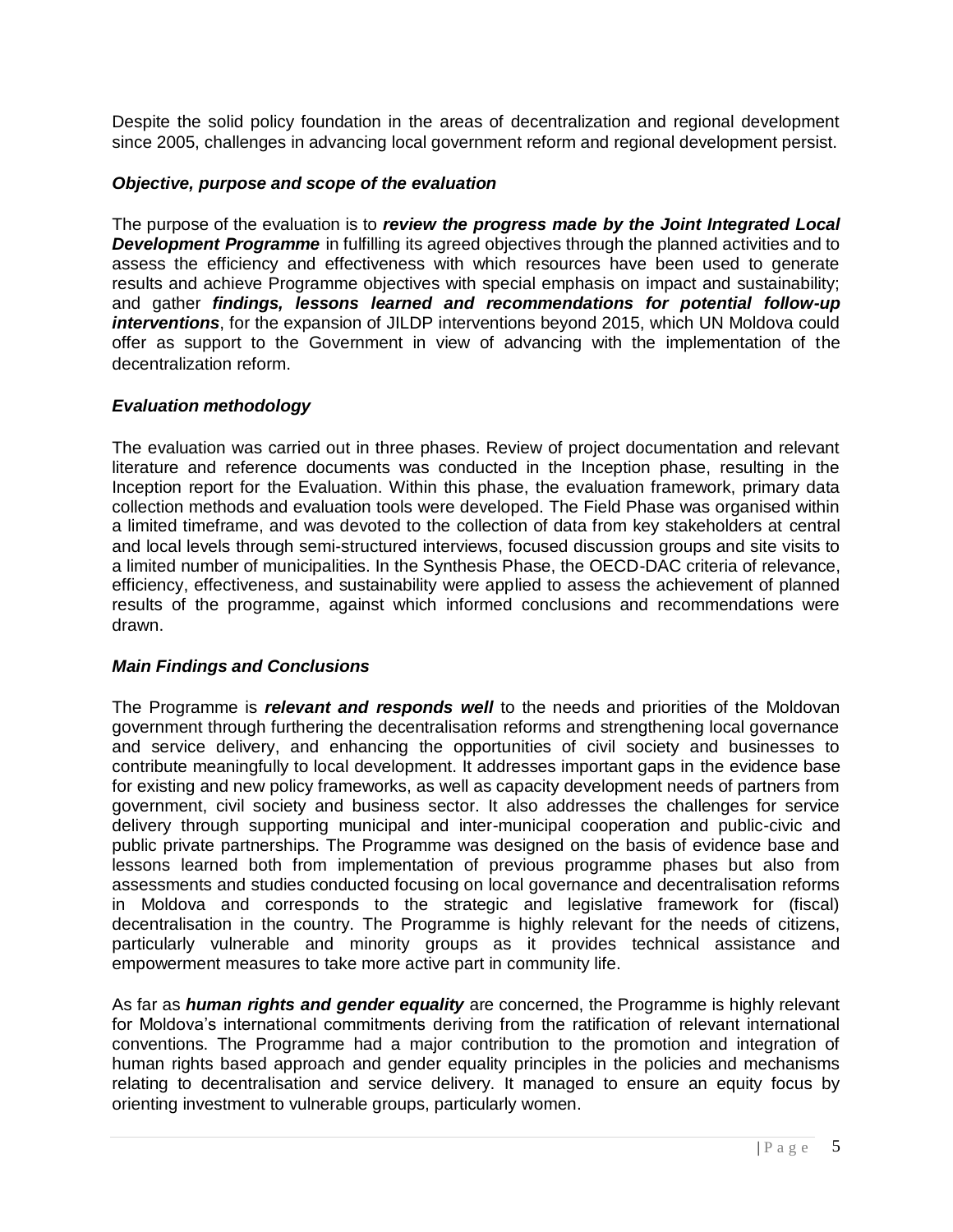Despite the solid policy foundation in the areas of decentralization and regional development since 2005, challenges in advancing local government reform and regional development persist.

### *Objective, purpose and scope of the evaluation*

The purpose of the evaluation is to ***review the progress made by the Joint Integrated Local Development Programme*** in fulfilling its agreed objectives through the planned activities and to assess the efficiency and effectiveness with which resources have been used to generate results and achieve Programme objectives with special emphasis on impact and sustainability; and gather ***findings, lessons learned and recommendations for potential follow-up interventions***, for the expansion of JILDP interventions beyond 2015, which UN Moldova could offer as support to the Government in view of advancing with the implementation of the decentralization reform.

### *Evaluation methodology*

The evaluation was carried out in three phases. Review of project documentation and relevant literature and reference documents was conducted in the Inception phase, resulting in the Inception report for the Evaluation. Within this phase, the evaluation framework, primary data collection methods and evaluation tools were developed. The Field Phase was organised within a limited timeframe, and was devoted to the collection of data from key stakeholders at central and local levels through semi-structured interviews, focused discussion groups and site visits to a limited number of municipalities. In the Synthesis Phase, the OECD-DAC criteria of relevance, efficiency, effectiveness, and sustainability were applied to assess the achievement of planned results of the programme, against which informed conclusions and recommendations were drawn.

### *Main Findings and Conclusions*

The Programme is ***relevant and responds well*** to the needs and priorities of the Moldovan government through furthering the decentralisation reforms and strengthening local governance and service delivery, and enhancing the opportunities of civil society and businesses to contribute meaningfully to local development. It addresses important gaps in the evidence base for existing and new policy frameworks, as well as capacity development needs of partners from government, civil society and business sector. It also addresses the challenges for service delivery through supporting municipal and inter-municipal cooperation and public-civic and public private partnerships. The Programme was designed on the basis of evidence base and lessons learned both from implementation of previous programme phases but also from assessments and studies conducted focusing on local governance and decentralisation reforms in Moldova and corresponds to the strategic and legislative framework for (fiscal) decentralisation in the country. The Programme is highly relevant for the needs of citizens, particularly vulnerable and minority groups as it provides technical assistance and empowerment measures to take more active part in community life.

As far as ***human rights and gender equality*** are concerned, the Programme is highly relevant for Moldova's international commitments deriving from the ratification of relevant international conventions. The Programme had a major contribution to the promotion and integration of human rights based approach and gender equality principles in the policies and mechanisms relating to decentralisation and service delivery. It managed to ensure an equity focus by orienting investment to vulnerable groups, particularly women.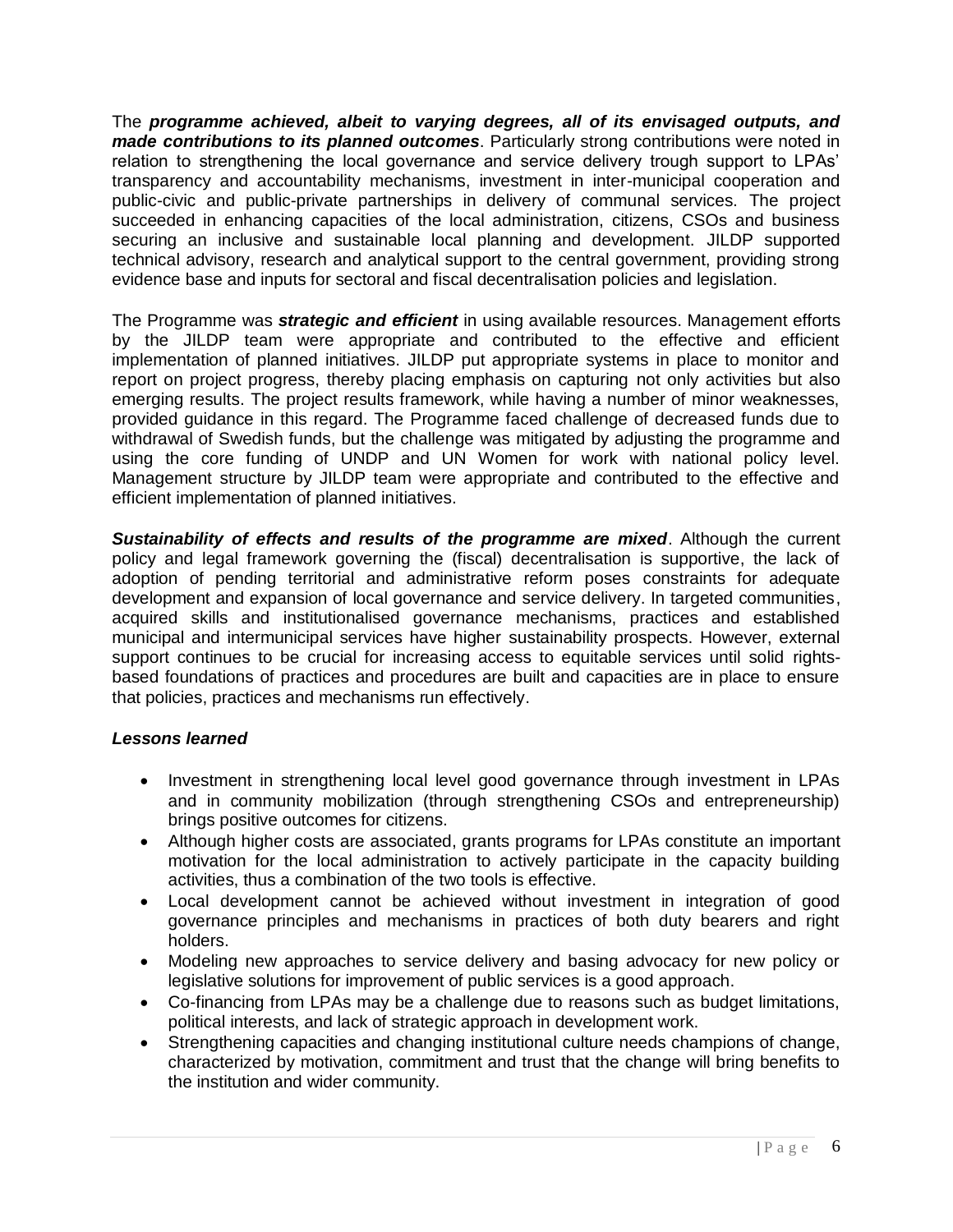The ***programme achieved, albeit to varying degrees, all of its envisaged outputs, and made contributions to its planned outcomes***. Particularly strong contributions were noted in relation to strengthening the local governance and service delivery trough support to LPAs' transparency and accountability mechanisms, investment in inter-municipal cooperation and public-civic and public-private partnerships in delivery of communal services. The project succeeded in enhancing capacities of the local administration, citizens, CSOs and business securing an inclusive and sustainable local planning and development. JILDP supported technical advisory, research and analytical support to the central government, providing strong evidence base and inputs for sectoral and fiscal decentralisation policies and legislation.

The Programme was ***strategic and efficient*** in using available resources. Management efforts by the JILDP team were appropriate and contributed to the effective and efficient implementation of planned initiatives. JILDP put appropriate systems in place to monitor and report on project progress, thereby placing emphasis on capturing not only activities but also emerging results. The project results framework, while having a number of minor weaknesses, provided guidance in this regard. The Programme faced challenge of decreased funds due to withdrawal of Swedish funds, but the challenge was mitigated by adjusting the programme and using the core funding of UNDP and UN Women for work with national policy level. Management structure by JILDP team were appropriate and contributed to the effective and efficient implementation of planned initiatives.

***Sustainability of effects and results of the programme are mixed***. Although the current policy and legal framework governing the (fiscal) decentralisation is supportive, the lack of adoption of pending territorial and administrative reform poses constraints for adequate development and expansion of local governance and service delivery. In targeted communities, acquired skills and institutionalised governance mechanisms, practices and established municipal and intermunicipal services have higher sustainability prospects. However, external support continues to be crucial for increasing access to equitable services until solid rights-based foundations of practices and procedures are built and capacities are in place to ensure that policies, practices and mechanisms run effectively.

***Lessons learned***

- Investment in strengthening local level good governance through investment in LPAs and in community mobilization (through strengthening CSOs and entrepreneurship) brings positive outcomes for citizens.
- Although higher costs are associated, grants programs for LPAs constitute an important motivation for the local administration to actively participate in the capacity building activities, thus a combination of the two tools is effective.
- Local development cannot be achieved without investment in integration of good governance principles and mechanisms in practices of both duty bearers and right holders.
- Modeling new approaches to service delivery and basing advocacy for new policy or legislative solutions for improvement of public services is a good approach.
- Co-financing from LPAs may be a challenge due to reasons such as budget limitations, political interests, and lack of strategic approach in development work.
- Strengthening capacities and changing institutional culture needs champions of change, characterized by motivation, commitment and trust that the change will bring benefits to the institution and wider community.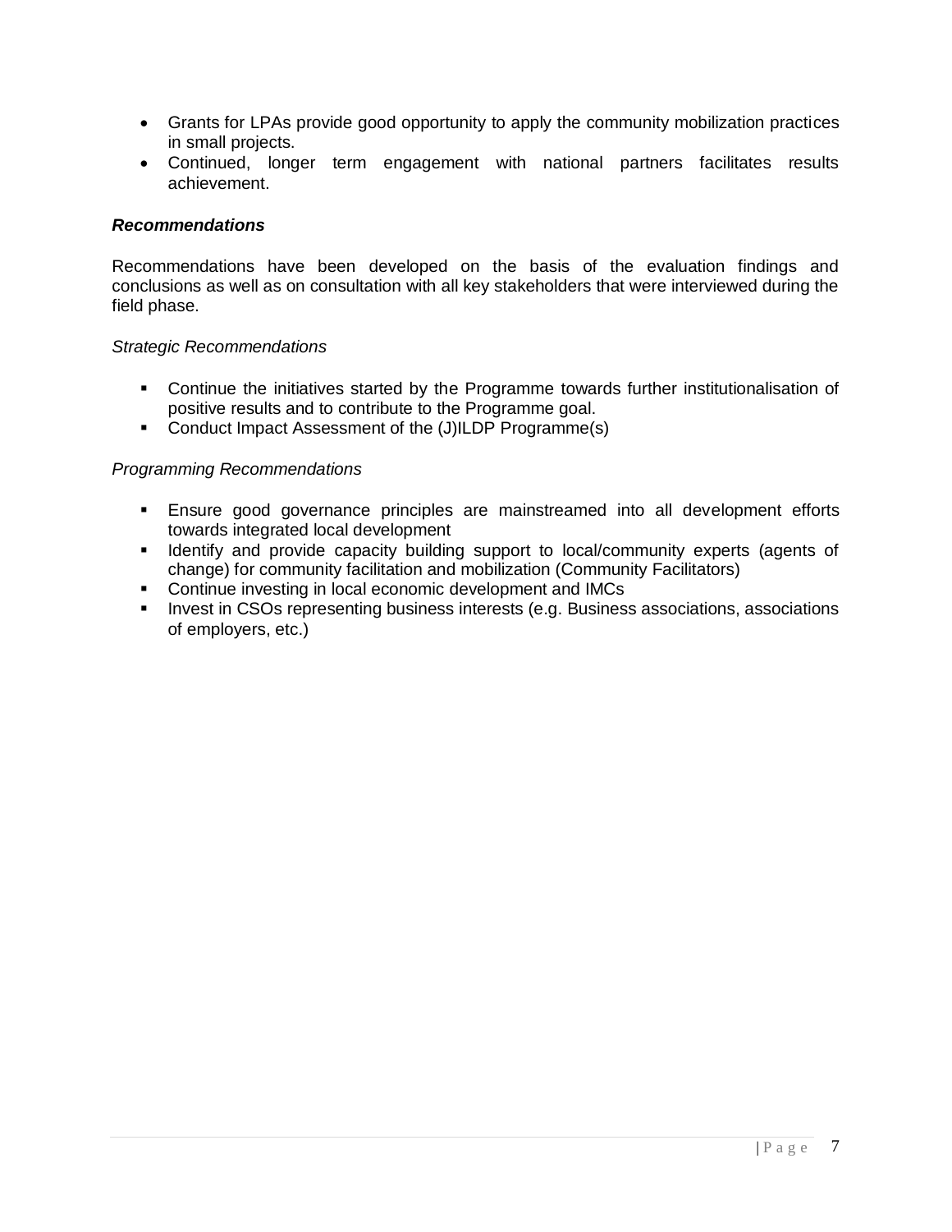- Grants for LPAs provide good opportunity to apply the community mobilization practices in small projects.
- Continued, longer term engagement with national partners facilitates results achievement.

***Recommendations***

Recommendations have been developed on the basis of the evaluation findings and conclusions as well as on consultation with all key stakeholders that were interviewed during the field phase.

*Strategic Recommendations*

- Continue the initiatives started by the Programme towards further institutionalisation of positive results and to contribute to the Programme goal.
- Conduct Impact Assessment of the (J)ILDP Programme(s)

*Programming Recommendations*

- Ensure good governance principles are mainstreamed into all development efforts towards integrated local development
- Identify and provide capacity building support to local/community experts (agents of change) for community facilitation and mobilization (Community Facilitators)
- Continue investing in local economic development and IMCs
- Invest in CSOs representing business interests (e.g. Business associations, associations of employers, etc.)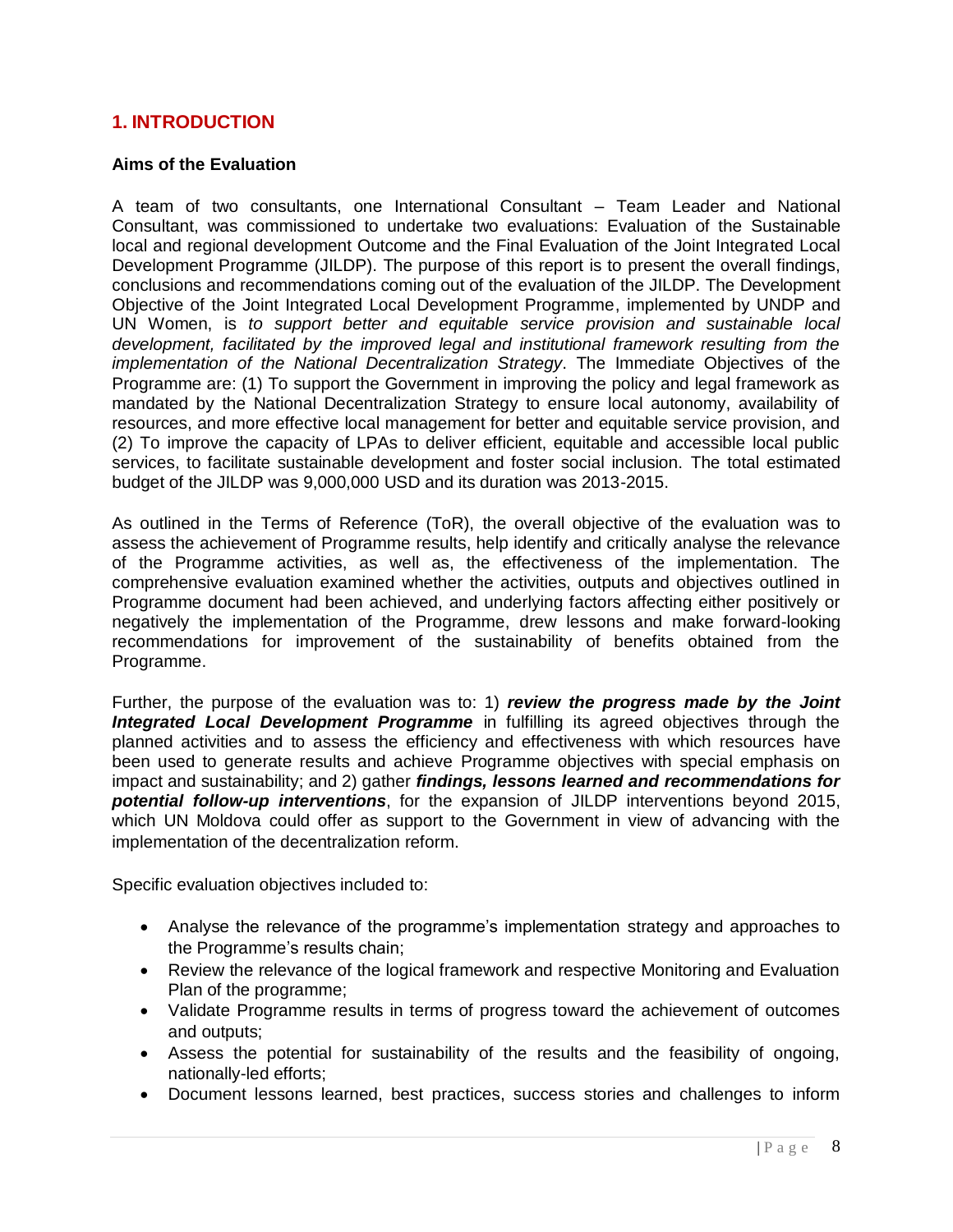## 1. INTRODUCTION

**Aims of the Evaluation**

A team of two consultants, one International Consultant – Team Leader and National Consultant, was commissioned to undertake two evaluations: Evaluation of the Sustainable local and regional development Outcome and the Final Evaluation of the Joint Integrated Local Development Programme (JILDP). The purpose of this report is to present the overall findings, conclusions and recommendations coming out of the evaluation of the JILDP. The Development Objective of the Joint Integrated Local Development Programme, implemented by UNDP and UN Women, is *to support better and equitable service provision and sustainable local development, facilitated by the improved legal and institutional framework resulting from the implementation of the National Decentralization Strategy*. The Immediate Objectives of the Programme are: (1) To support the Government in improving the policy and legal framework as mandated by the National Decentralization Strategy to ensure local autonomy, availability of resources, and more effective local management for better and equitable service provision, and (2) To improve the capacity of LPAs to deliver efficient, equitable and accessible local public services, to facilitate sustainable development and foster social inclusion. The total estimated budget of the JILDP was 9,000,000 USD and its duration was 2013-2015.

As outlined in the Terms of Reference (ToR), the overall objective of the evaluation was to assess the achievement of Programme results, help identify and critically analyse the relevance of the Programme activities, as well as, the effectiveness of the implementation. The comprehensive evaluation examined whether the activities, outputs and objectives outlined in Programme document had been achieved, and underlying factors affecting either positively or negatively the implementation of the Programme, drew lessons and make forward-looking recommendations for improvement of the sustainability of benefits obtained from the Programme.

Further, the purpose of the evaluation was to: 1) ***review the progress made by the Joint Integrated Local Development Programme*** in fulfilling its agreed objectives through the planned activities and to assess the efficiency and effectiveness with which resources have been used to generate results and achieve Programme objectives with special emphasis on impact and sustainability; and 2) gather ***findings, lessons learned and recommendations for potential follow-up interventions***, for the expansion of JILDP interventions beyond 2015, which UN Moldova could offer as support to the Government in view of advancing with the implementation of the decentralization reform.

Specific evaluation objectives included to:

- Analyse the relevance of the programme's implementation strategy and approaches to the Programme's results chain;
- Review the relevance of the logical framework and respective Monitoring and Evaluation Plan of the programme;
- Validate Programme results in terms of progress toward the achievement of outcomes and outputs;
- Assess the potential for sustainability of the results and the feasibility of ongoing, nationally-led efforts;
- Document lessons learned, best practices, success stories and challenges to inform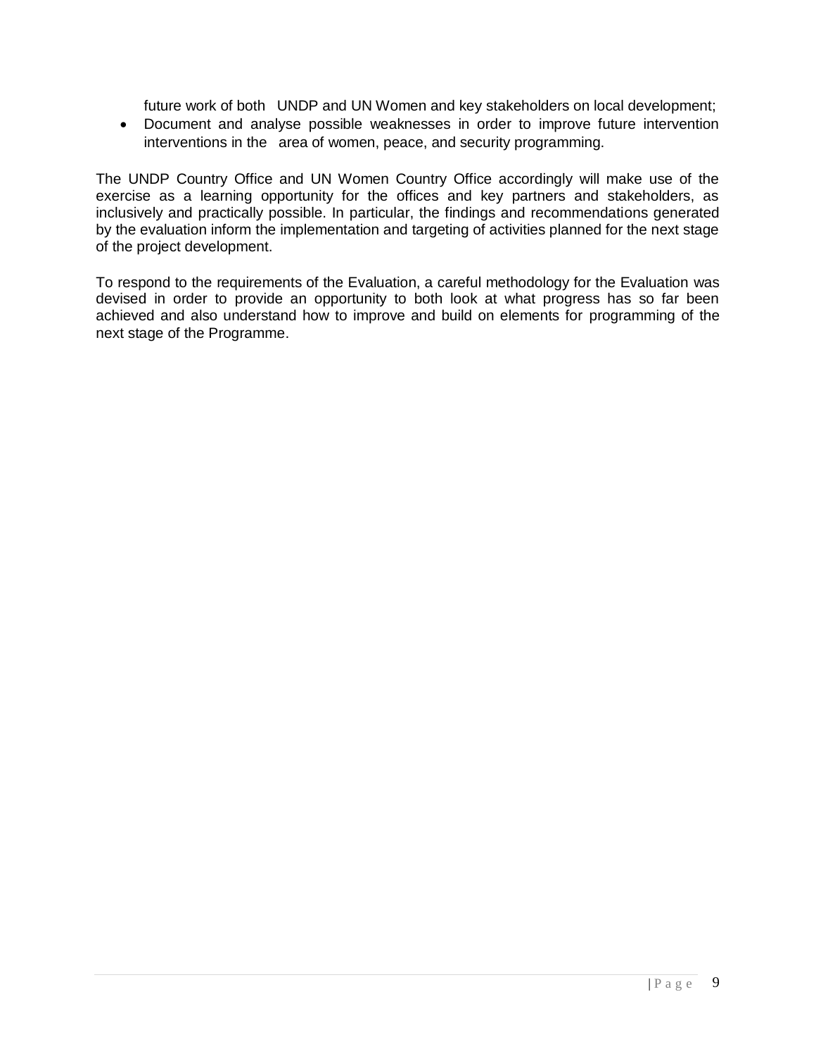future work of both UNDP and UN Women and key stakeholders on local development;

- Document and analyse possible weaknesses in order to improve future intervention interventions in the area of women, peace, and security programming.

The UNDP Country Office and UN Women Country Office accordingly will make use of the exercise as a learning opportunity for the offices and key partners and stakeholders, as inclusively and practically possible. In particular, the findings and recommendations generated by the evaluation inform the implementation and targeting of activities planned for the next stage of the project development.

To respond to the requirements of the Evaluation, a careful methodology for the Evaluation was devised in order to provide an opportunity to both look at what progress has so far been achieved and also understand how to improve and build on elements for programming of the next stage of the Programme.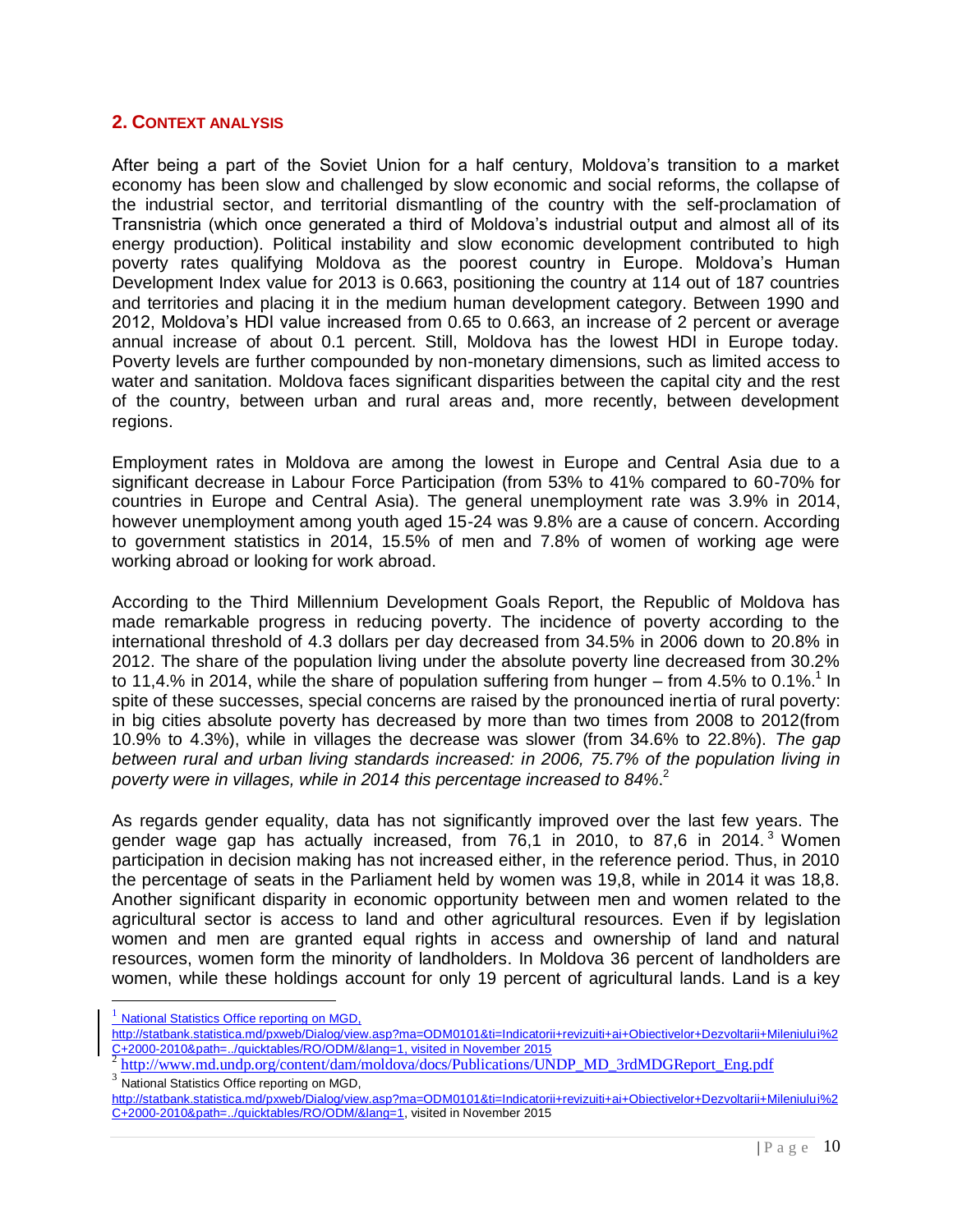## 2. CONTEXT ANALYSIS

After being a part of the Soviet Union for a half century, Moldova's transition to a market economy has been slow and challenged by slow economic and social reforms, the collapse of the industrial sector, and territorial dismantling of the country with the self-proclamation of Transnistria (which once generated a third of Moldova's industrial output and almost all of its energy production). Political instability and slow economic development contributed to high poverty rates qualifying Moldova as the poorest country in Europe. Moldova's Human Development Index value for 2013 is 0.663, positioning the country at 114 out of 187 countries and territories and placing it in the medium human development category. Between 1990 and 2012, Moldova's HDI value increased from 0.65 to 0.663, an increase of 2 percent or average annual increase of about 0.1 percent. Still, Moldova has the lowest HDI in Europe today. Poverty levels are further compounded by non-monetary dimensions, such as limited access to water and sanitation. Moldova faces significant disparities between the capital city and the rest of the country, between urban and rural areas and, more recently, between development regions.

Employment rates in Moldova are among the lowest in Europe and Central Asia due to a significant decrease in Labour Force Participation (from 53% to 41% compared to 60-70% for countries in Europe and Central Asia). The general unemployment rate was 3.9% in 2014, however unemployment among youth aged 15-24 was 9.8% are a cause of concern. According to government statistics in 2014, 15.5% of men and 7.8% of women of working age were working abroad or looking for work abroad.

According to the Third Millennium Development Goals Report, the Republic of Moldova has made remarkable progress in reducing poverty. The incidence of poverty according to the international threshold of 4.3 dollars per day decreased from 34.5% in 2006 down to 20.8% in 2012. The share of the population living under the absolute poverty line decreased from 30.2% to 11,4.% in 2014, while the share of population suffering from hunger – from 4.5% to 0.1%.[1] In spite of these successes, special concerns are raised by the pronounced inertia of rural poverty: in big cities absolute poverty has decreased by more than two times from 2008 to 2012(from 10.9% to 4.3%), while in villages the decrease was slower (from 34.6% to 22.8%). *The gap between rural and urban living standards increased: in 2006, 75.7% of the population living in poverty were in villages, while in 2014 this percentage increased to 84%.*[2]

As regards gender equality, data has not significantly improved over the last few years. The gender wage gap has actually increased, from 76,1 in 2010, to 87,6 in 2014.[3] Women participation in decision making has not increased either, in the reference period. Thus, in 2010 the percentage of seats in the Parliament held by women was 19,8, while in 2014 it was 18,8. Another significant disparity in economic opportunity between men and women related to the agricultural sector is access to land and other agricultural resources. Even if by legislation women and men are granted equal rights in access and ownership of land and natural resources, women form the minority of landholders. In Moldova 36 percent of landholders are women, while these holdings account for only 19 percent of agricultural lands. Land is a key

---

[1] National Statistics Office reporting on MGD, http://statbank.statistica.md/pxweb/Dialog/view.asp?ma=ODM0101&ti=Indicatorii+revizuiti+ai+Obiectivelor+Dezvoltarii+Mileniului%2C+2000-2010&path=../quicktables/RO/ODM/&lang=1, visited in November 2015

[2] http://www.md.undp.org/content/dam/moldova/docs/Publications/UNDP_MD_3rdMDGReport_Eng.pdf

[3] National Statistics Office reporting on MGD, http://statbank.statistica.md/pxweb/Dialog/view.asp?ma=ODM0101&ti=Indicatorii+revizuiti+ai+Obiectivelor+Dezvoltarii+Mileniului%2C+2000-2010&path=../quicktables/RO/ODM/&lang=1, visited in November 2015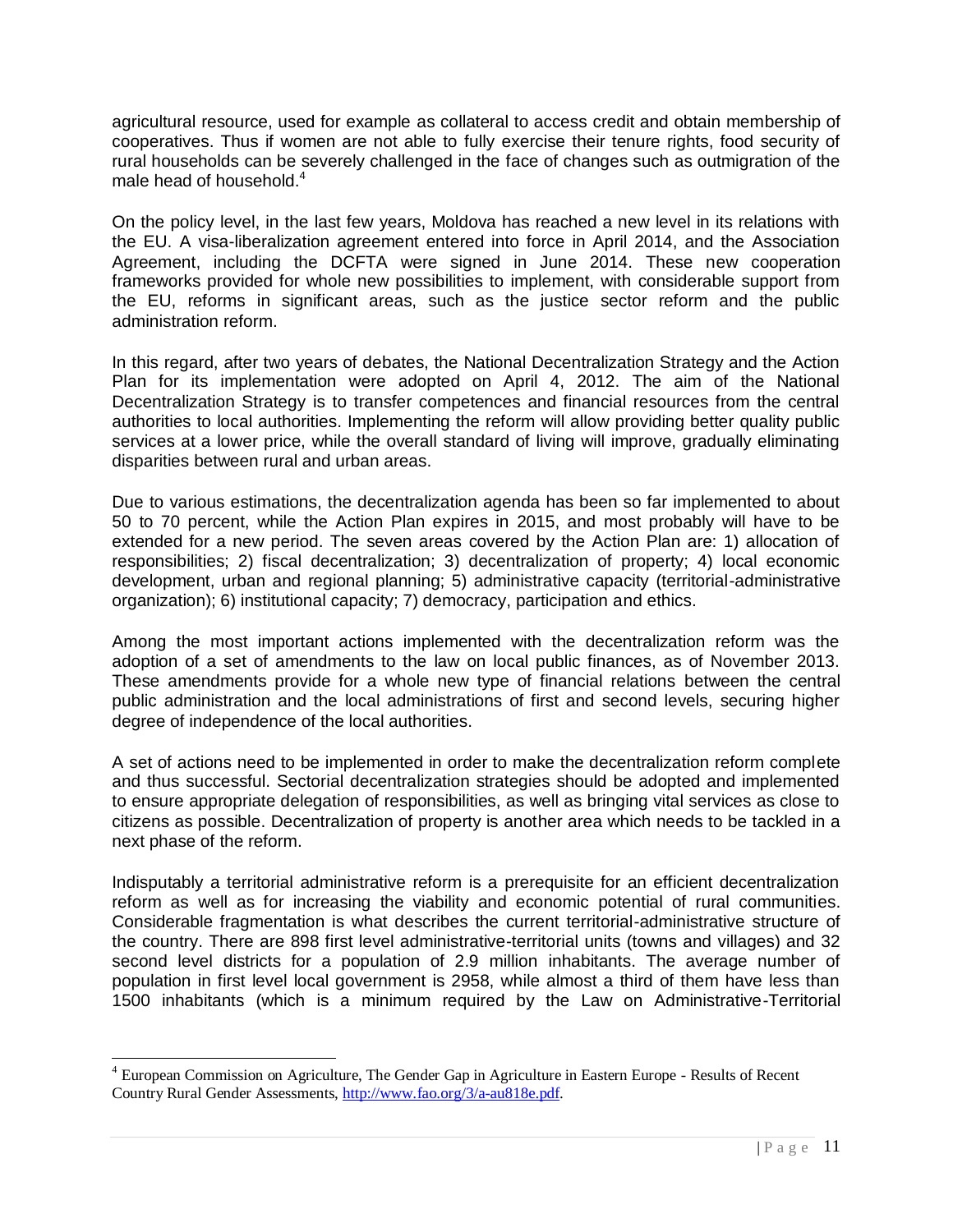agricultural resource, used for example as collateral to access credit and obtain membership of cooperatives. Thus if women are not able to fully exercise their tenure rights, food security of rural households can be severely challenged in the face of changes such as outmigration of the male head of household.[4]

On the policy level, in the last few years, Moldova has reached a new level in its relations with the EU. A visa-liberalization agreement entered into force in April 2014, and the Association Agreement, including the DCFTA were signed in June 2014. These new cooperation frameworks provided for whole new possibilities to implement, with considerable support from the EU, reforms in significant areas, such as the justice sector reform and the public administration reform.

In this regard, after two years of debates, the National Decentralization Strategy and the Action Plan for its implementation were adopted on April 4, 2012. The aim of the National Decentralization Strategy is to transfer competences and financial resources from the central authorities to local authorities. Implementing the reform will allow providing better quality public services at a lower price, while the overall standard of living will improve, gradually eliminating disparities between rural and urban areas.

Due to various estimations, the decentralization agenda has been so far implemented to about 50 to 70 percent, while the Action Plan expires in 2015, and most probably will have to be extended for a new period. The seven areas covered by the Action Plan are: 1) allocation of responsibilities; 2) fiscal decentralization; 3) decentralization of property; 4) local economic development, urban and regional planning; 5) administrative capacity (territorial-administrative organization); 6) institutional capacity; 7) democracy, participation and ethics.

Among the most important actions implemented with the decentralization reform was the adoption of a set of amendments to the law on local public finances, as of November 2013. These amendments provide for a whole new type of financial relations between the central public administration and the local administrations of first and second levels, securing higher degree of independence of the local authorities.

A set of actions need to be implemented in order to make the decentralization reform complete and thus successful. Sectorial decentralization strategies should be adopted and implemented to ensure appropriate delegation of responsibilities, as well as bringing vital services as close to citizens as possible. Decentralization of property is another area which needs to be tackled in a next phase of the reform.

Indisputably a territorial administrative reform is a prerequisite for an efficient decentralization reform as well as for increasing the viability and economic potential of rural communities. Considerable fragmentation is what describes the current territorial-administrative structure of the country. There are 898 first level administrative-territorial units (towns and villages) and 32 second level districts for a population of 2.9 million inhabitants. The average number of population in first level local government is 2958, while almost a third of them have less than 1500 inhabitants (which is a minimum required by the Law on Administrative-Territorial

---

[4] European Commission on Agriculture, The Gender Gap in Agriculture in Eastern Europe - Results of Recent Country Rural Gender Assessments, http://www.fao.org/3/a-au818e.pdf.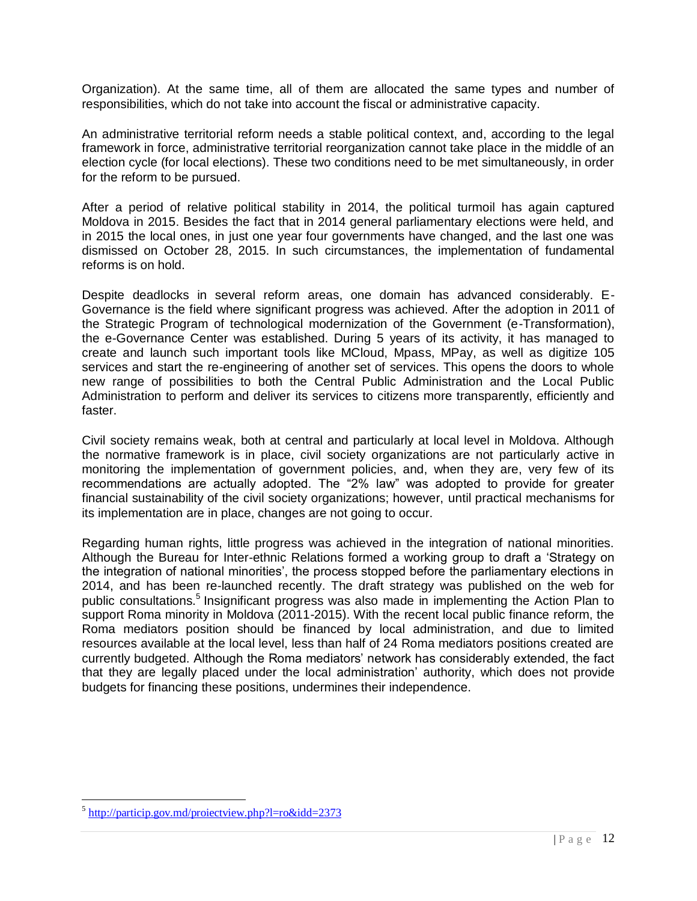Organization). At the same time, all of them are allocated the same types and number of responsibilities, which do not take into account the fiscal or administrative capacity.

An administrative territorial reform needs a stable political context, and, according to the legal framework in force, administrative territorial reorganization cannot take place in the middle of an election cycle (for local elections). These two conditions need to be met simultaneously, in order for the reform to be pursued.

After a period of relative political stability in 2014, the political turmoil has again captured Moldova in 2015. Besides the fact that in 2014 general parliamentary elections were held, and in 2015 the local ones, in just one year four governments have changed, and the last one was dismissed on October 28, 2015. In such circumstances, the implementation of fundamental reforms is on hold.

Despite deadlocks in several reform areas, one domain has advanced considerably. E-Governance is the field where significant progress was achieved. After the adoption in 2011 of the Strategic Program of technological modernization of the Government (e-Transformation), the e-Governance Center was established. During 5 years of its activity, it has managed to create and launch such important tools like MCloud, Mpass, MPay, as well as digitize 105 services and start the re-engineering of another set of services. This opens the doors to whole new range of possibilities to both the Central Public Administration and the Local Public Administration to perform and deliver its services to citizens more transparently, efficiently and faster.

Civil society remains weak, both at central and particularly at local level in Moldova. Although the normative framework is in place, civil society organizations are not particularly active in monitoring the implementation of government policies, and, when they are, very few of its recommendations are actually adopted. The "2% law" was adopted to provide for greater financial sustainability of the civil society organizations; however, until practical mechanisms for its implementation are in place, changes are not going to occur.

Regarding human rights, little progress was achieved in the integration of national minorities. Although the Bureau for Inter-ethnic Relations formed a working group to draft a 'Strategy on the integration of national minorities', the process stopped before the parliamentary elections in 2014, and has been re-launched recently. The draft strategy was published on the web for public consultations.[5] Insignificant progress was also made in implementing the Action Plan to support Roma minority in Moldova (2011-2015). With the recent local public finance reform, the Roma mediators position should be financed by local administration, and due to limited resources available at the local level, less than half of 24 Roma mediators positions created are currently budgeted. Although the Roma mediators' network has considerably extended, the fact that they are legally placed under the local administration' authority, which does not provide budgets for financing these positions, undermines their independence.

[5] http://particip.gov.md/proiectview.php?l=ro&idd=2373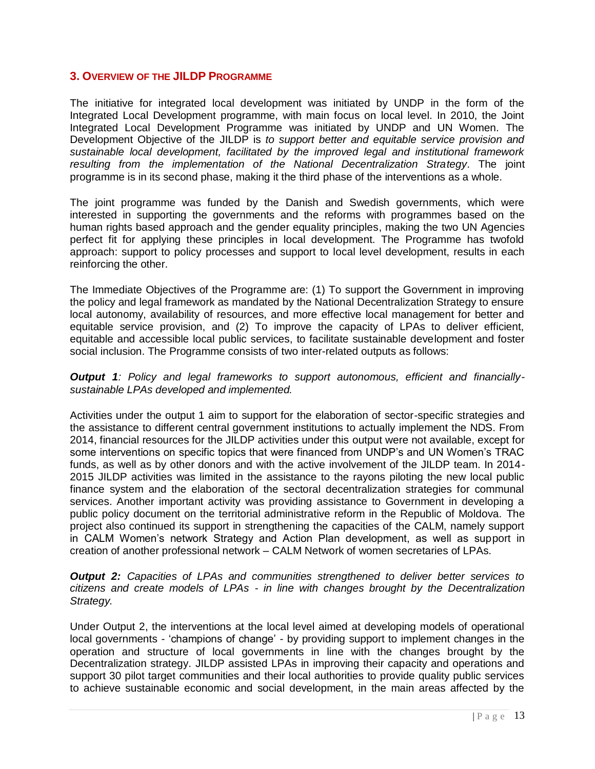## 3. Overview of the JILDP Programme

The initiative for integrated local development was initiated by UNDP in the form of the Integrated Local Development programme, with main focus on local level. In 2010, the Joint Integrated Local Development Programme was initiated by UNDP and UN Women. The Development Objective of the JILDP is *to support better and equitable service provision and sustainable local development, facilitated by the improved legal and institutional framework resulting from the implementation of the National Decentralization Strategy*. The joint programme is in its second phase, making it the third phase of the interventions as a whole.

The joint programme was funded by the Danish and Swedish governments, which were interested in supporting the governments and the reforms with programmes based on the human rights based approach and the gender equality principles, making the two UN Agencies perfect fit for applying these principles in local development. The Programme has twofold approach: support to policy processes and support to local level development, results in each reinforcing the other.

The Immediate Objectives of the Programme are: (1) To support the Government in improving the policy and legal framework as mandated by the National Decentralization Strategy to ensure local autonomy, availability of resources, and more effective local management for better and equitable service provision, and (2) To improve the capacity of LPAs to deliver efficient, equitable and accessible local public services, to facilitate sustainable development and foster social inclusion. The Programme consists of two inter-related outputs as follows:

***Output 1**: Policy and legal frameworks to support autonomous, efficient and financially-sustainable LPAs developed and implemented.*

Activities under the output 1 aim to support for the elaboration of sector-specific strategies and the assistance to different central government institutions to actually implement the NDS. From 2014, financial resources for the JILDP activities under this output were not available, except for some interventions on specific topics that were financed from UNDP's and UN Women's TRAC funds, as well as by other donors and with the active involvement of the JILDP team. In 2014-2015 JILDP activities was limited in the assistance to the rayons piloting the new local public finance system and the elaboration of the sectoral decentralization strategies for communal services. Another important activity was providing assistance to Government in developing a public policy document on the territorial administrative reform in the Republic of Moldova. The project also continued its support in strengthening the capacities of the CALM, namely support in CALM Women's network Strategy and Action Plan development, as well as support in creation of another professional network – CALM Network of women secretaries of LPAs.

***Output 2:** Capacities of LPAs and communities strengthened to deliver better services to citizens and create models of LPAs - in line with changes brought by the Decentralization Strategy.*

Under Output 2, the interventions at the local level aimed at developing models of operational local governments - 'champions of change' - by providing support to implement changes in the operation and structure of local governments in line with the changes brought by the Decentralization strategy. JILDP assisted LPAs in improving their capacity and operations and support 30 pilot target communities and their local authorities to provide quality public services to achieve sustainable economic and social development, in the main areas affected by the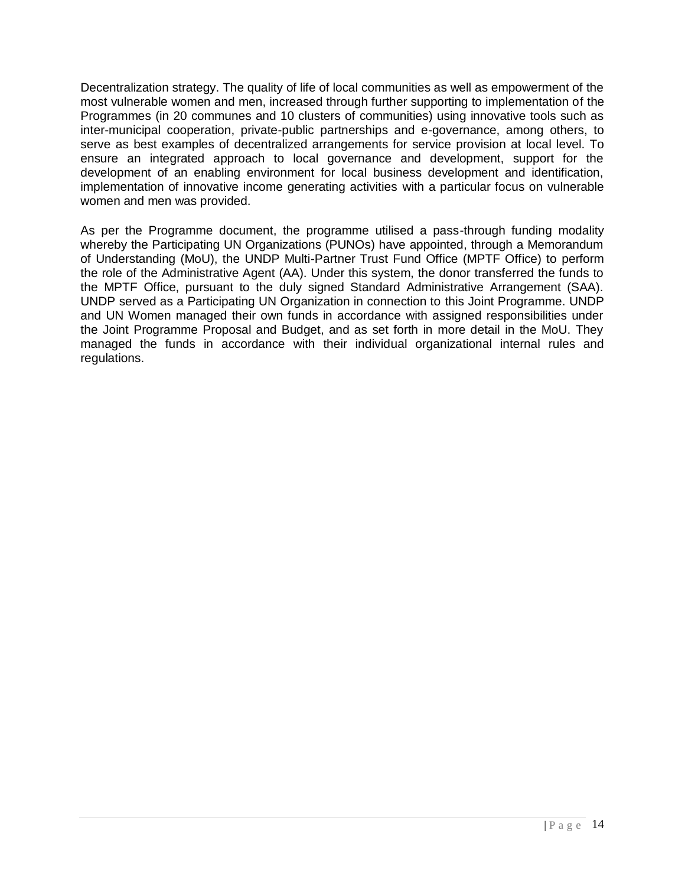Decentralization strategy. The quality of life of local communities as well as empowerment of the most vulnerable women and men, increased through further supporting to implementation of the Programmes (in 20 communes and 10 clusters of communities) using innovative tools such as inter-municipal cooperation, private-public partnerships and e-governance, among others, to serve as best examples of decentralized arrangements for service provision at local level. To ensure an integrated approach to local governance and development, support for the development of an enabling environment for local business development and identification, implementation of innovative income generating activities with a particular focus on vulnerable women and men was provided.

As per the Programme document, the programme utilised a pass-through funding modality whereby the Participating UN Organizations (PUNOs) have appointed, through a Memorandum of Understanding (MoU), the UNDP Multi-Partner Trust Fund Office (MPTF Office) to perform the role of the Administrative Agent (AA). Under this system, the donor transferred the funds to the MPTF Office, pursuant to the duly signed Standard Administrative Arrangement (SAA). UNDP served as a Participating UN Organization in connection to this Joint Programme. UNDP and UN Women managed their own funds in accordance with assigned responsibilities under the Joint Programme Proposal and Budget, and as set forth in more detail in the MoU. They managed the funds in accordance with their individual organizational internal rules and regulations.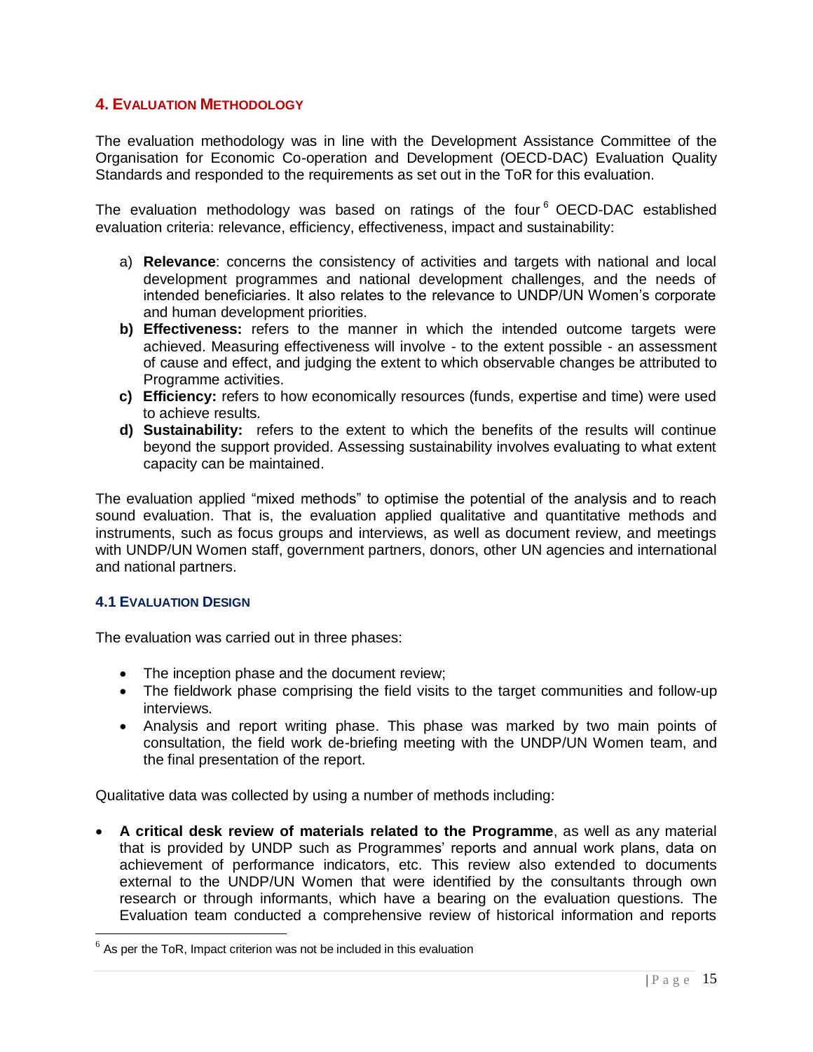## 4. Evaluation Methodology

The evaluation methodology was in line with the Development Assistance Committee of the Organisation for Economic Co-operation and Development (OECD-DAC) Evaluation Quality Standards and responded to the requirements as set out in the ToR for this evaluation.

The evaluation methodology was based on ratings of the four[6] OECD-DAC established evaluation criteria: relevance, efficiency, effectiveness, impact and sustainability:

a) **Relevance**: concerns the consistency of activities and targets with national and local development programmes and national development challenges, and the needs of intended beneficiaries. It also relates to the relevance to UNDP/UN Women's corporate and human development priorities.
**b) Effectiveness:** refers to the manner in which the intended outcome targets were achieved. Measuring effectiveness will involve - to the extent possible - an assessment of cause and effect, and judging the extent to which observable changes be attributed to Programme activities.
**c) Efficiency:** refers to how economically resources (funds, expertise and time) were used to achieve results.
**d) Sustainability:** refers to the extent to which the benefits of the results will continue beyond the support provided. Assessing sustainability involves evaluating to what extent capacity can be maintained.

The evaluation applied "mixed methods" to optimise the potential of the analysis and to reach sound evaluation. That is, the evaluation applied qualitative and quantitative methods and instruments, such as focus groups and interviews, as well as document review, and meetings with UNDP/UN Women staff, government partners, donors, other UN agencies and international and national partners.

### 4.1 Evaluation Design

The evaluation was carried out in three phases:

- The inception phase and the document review;
- The fieldwork phase comprising the field visits to the target communities and follow-up interviews.
- Analysis and report writing phase. This phase was marked by two main points of consultation, the field work de-briefing meeting with the UNDP/UN Women team, and the final presentation of the report.

Qualitative data was collected by using a number of methods including:

- **A critical desk review of materials related to the Programme**, as well as any material that is provided by UNDP such as Programmes' reports and annual work plans, data on achievement of performance indicators, etc. This review also extended to documents external to the UNDP/UN Women that were identified by the consultants through own research or through informants, which have a bearing on the evaluation questions. The Evaluation team conducted a comprehensive review of historical information and reports

[6] As per the ToR, Impact criterion was not be included in this evaluation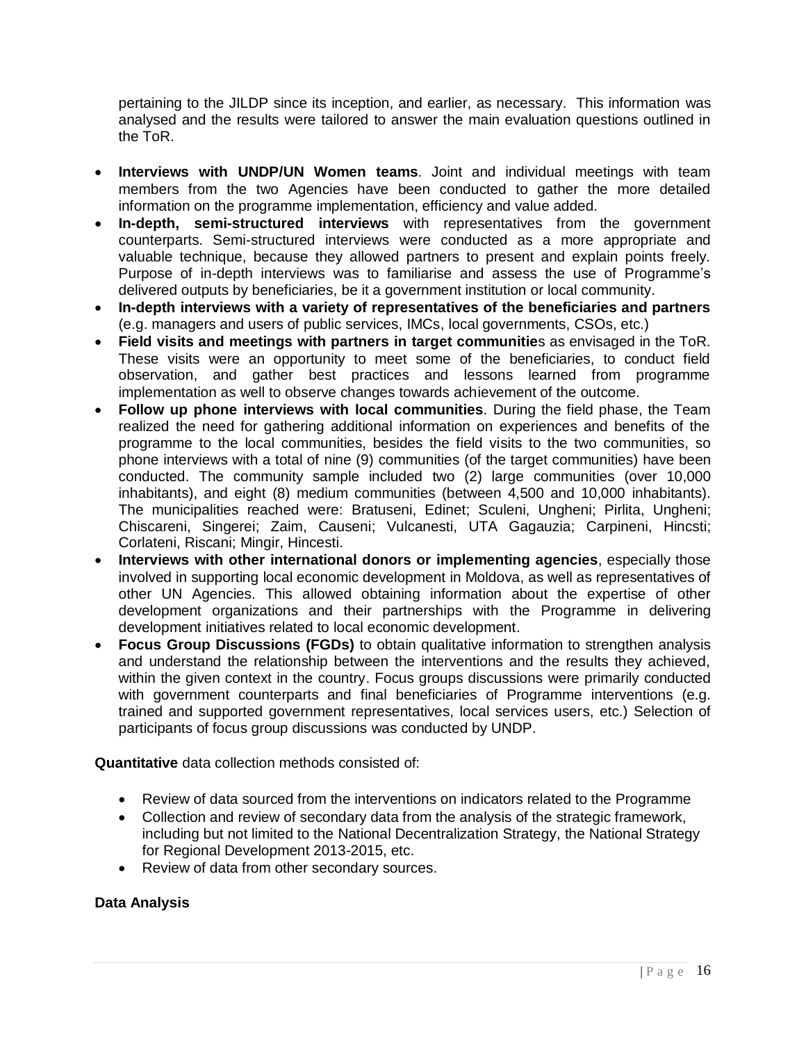pertaining to the JILDP since its inception, and earlier, as necessary. This information was analysed and the results were tailored to answer the main evaluation questions outlined in the ToR.

- **Interviews with UNDP/UN Women teams**. Joint and individual meetings with team members from the two Agencies have been conducted to gather the more detailed information on the programme implementation, efficiency and value added.
- **In-depth, semi-structured interviews** with representatives from the government counterparts. Semi-structured interviews were conducted as a more appropriate and valuable technique, because they allowed partners to present and explain points freely. Purpose of in-depth interviews was to familiarise and assess the use of Programme's delivered outputs by beneficiaries, be it a government institution or local community.
- **In-depth interviews with a variety of representatives of the beneficiaries and partners** (e.g. managers and users of public services, IMCs, local governments, CSOs, etc.)
- **Field visits and meetings with partners in target communitie**s as envisaged in the ToR. These visits were an opportunity to meet some of the beneficiaries, to conduct field observation, and gather best practices and lessons learned from programme implementation as well to observe changes towards achievement of the outcome.
- **Follow up phone interviews with local communities**. During the field phase, the Team realized the need for gathering additional information on experiences and benefits of the programme to the local communities, besides the field visits to the two communities, so phone interviews with a total of nine (9) communities (of the target communities) have been conducted. The community sample included two (2) large communities (over 10,000 inhabitants), and eight (8) medium communities (between 4,500 and 10,000 inhabitants). The municipalities reached were: Bratuseni, Edinet; Sculeni, Ungheni; Pirlita, Ungheni; Chiscareni, Singerei; Zaim, Causeni; Vulcanesti, UTA Gagauzia; Carpineni, Hincsti; Corlateni, Riscani; Mingir, Hincesti.
- **Interviews with other international donors or implementing agencies**, especially those involved in supporting local economic development in Moldova, as well as representatives of other UN Agencies. This allowed obtaining information about the expertise of other development organizations and their partnerships with the Programme in delivering development initiatives related to local economic development.
- **Focus Group Discussions (FGDs)** to obtain qualitative information to strengthen analysis and understand the relationship between the interventions and the results they achieved, within the given context in the country. Focus groups discussions were primarily conducted with government counterparts and final beneficiaries of Programme interventions (e.g. trained and supported government representatives, local services users, etc.) Selection of participants of focus group discussions was conducted by UNDP.

**Quantitative** data collection methods consisted of:

- Review of data sourced from the interventions on indicators related to the Programme
- Collection and review of secondary data from the analysis of the strategic framework, including but not limited to the National Decentralization Strategy, the National Strategy for Regional Development 2013-2015, etc.
- Review of data from other secondary sources.

**Data Analysis**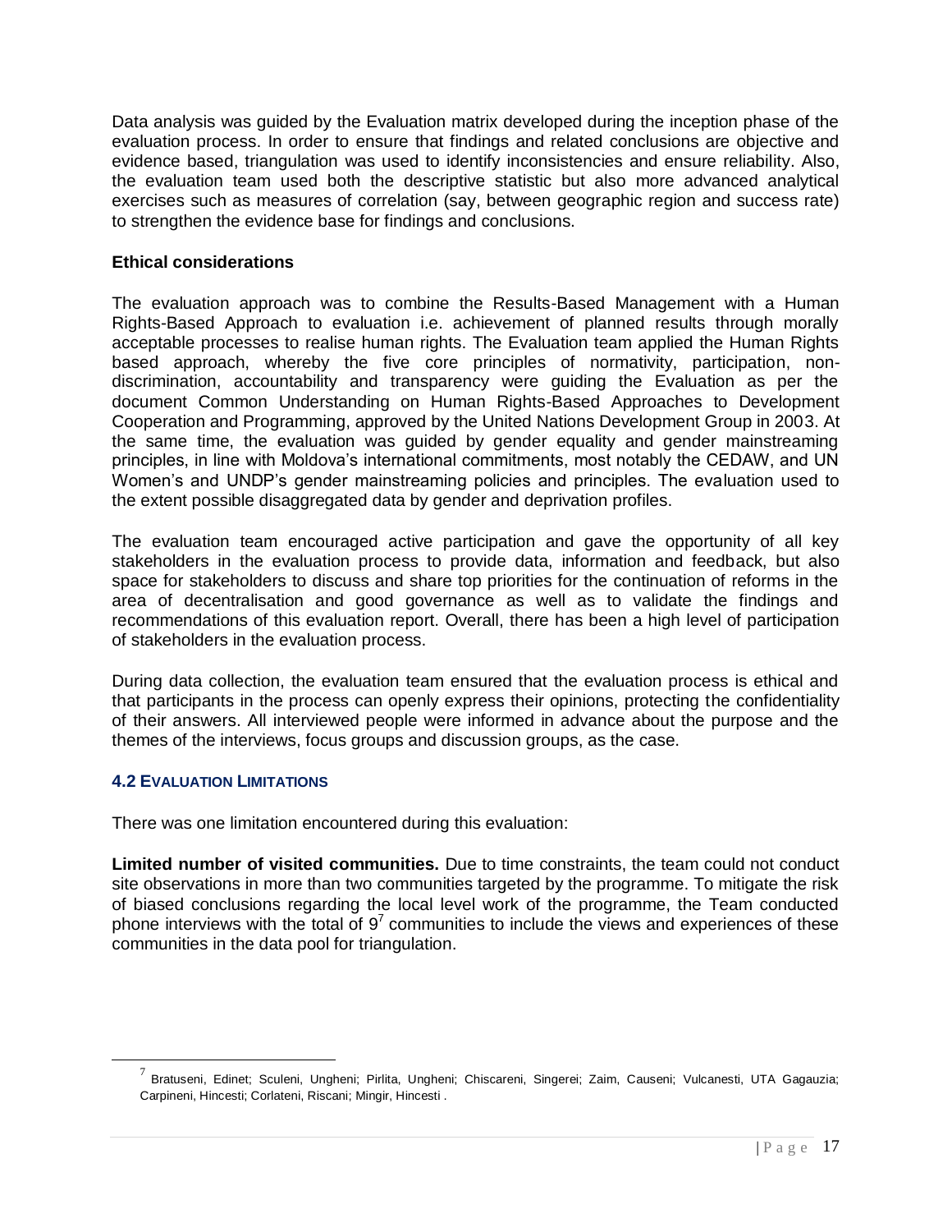Data analysis was guided by the Evaluation matrix developed during the inception phase of the evaluation process. In order to ensure that findings and related conclusions are objective and evidence based, triangulation was used to identify inconsistencies and ensure reliability. Also, the evaluation team used both the descriptive statistic but also more advanced analytical exercises such as measures of correlation (say, between geographic region and success rate) to strengthen the evidence base for findings and conclusions.

**Ethical considerations**

The evaluation approach was to combine the Results-Based Management with a Human Rights-Based Approach to evaluation i.e. achievement of planned results through morally acceptable processes to realise human rights. The Evaluation team applied the Human Rights based approach, whereby the five core principles of normativity, participation, non-discrimination, accountability and transparency were guiding the Evaluation as per the document Common Understanding on Human Rights-Based Approaches to Development Cooperation and Programming, approved by the United Nations Development Group in 2003. At the same time, the evaluation was guided by gender equality and gender mainstreaming principles, in line with Moldova's international commitments, most notably the CEDAW, and UN Women's and UNDP's gender mainstreaming policies and principles. The evaluation used to the extent possible disaggregated data by gender and deprivation profiles.

The evaluation team encouraged active participation and gave the opportunity of all key stakeholders in the evaluation process to provide data, information and feedback, but also space for stakeholders to discuss and share top priorities for the continuation of reforms in the area of decentralisation and good governance as well as to validate the findings and recommendations of this evaluation report. Overall, there has been a high level of participation of stakeholders in the evaluation process.

During data collection, the evaluation team ensured that the evaluation process is ethical and that participants in the process can openly express their opinions, protecting the confidentiality of their answers. All interviewed people were informed in advance about the purpose and the themes of the interviews, focus groups and discussion groups, as the case.

### 4.2 Evaluation Limitations

There was one limitation encountered during this evaluation:

**Limited number of visited communities.** Due to time constraints, the team could not conduct site observations in more than two communities targeted by the programme. To mitigate the risk of biased conclusions regarding the local level work of the programme, the Team conducted phone interviews with the total of 9[7] communities to include the views and experiences of these communities in the data pool for triangulation.

---

[7] Bratuseni, Edinet; Sculeni, Ungheni; Pirlita, Ungheni; Chiscareni, Singerei; Zaim, Causeni; Vulcanesti, UTA Gagauzia; Carpineni, Hincesti; Corlateni, Riscani; Mingir, Hincesti .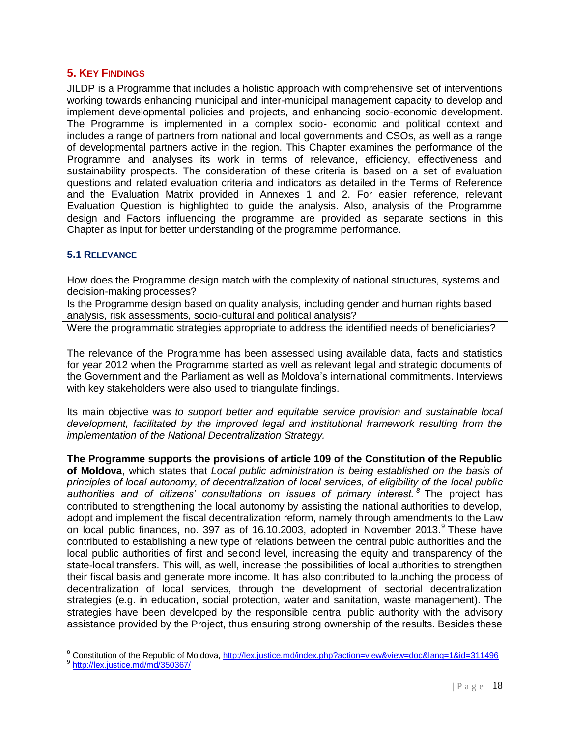## 5. KEY FINDINGS

JILDP is a Programme that includes a holistic approach with comprehensive set of interventions working towards enhancing municipal and inter-municipal management capacity to develop and implement developmental policies and projects, and enhancing socio-economic development. The Programme is implemented in a complex socio- economic and political context and includes a range of partners from national and local governments and CSOs, as well as a range of developmental partners active in the region. This Chapter examines the performance of the Programme and analyses its work in terms of relevance, efficiency, effectiveness and sustainability prospects. The consideration of these criteria is based on a set of evaluation questions and related evaluation criteria and indicators as detailed in the Terms of Reference and the Evaluation Matrix provided in Annexes 1 and 2. For easier reference, relevant Evaluation Question is highlighted to guide the analysis. Also, analysis of the Programme design and Factors influencing the programme are provided as separate sections in this Chapter as input for better understanding of the programme performance.

### 5.1 RELEVANCE

| How does the Programme design match with the complexity of national structures, systems and decision-making processes? |
|---|
| Is the Programme design based on quality analysis, including gender and human rights based analysis, risk assessments, socio-cultural and political analysis? |
| Were the programmatic strategies appropriate to address the identified needs of beneficiaries? |

The relevance of the Programme has been assessed using available data, facts and statistics for year 2012 when the Programme started as well as relevant legal and strategic documents of the Government and the Parliament as well as Moldova's international commitments. Interviews with key stakeholders were also used to triangulate findings.

Its main objective was *to support better and equitable service provision and sustainable local development, facilitated by the improved legal and institutional framework resulting from the implementation of the National Decentralization Strategy.*

**The Programme supports the provisions of article 109 of the Constitution of the Republic of Moldova**, which states that *Local public administration is being established on the basis of principles of local autonomy, of decentralization of local services, of eligibility of the local public authorities and of citizens' consultations on issues of primary interest.*[8] The project has contributed to strengthening the local autonomy by assisting the national authorities to develop, adopt and implement the fiscal decentralization reform, namely through amendments to the Law on local public finances, no. 397 as of 16.10.2003, adopted in November 2013.[9] These have contributed to establishing a new type of relations between the central pubic authorities and the local public authorities of first and second level, increasing the equity and transparency of the state-local transfers. This will, as well, increase the possibilities of local authorities to strengthen their fiscal basis and generate more income. It has also contributed to launching the process of decentralization of local services, through the development of sectorial decentralization strategies (e.g. in education, social protection, water and sanitation, waste management). The strategies have been developed by the responsible central public authority with the advisory assistance provided by the Project, thus ensuring strong ownership of the results. Besides these

---

[8] Constitution of the Republic of Moldova, http://lex.justice.md/index.php?action=view&view=doc&lang=1&id=311496

[9] http://lex.justice.md/md/350367/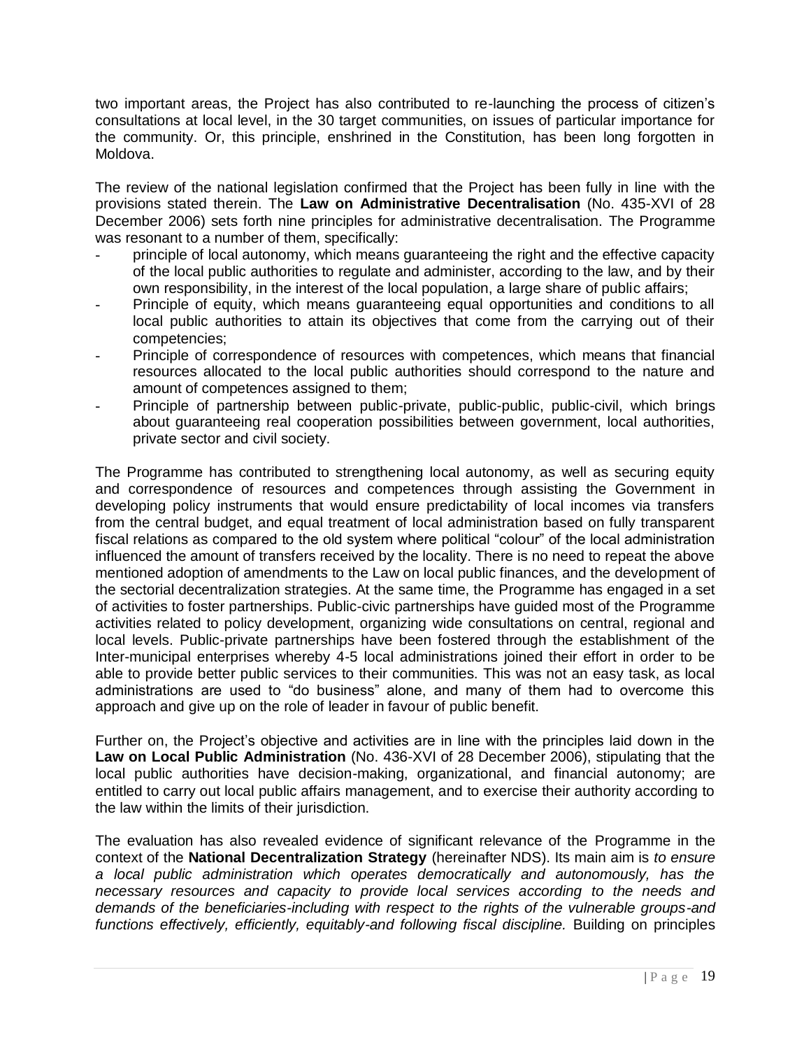two important areas, the Project has also contributed to re-launching the process of citizen's consultations at local level, in the 30 target communities, on issues of particular importance for the community. Or, this principle, enshrined in the Constitution, has been long forgotten in Moldova.

The review of the national legislation confirmed that the Project has been fully in line with the provisions stated therein. The **Law on Administrative Decentralisation** (No. 435-XVI of 28 December 2006) sets forth nine principles for administrative decentralisation. The Programme was resonant to a number of them, specifically:

- principle of local autonomy, which means guaranteeing the right and the effective capacity of the local public authorities to regulate and administer, according to the law, and by their own responsibility, in the interest of the local population, a large share of public affairs;
- Principle of equity, which means guaranteeing equal opportunities and conditions to all local public authorities to attain its objectives that come from the carrying out of their competencies;
- Principle of correspondence of resources with competences, which means that financial resources allocated to the local public authorities should correspond to the nature and amount of competences assigned to them;
- Principle of partnership between public-private, public-public, public-civil, which brings about guaranteeing real cooperation possibilities between government, local authorities, private sector and civil society.

The Programme has contributed to strengthening local autonomy, as well as securing equity and correspondence of resources and competences through assisting the Government in developing policy instruments that would ensure predictability of local incomes via transfers from the central budget, and equal treatment of local administration based on fully transparent fiscal relations as compared to the old system where political "colour" of the local administration influenced the amount of transfers received by the locality. There is no need to repeat the above mentioned adoption of amendments to the Law on local public finances, and the development of the sectorial decentralization strategies. At the same time, the Programme has engaged in a set of activities to foster partnerships. Public-civic partnerships have guided most of the Programme activities related to policy development, organizing wide consultations on central, regional and local levels. Public-private partnerships have been fostered through the establishment of the Inter-municipal enterprises whereby 4-5 local administrations joined their effort in order to be able to provide better public services to their communities. This was not an easy task, as local administrations are used to "do business" alone, and many of them had to overcome this approach and give up on the role of leader in favour of public benefit.

Further on, the Project's objective and activities are in line with the principles laid down in the **Law on Local Public Administration** (No. 436-XVI of 28 December 2006), stipulating that the local public authorities have decision-making, organizational, and financial autonomy; are entitled to carry out local public affairs management, and to exercise their authority according to the law within the limits of their jurisdiction.

The evaluation has also revealed evidence of significant relevance of the Programme in the context of the **National Decentralization Strategy** (hereinafter NDS). Its main aim is *to ensure a local public administration which operates democratically and autonomously, has the necessary resources and capacity to provide local services according to the needs and demands of the beneficiaries-including with respect to the rights of the vulnerable groups-and functions effectively, efficiently, equitably-and following fiscal discipline.* Building on principles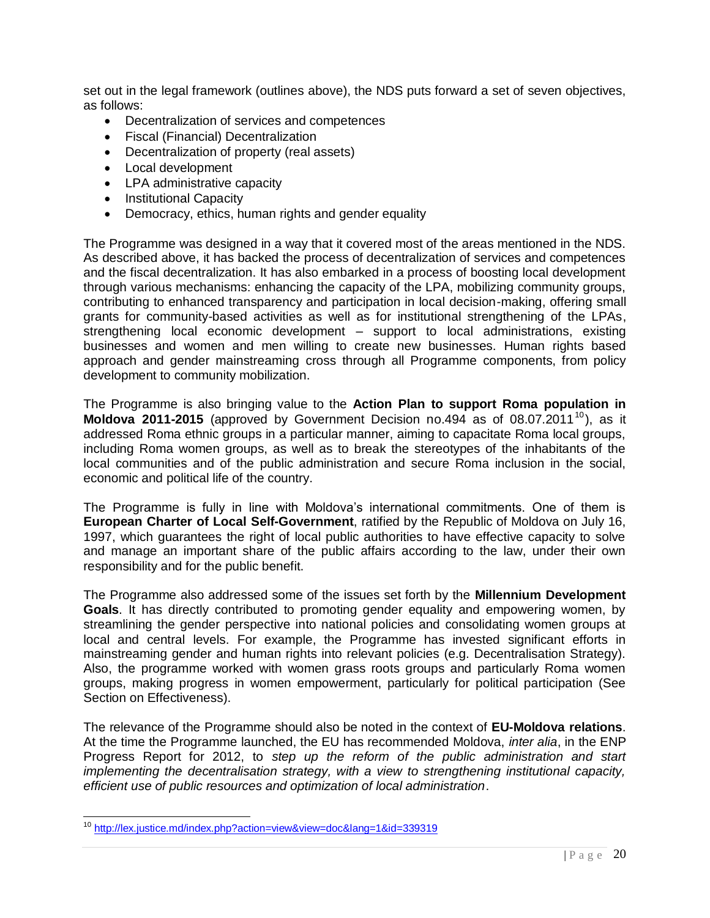set out in the legal framework (outlines above), the NDS puts forward a set of seven objectives, as follows:

- Decentralization of services and competences
- Fiscal (Financial) Decentralization
- Decentralization of property (real assets)
- Local development
- LPA administrative capacity
- Institutional Capacity
- Democracy, ethics, human rights and gender equality

The Programme was designed in a way that it covered most of the areas mentioned in the NDS. As described above, it has backed the process of decentralization of services and competences and the fiscal decentralization. It has also embarked in a process of boosting local development through various mechanisms: enhancing the capacity of the LPA, mobilizing community groups, contributing to enhanced transparency and participation in local decision-making, offering small grants for community-based activities as well as for institutional strengthening of the LPAs, strengthening local economic development – support to local administrations, existing businesses and women and men willing to create new businesses. Human rights based approach and gender mainstreaming cross through all Programme components, from policy development to community mobilization.

The Programme is also bringing value to the **Action Plan to support Roma population in Moldova 2011-2015** (approved by Government Decision no.494 as of 08.07.2011[10]), as it addressed Roma ethnic groups in a particular manner, aiming to capacitate Roma local groups, including Roma women groups, as well as to break the stereotypes of the inhabitants of the local communities and of the public administration and secure Roma inclusion in the social, economic and political life of the country.

The Programme is fully in line with Moldova's international commitments. One of them is **European Charter of Local Self-Government**, ratified by the Republic of Moldova on July 16, 1997, which guarantees the right of local public authorities to have effective capacity to solve and manage an important share of the public affairs according to the law, under their own responsibility and for the public benefit.

The Programme also addressed some of the issues set forth by the **Millennium Development Goals**. It has directly contributed to promoting gender equality and empowering women, by streamlining the gender perspective into national policies and consolidating women groups at local and central levels. For example, the Programme has invested significant efforts in mainstreaming gender and human rights into relevant policies (e.g. Decentralisation Strategy). Also, the programme worked with women grass roots groups and particularly Roma women groups, making progress in women empowerment, particularly for political participation (See Section on Effectiveness).

The relevance of the Programme should also be noted in the context of **EU-Moldova relations**. At the time the Programme launched, the EU has recommended Moldova, *inter alia*, in the ENP Progress Report for 2012, to *step up the reform of the public administration and start implementing the decentralisation strategy, with a view to strengthening institutional capacity, efficient use of public resources and optimization of local administration*.

---

[10] http://lex.justice.md/index.php?action=view&view=doc&lang=1&id=339319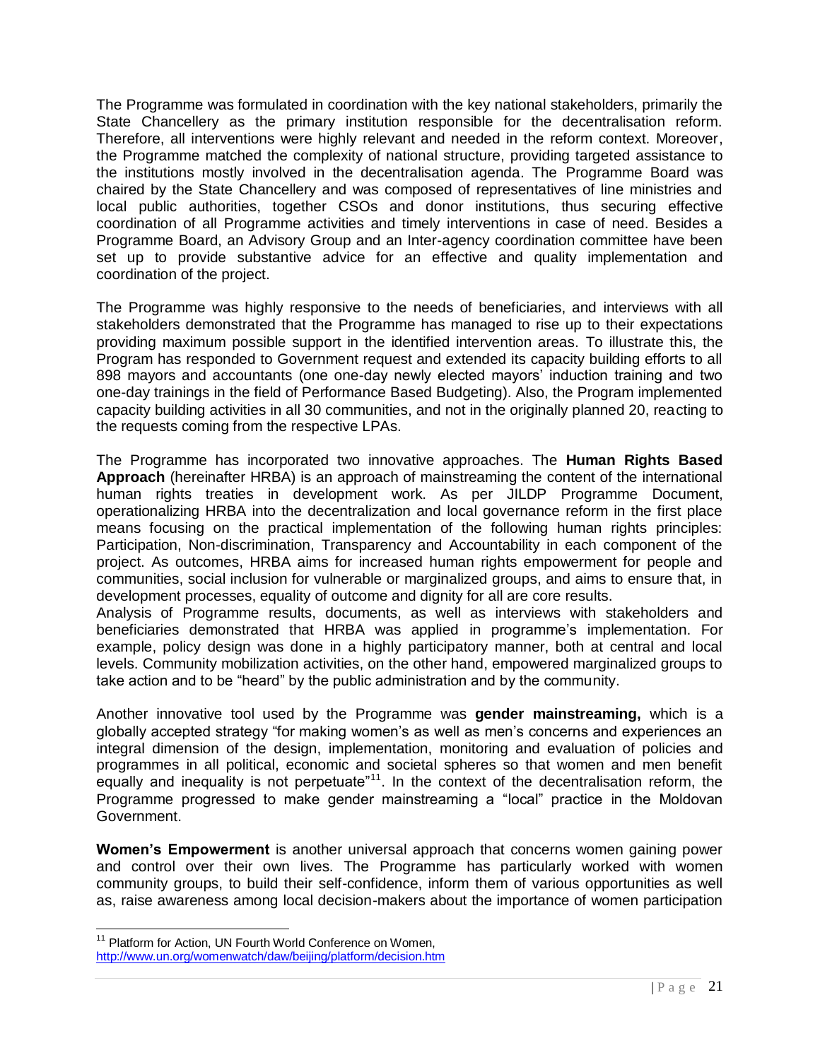The Programme was formulated in coordination with the key national stakeholders, primarily the State Chancellery as the primary institution responsible for the decentralisation reform. Therefore, all interventions were highly relevant and needed in the reform context. Moreover, the Programme matched the complexity of national structure, providing targeted assistance to the institutions mostly involved in the decentralisation agenda. The Programme Board was chaired by the State Chancellery and was composed of representatives of line ministries and local public authorities, together CSOs and donor institutions, thus securing effective coordination of all Programme activities and timely interventions in case of need. Besides a Programme Board, an Advisory Group and an Inter-agency coordination committee have been set up to provide substantive advice for an effective and quality implementation and coordination of the project.

The Programme was highly responsive to the needs of beneficiaries, and interviews with all stakeholders demonstrated that the Programme has managed to rise up to their expectations providing maximum possible support in the identified intervention areas. To illustrate this, the Program has responded to Government request and extended its capacity building efforts to all 898 mayors and accountants (one one-day newly elected mayors' induction training and two one-day trainings in the field of Performance Based Budgeting). Also, the Program implemented capacity building activities in all 30 communities, and not in the originally planned 20, reacting to the requests coming from the respective LPAs.

The Programme has incorporated two innovative approaches. The **Human Rights Based Approach** (hereinafter HRBA) is an approach of mainstreaming the content of the international human rights treaties in development work. As per JILDP Programme Document, operationalizing HRBA into the decentralization and local governance reform in the first place means focusing on the practical implementation of the following human rights principles: Participation, Non-discrimination, Transparency and Accountability in each component of the project. As outcomes, HRBA aims for increased human rights empowerment for people and communities, social inclusion for vulnerable or marginalized groups, and aims to ensure that, in development processes, equality of outcome and dignity for all are core results.
Analysis of Programme results, documents, as well as interviews with stakeholders and beneficiaries demonstrated that HRBA was applied in programme's implementation. For example, policy design was done in a highly participatory manner, both at central and local levels. Community mobilization activities, on the other hand, empowered marginalized groups to take action and to be "heard" by the public administration and by the community.

Another innovative tool used by the Programme was **gender mainstreaming,** which is a globally accepted strategy "for making women's as well as men's concerns and experiences an integral dimension of the design, implementation, monitoring and evaluation of policies and programmes in all political, economic and societal spheres so that women and men benefit equally and inequality is not perpetuate"[11]. In the context of the decentralisation reform, the Programme progressed to make gender mainstreaming a "local" practice in the Moldovan Government.

**Women's Empowerment** is another universal approach that concerns women gaining power and control over their own lives. The Programme has particularly worked with women community groups, to build their self-confidence, inform them of various opportunities as well as, raise awareness among local decision-makers about the importance of women participation

[11] Platform for Action, UN Fourth World Conference on Women, http://www.un.org/womenwatch/daw/beijing/platform/decision.htm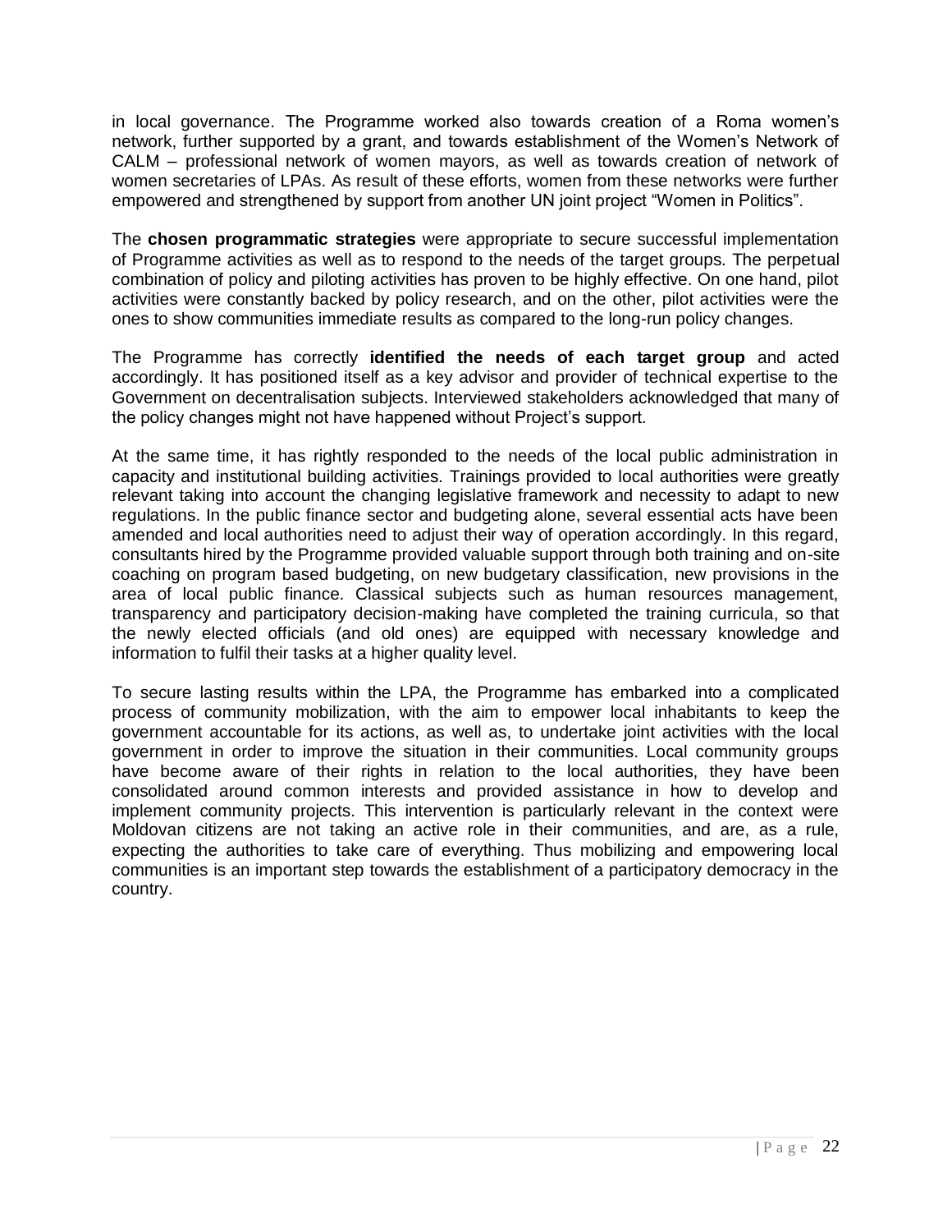in local governance. The Programme worked also towards creation of a Roma women's network, further supported by a grant, and towards establishment of the Women's Network of CALM – professional network of women mayors, as well as towards creation of network of women secretaries of LPAs. As result of these efforts, women from these networks were further empowered and strengthened by support from another UN joint project "Women in Politics".

The **chosen programmatic strategies** were appropriate to secure successful implementation of Programme activities as well as to respond to the needs of the target groups. The perpetual combination of policy and piloting activities has proven to be highly effective. On one hand, pilot activities were constantly backed by policy research, and on the other, pilot activities were the ones to show communities immediate results as compared to the long-run policy changes.

The Programme has correctly **identified the needs of each target group** and acted accordingly. It has positioned itself as a key advisor and provider of technical expertise to the Government on decentralisation subjects. Interviewed stakeholders acknowledged that many of the policy changes might not have happened without Project's support.

At the same time, it has rightly responded to the needs of the local public administration in capacity and institutional building activities. Trainings provided to local authorities were greatly relevant taking into account the changing legislative framework and necessity to adapt to new regulations. In the public finance sector and budgeting alone, several essential acts have been amended and local authorities need to adjust their way of operation accordingly. In this regard, consultants hired by the Programme provided valuable support through both training and on-site coaching on program based budgeting, on new budgetary classification, new provisions in the area of local public finance. Classical subjects such as human resources management, transparency and participatory decision-making have completed the training curricula, so that the newly elected officials (and old ones) are equipped with necessary knowledge and information to fulfil their tasks at a higher quality level.

To secure lasting results within the LPA, the Programme has embarked into a complicated process of community mobilization, with the aim to empower local inhabitants to keep the government accountable for its actions, as well as, to undertake joint activities with the local government in order to improve the situation in their communities. Local community groups have become aware of their rights in relation to the local authorities, they have been consolidated around common interests and provided assistance in how to develop and implement community projects. This intervention is particularly relevant in the context were Moldovan citizens are not taking an active role in their communities, and are, as a rule, expecting the authorities to take care of everything. Thus mobilizing and empowering local communities is an important step towards the establishment of a participatory democracy in the country.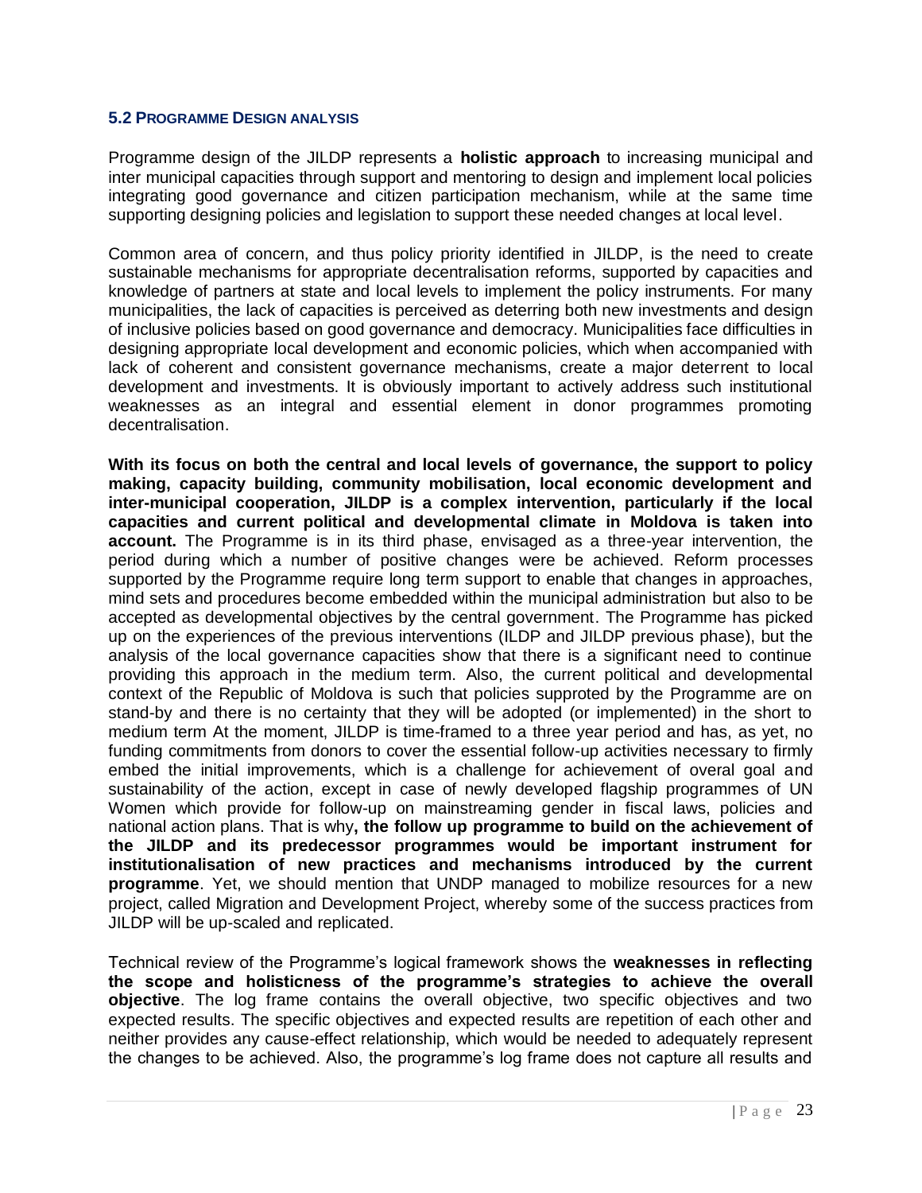### 5.2 Programme Design analysis

Programme design of the JILDP represents a **holistic approach** to increasing municipal and inter municipal capacities through support and mentoring to design and implement local policies integrating good governance and citizen participation mechanism, while at the same time supporting designing policies and legislation to support these needed changes at local level.

Common area of concern, and thus policy priority identified in JILDP, is the need to create sustainable mechanisms for appropriate decentralisation reforms, supported by capacities and knowledge of partners at state and local levels to implement the policy instruments. For many municipalities, the lack of capacities is perceived as deterring both new investments and design of inclusive policies based on good governance and democracy. Municipalities face difficulties in designing appropriate local development and economic policies, which when accompanied with lack of coherent and consistent governance mechanisms, create a major deterrent to local development and investments. It is obviously important to actively address such institutional weaknesses as an integral and essential element in donor programmes promoting decentralisation.

**With its focus on both the central and local levels of governance, the support to policy making, capacity building, community mobilisation, local economic development and inter-municipal cooperation, JILDP is a complex intervention, particularly if the local capacities and current political and developmental climate in Moldova is taken into account.** The Programme is in its third phase, envisaged as a three-year intervention, the period during which a number of positive changes were be achieved. Reform processes supported by the Programme require long term support to enable that changes in approaches, mind sets and procedures become embedded within the municipal administration but also to be accepted as developmental objectives by the central government. The Programme has picked up on the experiences of the previous interventions (ILDP and JILDP previous phase), but the analysis of the local governance capacities show that there is a significant need to continue providing this approach in the medium term. Also, the current political and developmental context of the Republic of Moldova is such that policies supproted by the Programme are on stand-by and there is no certainty that they will be adopted (or implemented) in the short to medium term At the moment, JILDP is time-framed to a three year period and has, as yet, no funding commitments from donors to cover the essential follow-up activities necessary to firmly embed the initial improvements, which is a challenge for achievement of overal goal and sustainability of the action, except in case of newly developed flagship programmes of UN Women which provide for follow-up on mainstreaming gender in fiscal laws, policies and national action plans. That is why**, the follow up programme to build on the achievement of the JILDP and its predecessor programmes would be important instrument for institutionalisation of new practices and mechanisms introduced by the current programme**. Yet, we should mention that UNDP managed to mobilize resources for a new project, called Migration and Development Project, whereby some of the success practices from JILDP will be up-scaled and replicated.

Technical review of the Programme's logical framework shows the **weaknesses in reflecting the scope and holisticness of the programme's strategies to achieve the overall objective**. The log frame contains the overall objective, two specific objectives and two expected results. The specific objectives and expected results are repetition of each other and neither provides any cause-effect relationship, which would be needed to adequately represent the changes to be achieved. Also, the programme's log frame does not capture all results and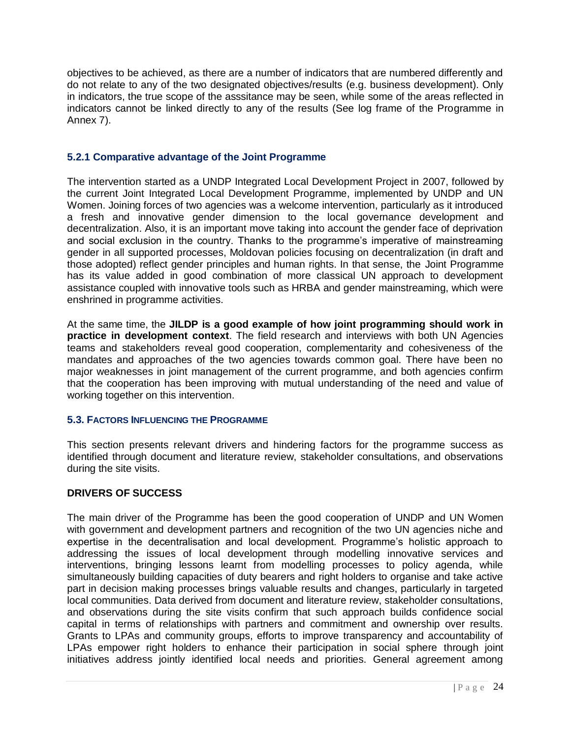objectives to be achieved, as there are a number of indicators that are numbered differently and do not relate to any of the two designated objectives/results (e.g. business development). Only in indicators, the true scope of the asssitance may be seen, while some of the areas reflected in indicators cannot be linked directly to any of the results (See log frame of the Programme in Annex 7).

### 5.2.1 Comparative advantage of the Joint Programme

The intervention started as a UNDP Integrated Local Development Project in 2007, followed by the current Joint Integrated Local Development Programme, implemented by UNDP and UN Women. Joining forces of two agencies was a welcome intervention, particularly as it introduced a fresh and innovative gender dimension to the local governance development and decentralization. Also, it is an important move taking into account the gender face of deprivation and social exclusion in the country. Thanks to the programme's imperative of mainstreaming gender in all supported processes, Moldovan policies focusing on decentralization (in draft and those adopted) reflect gender principles and human rights. In that sense, the Joint Programme has its value added in good combination of more classical UN approach to development assistance coupled with innovative tools such as HRBA and gender mainstreaming, which were enshrined in programme activities.

At the same time, the **JILDP is a good example of how joint programming should work in practice in development context**. The field research and interviews with both UN Agencies teams and stakeholders reveal good cooperation, complementarity and cohesiveness of the mandates and approaches of the two agencies towards common goal. There have been no major weaknesses in joint management of the current programme, and both agencies confirm that the cooperation has been improving with mutual understanding of the need and value of working together on this intervention.

## 5.3. Factors Influencing the Programme

This section presents relevant drivers and hindering factors for the programme success as identified through document and literature review, stakeholder consultations, and observations during the site visits.

### DRIVERS OF SUCCESS

The main driver of the Programme has been the good cooperation of UNDP and UN Women with government and development partners and recognition of the two UN agencies niche and expertise in the decentralisation and local development. Programme's holistic approach to addressing the issues of local development through modelling innovative services and interventions, bringing lessons learnt from modelling processes to policy agenda, while simultaneously building capacities of duty bearers and right holders to organise and take active part in decision making processes brings valuable results and changes, particularly in targeted local communities. Data derived from document and literature review, stakeholder consultations, and observations during the site visits confirm that such approach builds confidence social capital in terms of relationships with partners and commitment and ownership over results. Grants to LPAs and community groups, efforts to improve transparency and accountability of LPAs empower right holders to enhance their participation in social sphere through joint initiatives address jointly identified local needs and priorities. General agreement among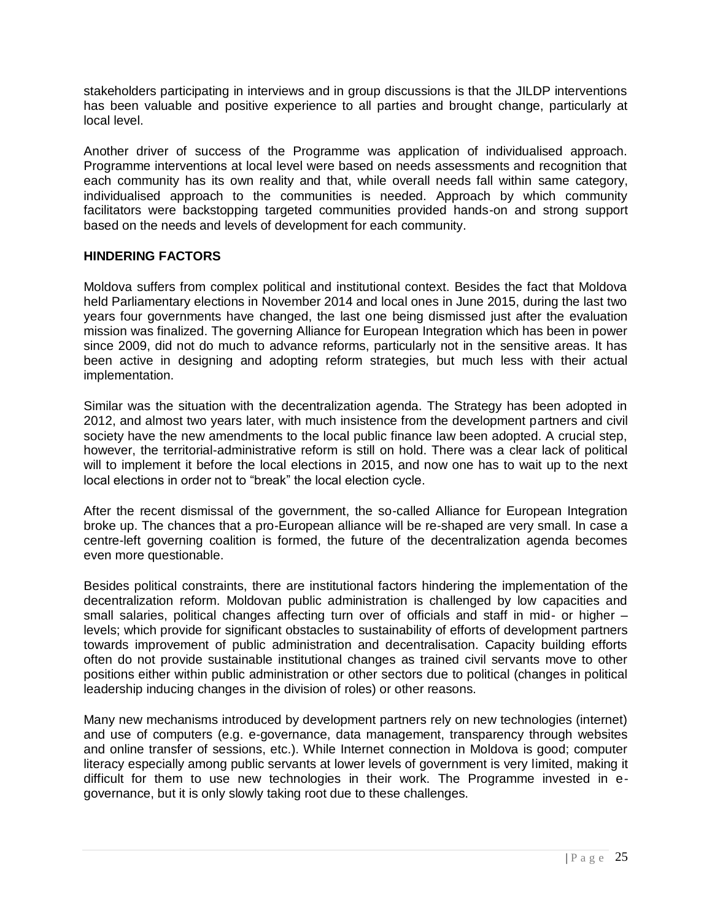stakeholders participating in interviews and in group discussions is that the JILDP interventions has been valuable and positive experience to all parties and brought change, particularly at local level.

Another driver of success of the Programme was application of individualised approach. Programme interventions at local level were based on needs assessments and recognition that each community has its own reality and that, while overall needs fall within same category, individualised approach to the communities is needed. Approach by which community facilitators were backstopping targeted communities provided hands-on and strong support based on the needs and levels of development for each community.

**HINDERING FACTORS**

Moldova suffers from complex political and institutional context. Besides the fact that Moldova held Parliamentary elections in November 2014 and local ones in June 2015, during the last two years four governments have changed, the last one being dismissed just after the evaluation mission was finalized. The governing Alliance for European Integration which has been in power since 2009, did not do much to advance reforms, particularly not in the sensitive areas. It has been active in designing and adopting reform strategies, but much less with their actual implementation.

Similar was the situation with the decentralization agenda. The Strategy has been adopted in 2012, and almost two years later, with much insistence from the development partners and civil society have the new amendments to the local public finance law been adopted. A crucial step, however, the territorial-administrative reform is still on hold. There was a clear lack of political will to implement it before the local elections in 2015, and now one has to wait up to the next local elections in order not to "break" the local election cycle.

After the recent dismissal of the government, the so-called Alliance for European Integration broke up. The chances that a pro-European alliance will be re-shaped are very small. In case a centre-left governing coalition is formed, the future of the decentralization agenda becomes even more questionable.

Besides political constraints, there are institutional factors hindering the implementation of the decentralization reform. Moldovan public administration is challenged by low capacities and small salaries, political changes affecting turn over of officials and staff in mid- or higher – levels; which provide for significant obstacles to sustainability of efforts of development partners towards improvement of public administration and decentralisation. Capacity building efforts often do not provide sustainable institutional changes as trained civil servants move to other positions either within public administration or other sectors due to political (changes in political leadership inducing changes in the division of roles) or other reasons.

Many new mechanisms introduced by development partners rely on new technologies (internet) and use of computers (e.g. e-governance, data management, transparency through websites and online transfer of sessions, etc.). While Internet connection in Moldova is good; computer literacy especially among public servants at lower levels of government is very limited, making it difficult for them to use new technologies in their work. The Programme invested in e-governance, but it is only slowly taking root due to these challenges.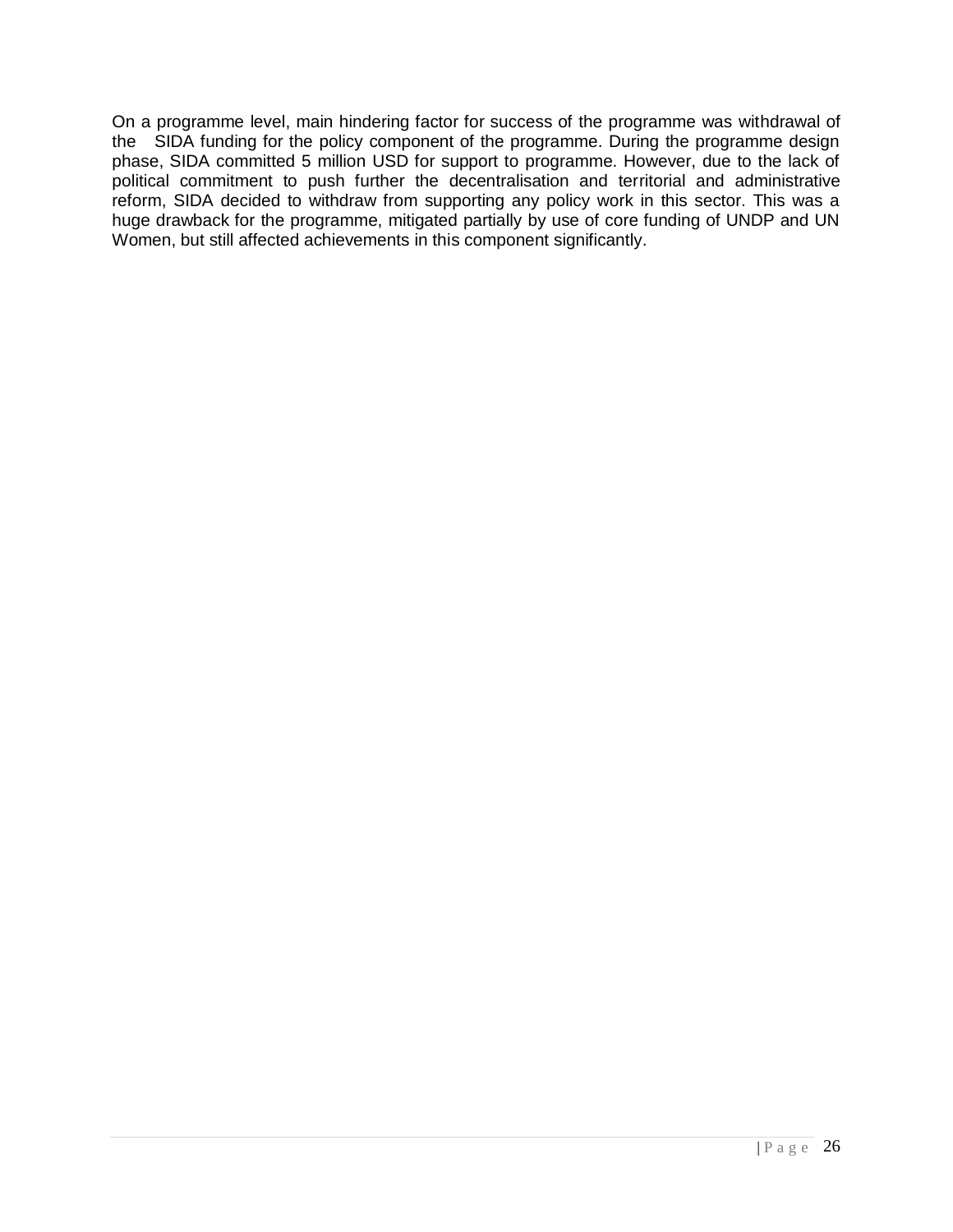On a programme level, main hindering factor for success of the programme was withdrawal of the SIDA funding for the policy component of the programme. During the programme design phase, SIDA committed 5 million USD for support to programme. However, due to the lack of political commitment to push further the decentralisation and territorial and administrative reform, SIDA decided to withdraw from supporting any policy work in this sector. This was a huge drawback for the programme, mitigated partially by use of core funding of UNDP and UN Women, but still affected achievements in this component significantly.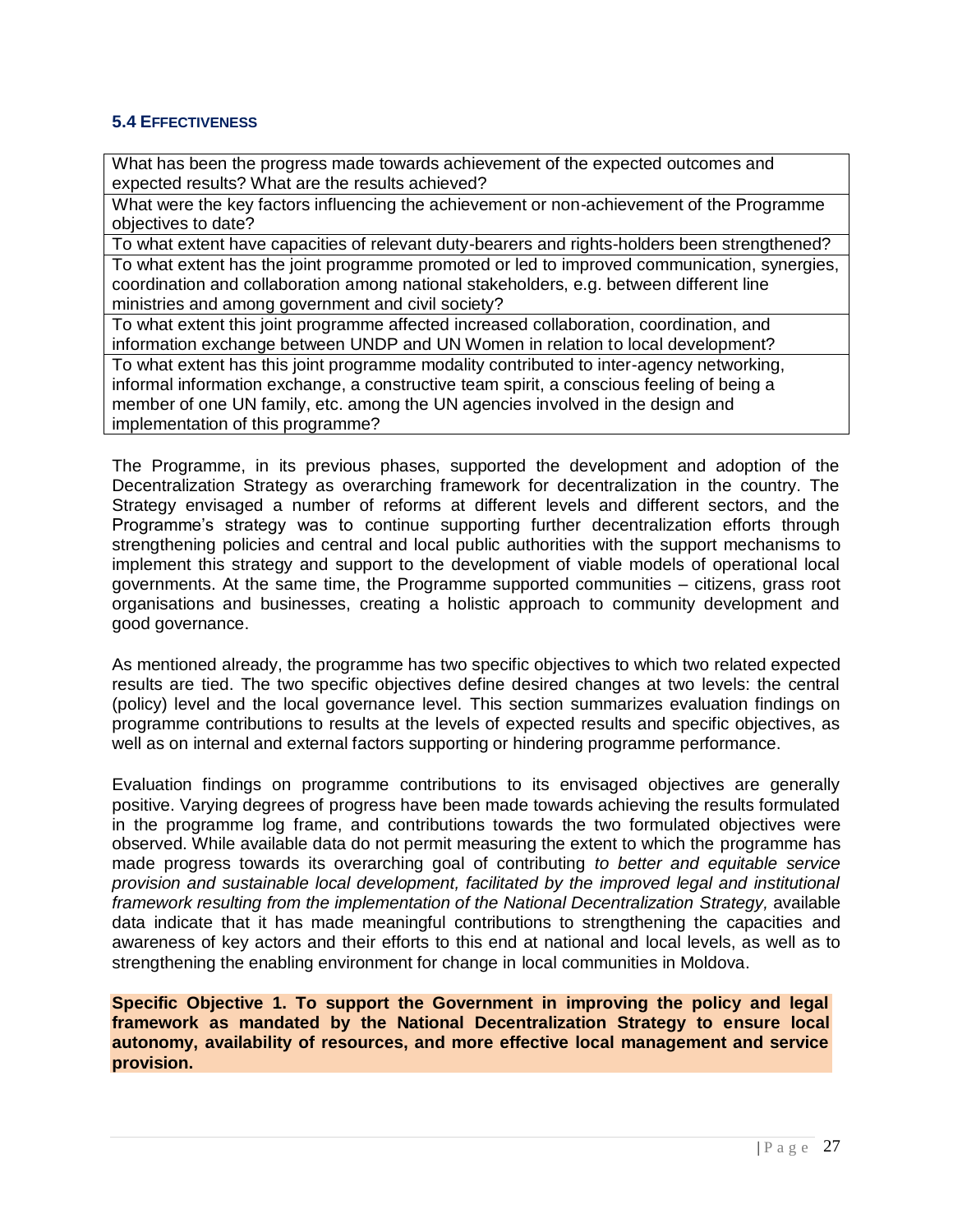### 5.4 Effectiveness

| What has been the progress made towards achievement of the expected outcomes and expected results? What are the results achieved? |
|---|
| What were the key factors influencing the achievement or non-achievement of the Programme objectives to date? |
| To what extent have capacities of relevant duty-bearers and rights-holders been strengthened? |
| To what extent has the joint programme promoted or led to improved communication, synergies, coordination and collaboration among national stakeholders, e.g. between different line ministries and among government and civil society? |
| To what extent this joint programme affected increased collaboration, coordination, and information exchange between UNDP and UN Women in relation to local development? |
| To what extent has this joint programme modality contributed to inter-agency networking, informal information exchange, a constructive team spirit, a conscious feeling of being a member of one UN family, etc. among the UN agencies involved in the design and implementation of this programme? |

The Programme, in its previous phases, supported the development and adoption of the Decentralization Strategy as overarching framework for decentralization in the country. The Strategy envisaged a number of reforms at different levels and different sectors, and the Programme's strategy was to continue supporting further decentralization efforts through strengthening policies and central and local public authorities with the support mechanisms to implement this strategy and support to the development of viable models of operational local governments. At the same time, the Programme supported communities – citizens, grass root organisations and businesses, creating a holistic approach to community development and good governance.

As mentioned already, the programme has two specific objectives to which two related expected results are tied. The two specific objectives define desired changes at two levels: the central (policy) level and the local governance level. This section summarizes evaluation findings on programme contributions to results at the levels of expected results and specific objectives, as well as on internal and external factors supporting or hindering programme performance.

Evaluation findings on programme contributions to its envisaged objectives are generally positive. Varying degrees of progress have been made towards achieving the results formulated in the programme log frame, and contributions towards the two formulated objectives were observed. While available data do not permit measuring the extent to which the programme has made progress towards its overarching goal of contributing *to better and equitable service provision and sustainable local development, facilitated by the improved legal and institutional framework resulting from the implementation of the National Decentralization Strategy,* available data indicate that it has made meaningful contributions to strengthening the capacities and awareness of key actors and their efforts to this end at national and local levels, as well as to strengthening the enabling environment for change in local communities in Moldova.

**Specific Objective 1. To support the Government in improving the policy and legal framework as mandated by the National Decentralization Strategy to ensure local autonomy, availability of resources, and more effective local management and service provision.**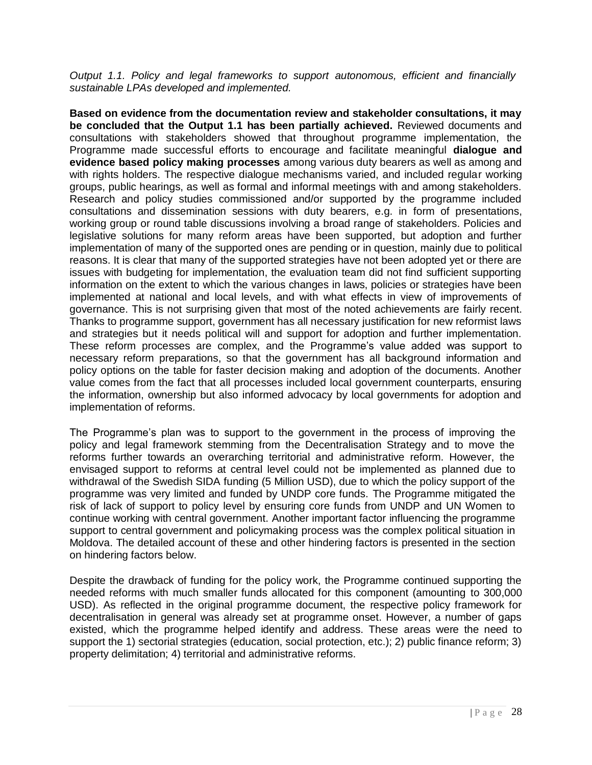*Output 1.1. Policy and legal frameworks to support autonomous, efficient and financially sustainable LPAs developed and implemented.*

**Based on evidence from the documentation review and stakeholder consultations, it may be concluded that the Output 1.1 has been partially achieved.** Reviewed documents and consultations with stakeholders showed that throughout programme implementation, the Programme made successful efforts to encourage and facilitate meaningful **dialogue and evidence based policy making processes** among various duty bearers as well as among and with rights holders. The respective dialogue mechanisms varied, and included regular working groups, public hearings, as well as formal and informal meetings with and among stakeholders. Research and policy studies commissioned and/or supported by the programme included consultations and dissemination sessions with duty bearers, e.g. in form of presentations, working group or round table discussions involving a broad range of stakeholders. Policies and legislative solutions for many reform areas have been supported, but adoption and further implementation of many of the supported ones are pending or in question, mainly due to political reasons. It is clear that many of the supported strategies have not been adopted yet or there are issues with budgeting for implementation, the evaluation team did not find sufficient supporting information on the extent to which the various changes in laws, policies or strategies have been implemented at national and local levels, and with what effects in view of improvements of governance. This is not surprising given that most of the noted achievements are fairly recent. Thanks to programme support, government has all necessary justification for new reformist laws and strategies but it needs political will and support for adoption and further implementation. These reform processes are complex, and the Programme's value added was support to necessary reform preparations, so that the government has all background information and policy options on the table for faster decision making and adoption of the documents. Another value comes from the fact that all processes included local government counterparts, ensuring the information, ownership but also informed advocacy by local governments for adoption and implementation of reforms.

The Programme's plan was to support to the government in the process of improving the policy and legal framework stemming from the Decentralisation Strategy and to move the reforms further towards an overarching territorial and administrative reform. However, the envisaged support to reforms at central level could not be implemented as planned due to withdrawal of the Swedish SIDA funding (5 Million USD), due to which the policy support of the programme was very limited and funded by UNDP core funds. The Programme mitigated the risk of lack of support to policy level by ensuring core funds from UNDP and UN Women to continue working with central government. Another important factor influencing the programme support to central government and policymaking process was the complex political situation in Moldova. The detailed account of these and other hindering factors is presented in the section on hindering factors below.

Despite the drawback of funding for the policy work, the Programme continued supporting the needed reforms with much smaller funds allocated for this component (amounting to 300,000 USD). As reflected in the original programme document, the respective policy framework for decentralisation in general was already set at programme onset. However, a number of gaps existed, which the programme helped identify and address. These areas were the need to support the 1) sectorial strategies (education, social protection, etc.); 2) public finance reform; 3) property delimitation; 4) territorial and administrative reforms.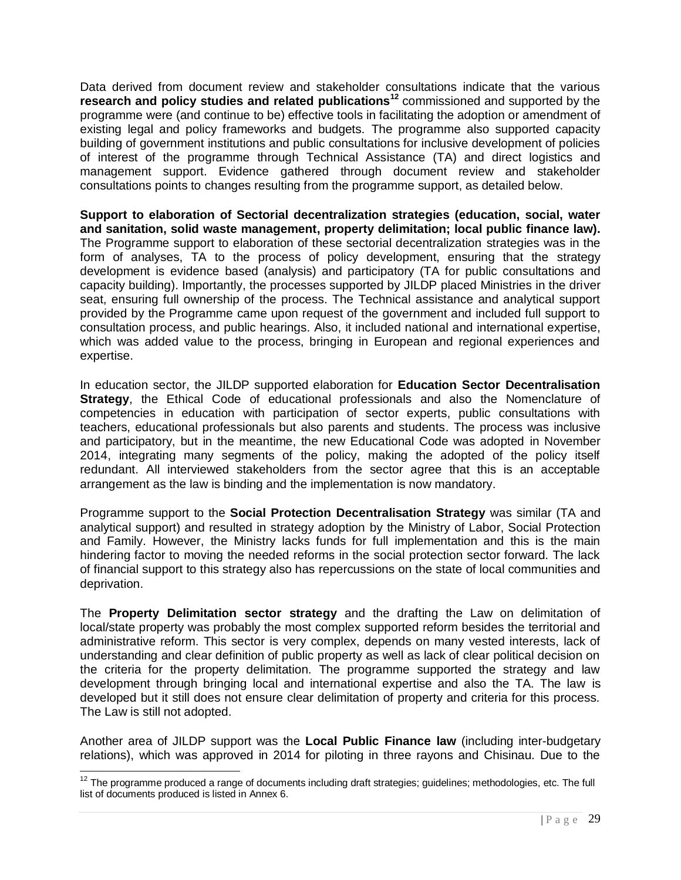Data derived from document review and stakeholder consultations indicate that the various **research and policy studies and related publications**[12] commissioned and supported by the programme were (and continue to be) effective tools in facilitating the adoption or amendment of existing legal and policy frameworks and budgets. The programme also supported capacity building of government institutions and public consultations for inclusive development of policies of interest of the programme through Technical Assistance (TA) and direct logistics and management support. Evidence gathered through document review and stakeholder consultations points to changes resulting from the programme support, as detailed below.

**Support to elaboration of Sectorial decentralization strategies (education, social, water and sanitation, solid waste management, property delimitation; local public finance law).** The Programme support to elaboration of these sectorial decentralization strategies was in the form of analyses, TA to the process of policy development, ensuring that the strategy development is evidence based (analysis) and participatory (TA for public consultations and capacity building). Importantly, the processes supported by JILDP placed Ministries in the driver seat, ensuring full ownership of the process. The Technical assistance and analytical support provided by the Programme came upon request of the government and included full support to consultation process, and public hearings. Also, it included national and international expertise, which was added value to the process, bringing in European and regional experiences and expertise.

In education sector, the JILDP supported elaboration for **Education Sector Decentralisation Strategy**, the Ethical Code of educational professionals and also the Nomenclature of competencies in education with participation of sector experts, public consultations with teachers, educational professionals but also parents and students. The process was inclusive and participatory, but in the meantime, the new Educational Code was adopted in November 2014, integrating many segments of the policy, making the adopted of the policy itself redundant. All interviewed stakeholders from the sector agree that this is an acceptable arrangement as the law is binding and the implementation is now mandatory.

Programme support to the **Social Protection Decentralisation Strategy** was similar (TA and analytical support) and resulted in strategy adoption by the Ministry of Labor, Social Protection and Family. However, the Ministry lacks funds for full implementation and this is the main hindering factor to moving the needed reforms in the social protection sector forward. The lack of financial support to this strategy also has repercussions on the state of local communities and deprivation.

The **Property Delimitation sector strategy** and the drafting the Law on delimitation of local/state property was probably the most complex supported reform besides the territorial and administrative reform. This sector is very complex, depends on many vested interests, lack of understanding and clear definition of public property as well as lack of clear political decision on the criteria for the property delimitation. The programme supported the strategy and law development through bringing local and international expertise and also the TA. The law is developed but it still does not ensure clear delimitation of property and criteria for this process. The Law is still not adopted.

Another area of JILDP support was the **Local Public Finance law** (including inter-budgetary relations), which was approved in 2014 for piloting in three rayons and Chisinau. Due to the

[12] The programme produced a range of documents including draft strategies; guidelines; methodologies, etc. The full list of documents produced is listed in Annex 6.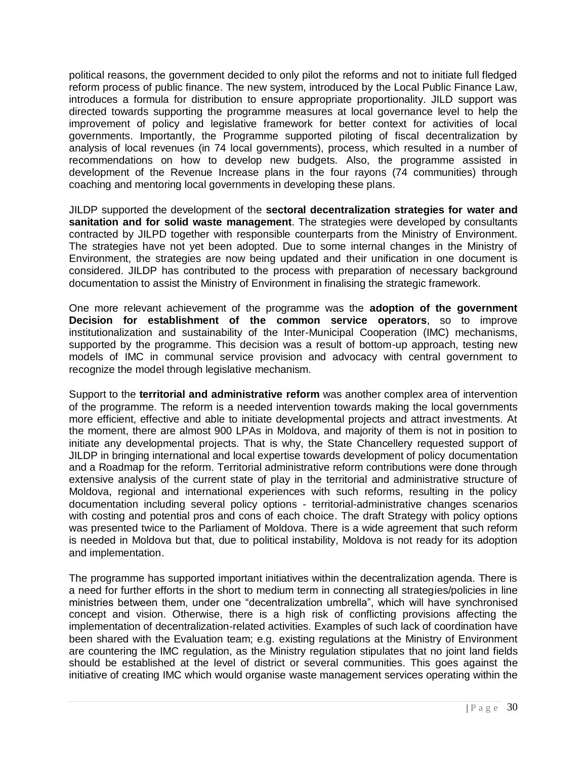political reasons, the government decided to only pilot the reforms and not to initiate full fledged reform process of public finance. The new system, introduced by the Local Public Finance Law, introduces a formula for distribution to ensure appropriate proportionality. JILD support was directed towards supporting the programme measures at local governance level to help the improvement of policy and legislative framework for better context for activities of local governments. Importantly, the Programme supported piloting of fiscal decentralization by analysis of local revenues (in 74 local governments), process, which resulted in a number of recommendations on how to develop new budgets. Also, the programme assisted in development of the Revenue Increase plans in the four rayons (74 communities) through coaching and mentoring local governments in developing these plans.

JILDP supported the development of the **sectoral decentralization strategies for water and sanitation and for solid waste management**. The strategies were developed by consultants contracted by JILPD together with responsible counterparts from the Ministry of Environment. The strategies have not yet been adopted. Due to some internal changes in the Ministry of Environment, the strategies are now being updated and their unification in one document is considered. JILDP has contributed to the process with preparation of necessary background documentation to assist the Ministry of Environment in finalising the strategic framework.

One more relevant achievement of the programme was the **adoption of the government Decision for establishment of the common service operators**, so to improve institutionalization and sustainability of the Inter-Municipal Cooperation (IMC) mechanisms, supported by the programme. This decision was a result of bottom-up approach, testing new models of IMC in communal service provision and advocacy with central government to recognize the model through legislative mechanism.

Support to the **territorial and administrative reform** was another complex area of intervention of the programme. The reform is a needed intervention towards making the local governments more efficient, effective and able to initiate developmental projects and attract investments. At the moment, there are almost 900 LPAs in Moldova, and majority of them is not in position to initiate any developmental projects. That is why, the State Chancellery requested support of JILDP in bringing international and local expertise towards development of policy documentation and a Roadmap for the reform. Territorial administrative reform contributions were done through extensive analysis of the current state of play in the territorial and administrative structure of Moldova, regional and international experiences with such reforms, resulting in the policy documentation including several policy options - territorial-administrative changes scenarios with costing and potential pros and cons of each choice. The draft Strategy with policy options was presented twice to the Parliament of Moldova. There is a wide agreement that such reform is needed in Moldova but that, due to political instability, Moldova is not ready for its adoption and implementation.

The programme has supported important initiatives within the decentralization agenda. There is a need for further efforts in the short to medium term in connecting all strategies/policies in line ministries between them, under one "decentralization umbrella", which will have synchronised concept and vision. Otherwise, there is a high risk of conflicting provisions affecting the implementation of decentralization-related activities. Examples of such lack of coordination have been shared with the Evaluation team; e.g. existing regulations at the Ministry of Environment are countering the IMC regulation, as the Ministry regulation stipulates that no joint land fields should be established at the level of district or several communities. This goes against the initiative of creating IMC which would organise waste management services operating within the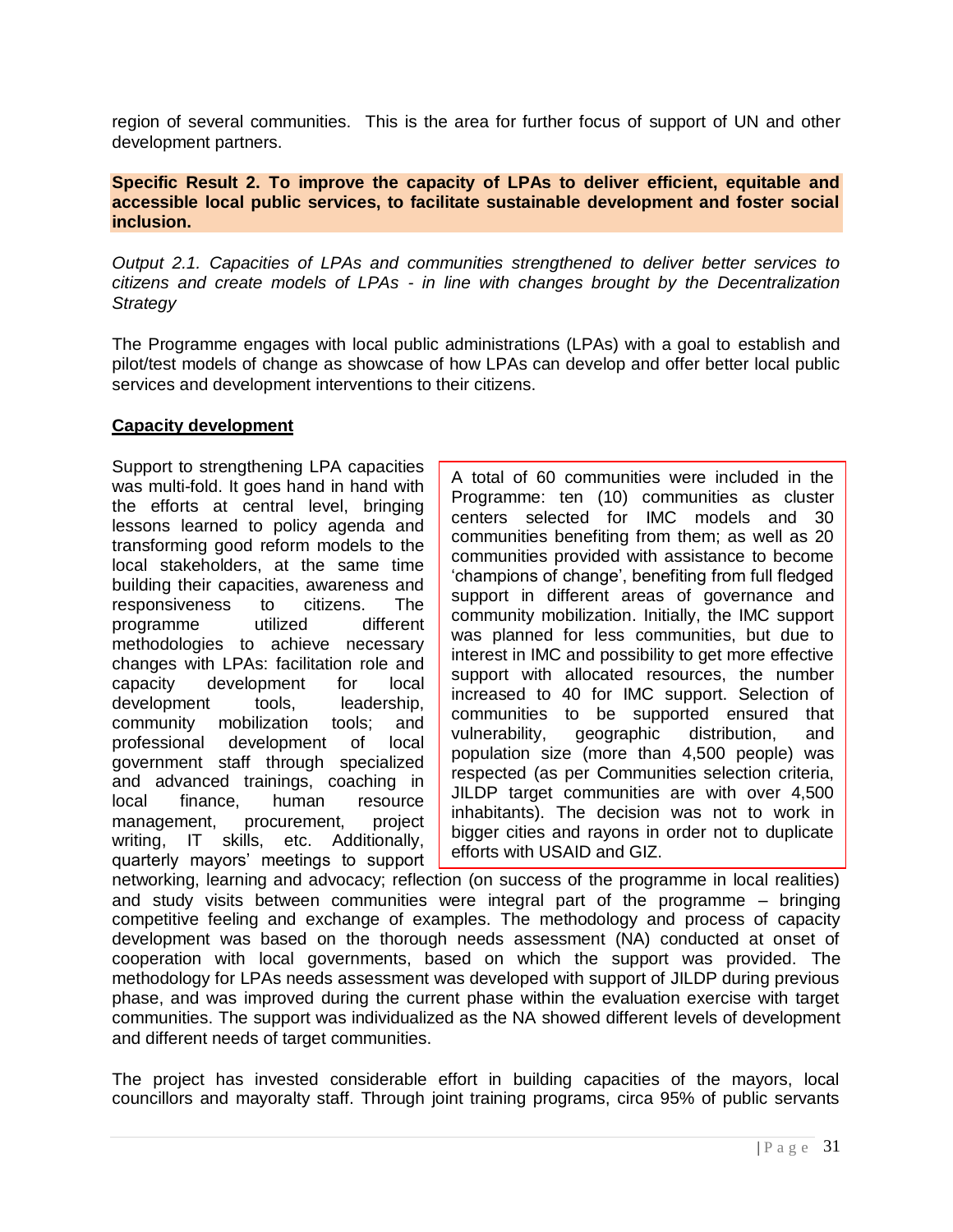region of several communities. This is the area for further focus of support of UN and other development partners.

**Specific Result 2. To improve the capacity of LPAs to deliver efficient, equitable and accessible local public services, to facilitate sustainable development and foster social inclusion.**

*Output 2.1. Capacities of LPAs and communities strengthened to deliver better services to citizens and create models of LPAs - in line with changes brought by the Decentralization Strategy*

The Programme engages with local public administrations (LPAs) with a goal to establish and pilot/test models of change as showcase of how LPAs can develop and offer better local public services and development interventions to their citizens.

**Capacity development**

> A total of 60 communities were included in the Programme: ten (10) communities as cluster centers selected for IMC models and 30 communities benefiting from them; as well as 20 communities provided with assistance to become 'champions of change', benefiting from full fledged support in different areas of governance and community mobilization. Initially, the IMC support was planned for less communities, but due to interest in IMC and possibility to get more effective support with allocated resources, the number increased to 40 for IMC support. Selection of communities to be supported ensured that vulnerability, geographic distribution, and population size (more than 4,500 people) was respected (as per Communities selection criteria, JILDP target communities are with over 4,500 inhabitants). The decision was not to work in bigger cities and rayons in order not to duplicate efforts with USAID and GIZ.

Support to strengthening LPA capacities was multi-fold. It goes hand in hand with the efforts at central level, bringing lessons learned to policy agenda and transforming good reform models to the local stakeholders, at the same time building their capacities, awareness and responsiveness to citizens. The programme utilized different methodologies to achieve necessary changes with LPAs: facilitation role and capacity development for local development tools, leadership, community mobilization tools; and professional development of local government staff through specialized and advanced trainings, coaching in local finance, human resource management, procurement, project writing, IT skills, etc. Additionally, quarterly mayors' meetings to support networking, learning and advocacy; reflection (on success of the programme in local realities) and study visits between communities were integral part of the programme – bringing competitive feeling and exchange of examples. The methodology and process of capacity development was based on the thorough needs assessment (NA) conducted at onset of cooperation with local governments, based on which the support was provided. The methodology for LPAs needs assessment was developed with support of JILDP during previous phase, and was improved during the current phase within the evaluation exercise with target communities. The support was individualized as the NA showed different levels of development and different needs of target communities.

The project has invested considerable effort in building capacities of the mayors, local councillors and mayoralty staff. Through joint training programs, circa 95% of public servants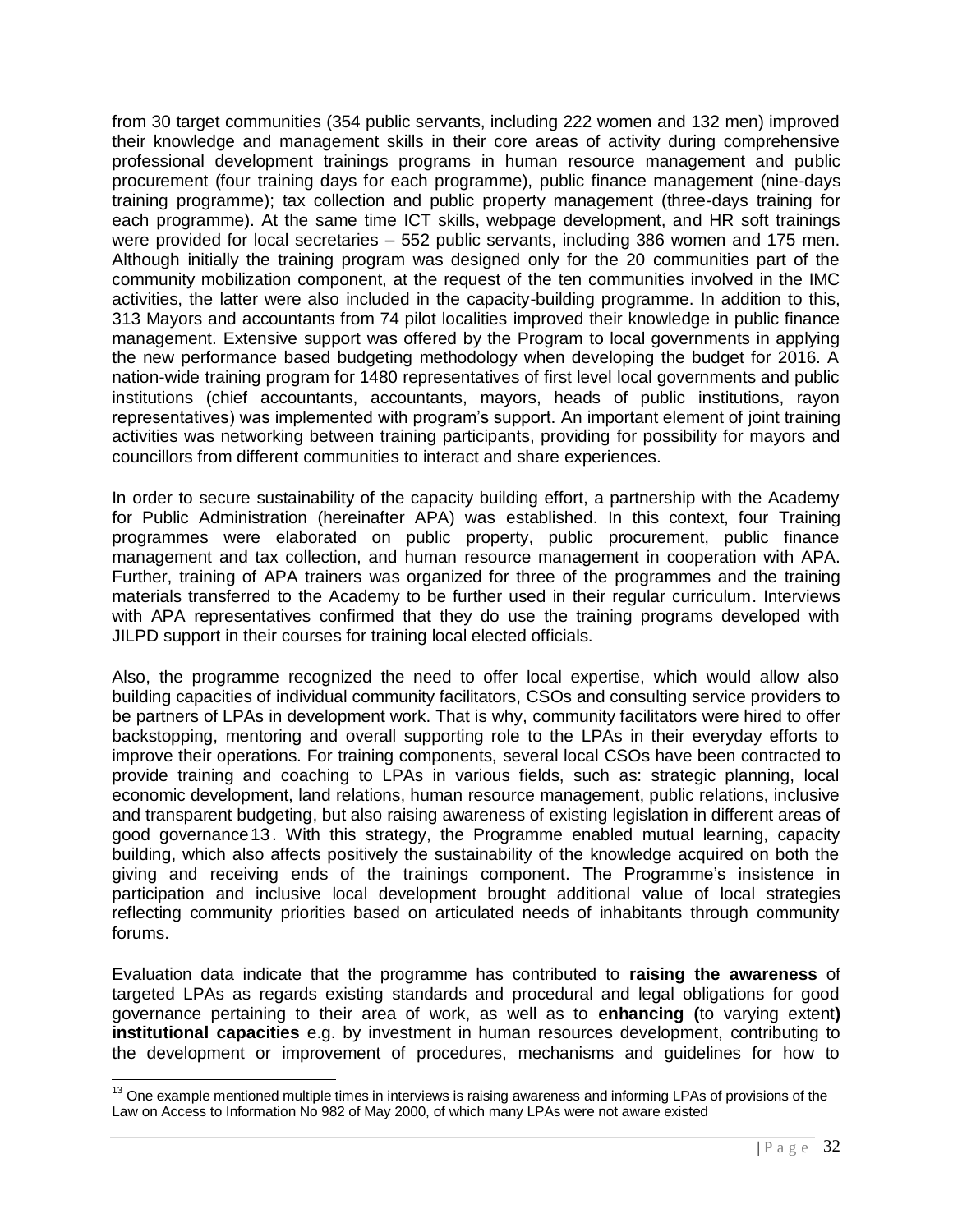from 30 target communities (354 public servants, including 222 women and 132 men) improved their knowledge and management skills in their core areas of activity during comprehensive professional development trainings programs in human resource management and public procurement (four training days for each programme), public finance management (nine-days training programme); tax collection and public property management (three-days training for each programme). At the same time ICT skills, webpage development, and HR soft trainings were provided for local secretaries – 552 public servants, including 386 women and 175 men. Although initially the training program was designed only for the 20 communities part of the community mobilization component, at the request of the ten communities involved in the IMC activities, the latter were also included in the capacity-building programme. In addition to this, 313 Mayors and accountants from 74 pilot localities improved their knowledge in public finance management. Extensive support was offered by the Program to local governments in applying the new performance based budgeting methodology when developing the budget for 2016. A nation-wide training program for 1480 representatives of first level local governments and public institutions (chief accountants, accountants, mayors, heads of public institutions, rayon representatives) was implemented with program's support. An important element of joint training activities was networking between training participants, providing for possibility for mayors and councillors from different communities to interact and share experiences.

In order to secure sustainability of the capacity building effort, a partnership with the Academy for Public Administration (hereinafter APA) was established. In this context, four Training programmes were elaborated on public property, public procurement, public finance management and tax collection, and human resource management in cooperation with APA. Further, training of APA trainers was organized for three of the programmes and the training materials transferred to the Academy to be further used in their regular curriculum. Interviews with APA representatives confirmed that they do use the training programs developed with JILPD support in their courses for training local elected officials.

Also, the programme recognized the need to offer local expertise, which would allow also building capacities of individual community facilitators, CSOs and consulting service providers to be partners of LPAs in development work. That is why, community facilitators were hired to offer backstopping, mentoring and overall supporting role to the LPAs in their everyday efforts to improve their operations. For training components, several local CSOs have been contracted to provide training and coaching to LPAs in various fields, such as: strategic planning, local economic development, land relations, human resource management, public relations, inclusive and transparent budgeting, but also raising awareness of existing legislation in different areas of good governance[13]. With this strategy, the Programme enabled mutual learning, capacity building, which also affects positively the sustainability of the knowledge acquired on both the giving and receiving ends of the trainings component. The Programme's insistence in participation and inclusive local development brought additional value of local strategies reflecting community priorities based on articulated needs of inhabitants through community forums.

Evaluation data indicate that the programme has contributed to **raising the awareness** of targeted LPAs as regards existing standards and procedural and legal obligations for good governance pertaining to their area of work, as well as to **enhancing (**to varying extent**) institutional capacities** e.g. by investment in human resources development, contributing to the development or improvement of procedures, mechanisms and guidelines for how to

[13] One example mentioned multiple times in interviews is raising awareness and informing LPAs of provisions of the Law on Access to Information No 982 of May 2000, of which many LPAs were not aware existed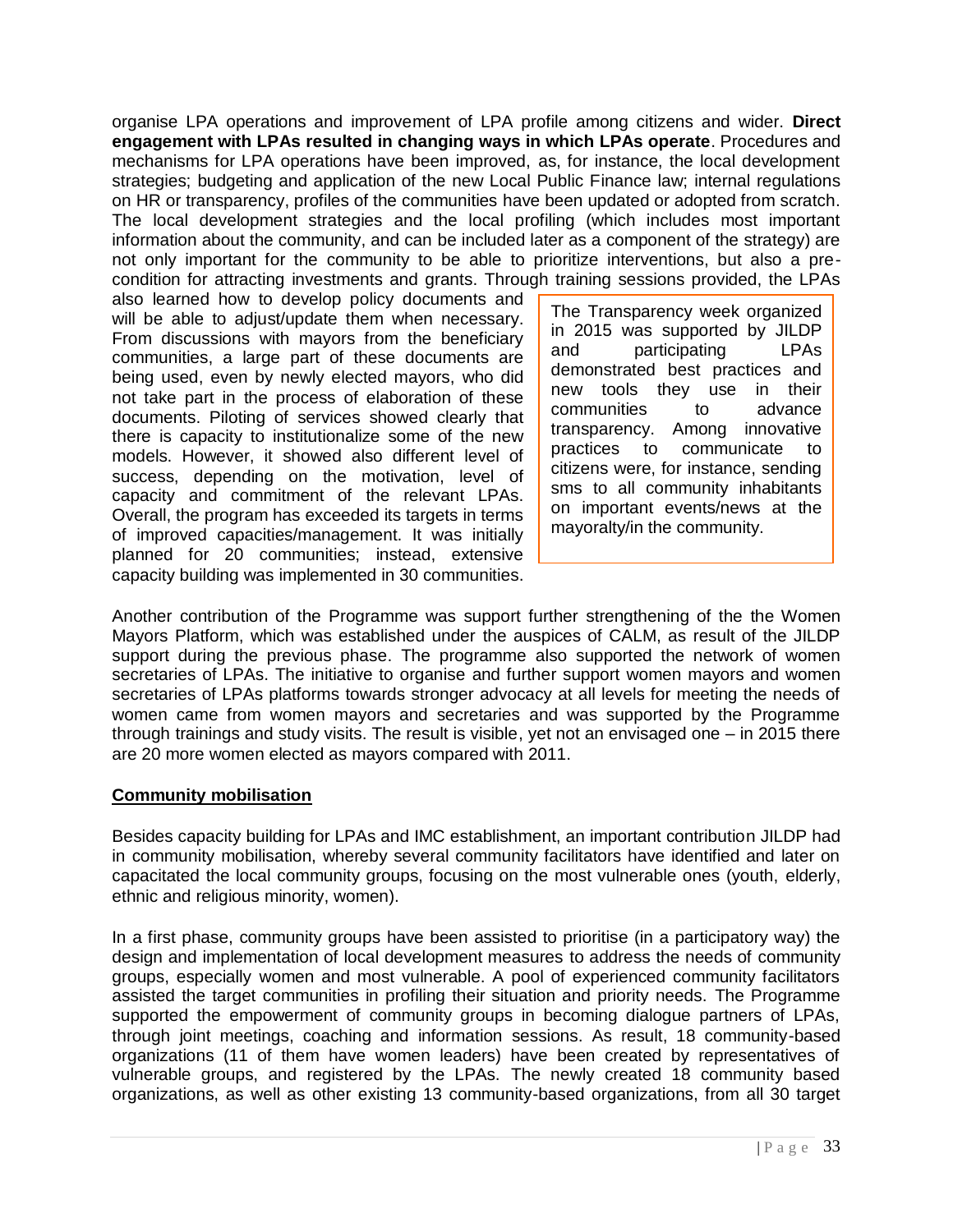organise LPA operations and improvement of LPA profile among citizens and wider. **Direct engagement with LPAs resulted in changing ways in which LPAs operate**. Procedures and mechanisms for LPA operations have been improved, as, for instance, the local development strategies; budgeting and application of the new Local Public Finance law; internal regulations on HR or transparency, profiles of the communities have been updated or adopted from scratch. The local development strategies and the local profiling (which includes most important information about the community, and can be included later as a component of the strategy) are not only important for the community to be able to prioritize interventions, but also a pre-condition for attracting investments and grants. Through training sessions provided, the LPAs also learned how to develop policy documents and will be able to adjust/update them when necessary. From discussions with mayors from the beneficiary communities, a large part of these documents are being used, even by newly elected mayors, who did not take part in the process of elaboration of these documents. Piloting of services showed clearly that there is capacity to institutionalize some of the new models. However, it showed also different level of success, depending on the motivation, level of capacity and commitment of the relevant LPAs. Overall, the program has exceeded its targets in terms of improved capacities/management. It was initially planned for 20 communities; instead, extensive capacity building was implemented in 30 communities.

> The Transparency week organized in 2015 was supported by JILDP and participating LPAs demonstrated best practices and new tools they use in their communities to advance transparency. Among innovative practices to communicate to citizens were, for instance, sending sms to all community inhabitants on important events/news at the mayoralty/in the community.

Another contribution of the Programme was support further strengthening of the the Women Mayors Platform, which was established under the auspices of CALM, as result of the JILDP support during the previous phase. The programme also supported the network of women secretaries of LPAs. The initiative to organise and further support women mayors and women secretaries of LPAs platforms towards stronger advocacy at all levels for meeting the needs of women came from women mayors and secretaries and was supported by the Programme through trainings and study visits. The result is visible, yet not an envisaged one – in 2015 there are 20 more women elected as mayors compared with 2011.

## Community mobilisation

Besides capacity building for LPAs and IMC establishment, an important contribution JILDP had in community mobilisation, whereby several community facilitators have identified and later on capacitated the local community groups, focusing on the most vulnerable ones (youth, elderly, ethnic and religious minority, women).

In a first phase, community groups have been assisted to prioritise (in a participatory way) the design and implementation of local development measures to address the needs of community groups, especially women and most vulnerable. A pool of experienced community facilitators assisted the target communities in profiling their situation and priority needs. The Programme supported the empowerment of community groups in becoming dialogue partners of LPAs, through joint meetings, coaching and information sessions. As result, 18 community-based organizations (11 of them have women leaders) have been created by representatives of vulnerable groups, and registered by the LPAs. The newly created 18 community based organizations, as well as other existing 13 community-based organizations, from all 30 target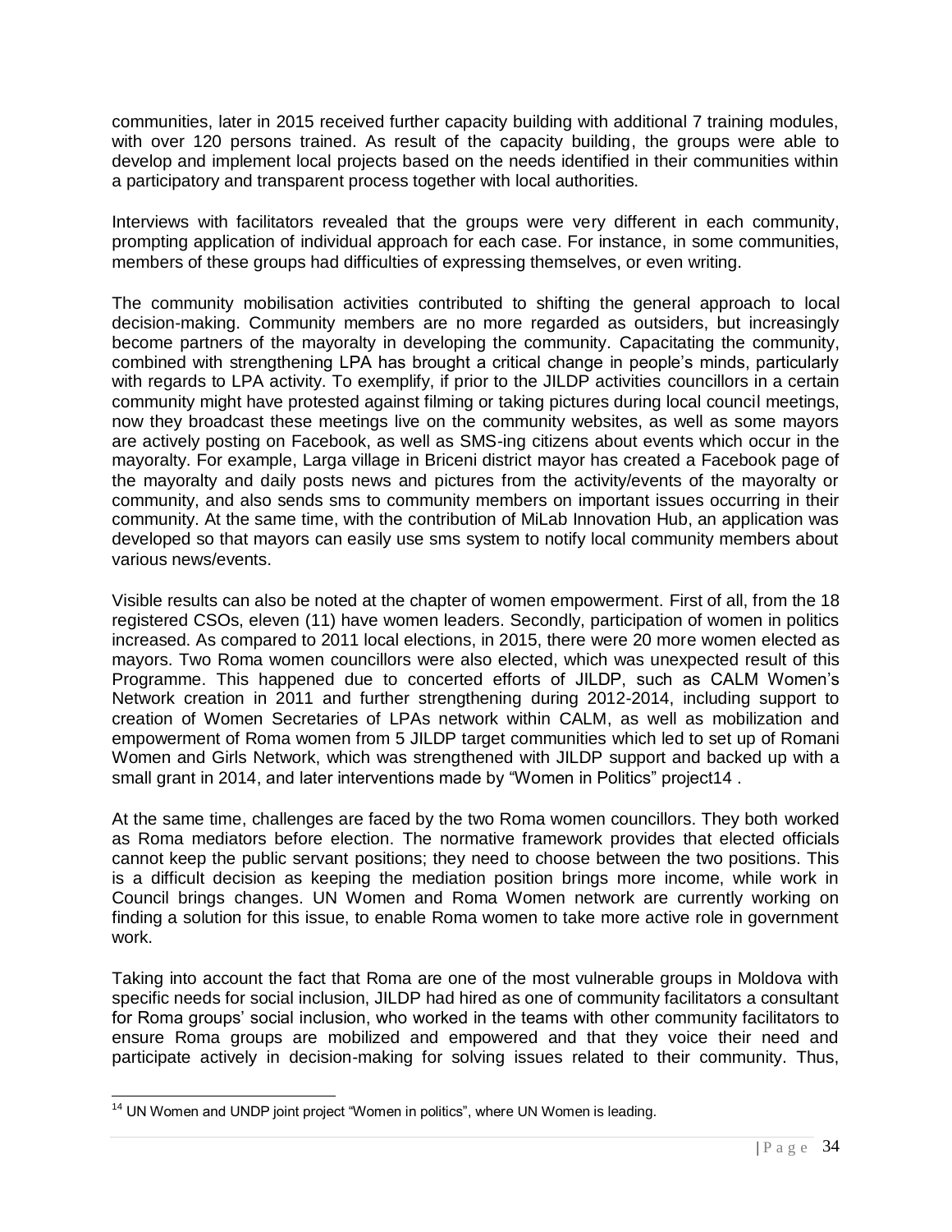communities, later in 2015 received further capacity building with additional 7 training modules, with over 120 persons trained. As result of the capacity building, the groups were able to develop and implement local projects based on the needs identified in their communities within a participatory and transparent process together with local authorities.

Interviews with facilitators revealed that the groups were very different in each community, prompting application of individual approach for each case. For instance, in some communities, members of these groups had difficulties of expressing themselves, or even writing.

The community mobilisation activities contributed to shifting the general approach to local decision-making. Community members are no more regarded as outsiders, but increasingly become partners of the mayoralty in developing the community. Capacitating the community, combined with strengthening LPA has brought a critical change in people's minds, particularly with regards to LPA activity. To exemplify, if prior to the JILDP activities councillors in a certain community might have protested against filming or taking pictures during local council meetings, now they broadcast these meetings live on the community websites, as well as some mayors are actively posting on Facebook, as well as SMS-ing citizens about events which occur in the mayoralty. For example, Larga village in Briceni district mayor has created a Facebook page of the mayoralty and daily posts news and pictures from the activity/events of the mayoralty or community, and also sends sms to community members on important issues occurring in their community. At the same time, with the contribution of MiLab Innovation Hub, an application was developed so that mayors can easily use sms system to notify local community members about various news/events.

Visible results can also be noted at the chapter of women empowerment. First of all, from the 18 registered CSOs, eleven (11) have women leaders. Secondly, participation of women in politics increased. As compared to 2011 local elections, in 2015, there were 20 more women elected as mayors. Two Roma women councillors were also elected, which was unexpected result of this Programme. This happened due to concerted efforts of JILDP, such as CALM Women's Network creation in 2011 and further strengthening during 2012-2014, including support to creation of Women Secretaries of LPAs network within CALM, as well as mobilization and empowerment of Roma women from 5 JILDP target communities which led to set up of Romani Women and Girls Network, which was strengthened with JILDP support and backed up with a small grant in 2014, and later interventions made by "Women in Politics" project[14] .

At the same time, challenges are faced by the two Roma women councillors. They both worked as Roma mediators before election. The normative framework provides that elected officials cannot keep the public servant positions; they need to choose between the two positions. This is a difficult decision as keeping the mediation position brings more income, while work in Council brings changes. UN Women and Roma Women network are currently working on finding a solution for this issue, to enable Roma women to take more active role in government work.

Taking into account the fact that Roma are one of the most vulnerable groups in Moldova with specific needs for social inclusion, JILDP had hired as one of community facilitators a consultant for Roma groups' social inclusion, who worked in the teams with other community facilitators to ensure Roma groups are mobilized and empowered and that they voice their need and participate actively in decision-making for solving issues related to their community. Thus,

[14] UN Women and UNDP joint project "Women in politics", where UN Women is leading.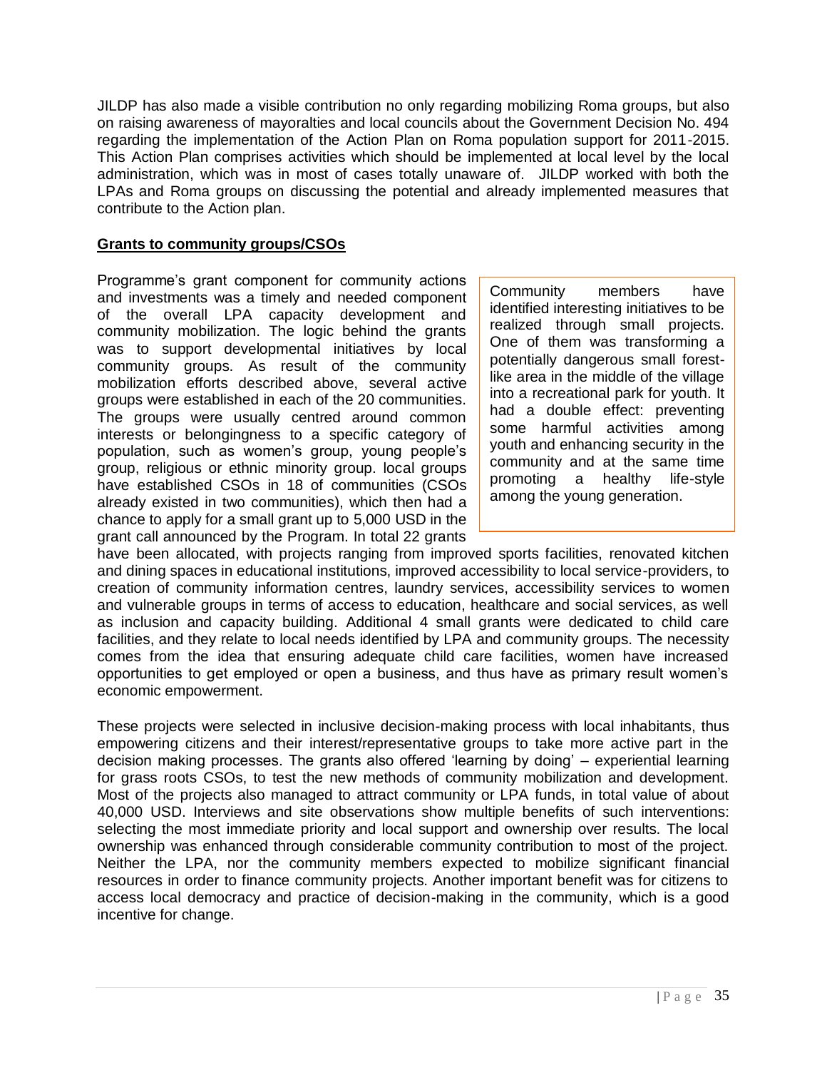JILDP has also made a visible contribution no only regarding mobilizing Roma groups, but also on raising awareness of mayoralties and local councils about the Government Decision No. 494 regarding the implementation of the Action Plan on Roma population support for 2011-2015. This Action Plan comprises activities which should be implemented at local level by the local administration, which was in most of cases totally unaware of. JILDP worked with both the LPAs and Roma groups on discussing the potential and already implemented measures that contribute to the Action plan.

**Grants to community groups/CSOs**

Programme's grant component for community actions and investments was a timely and needed component of the overall LPA capacity development and community mobilization. The logic behind the grants was to support developmental initiatives by local community groups. As result of the community mobilization efforts described above, several active groups were established in each of the 20 communities. The groups were usually centred around common interests or belongingness to a specific category of population, such as women's group, young people's group, religious or ethnic minority group. local groups have established CSOs in 18 of communities (CSOs already existed in two communities), which then had a chance to apply for a small grant up to 5,000 USD in the grant call announced by the Program. In total 22 grants have been allocated, with projects ranging from improved sports facilities, renovated kitchen and dining spaces in educational institutions, improved accessibility to local service-providers, to creation of community information centres, laundry services, accessibility services to women and vulnerable groups in terms of access to education, healthcare and social services, as well as inclusion and capacity building. Additional 4 small grants were dedicated to child care facilities, and they relate to local needs identified by LPA and community groups. The necessity comes from the idea that ensuring adequate child care facilities, women have increased opportunities to get employed or open a business, and thus have as primary result women's economic empowerment.

> Community members have identified interesting initiatives to be realized through small projects. One of them was transforming a potentially dangerous small forest-like area in the middle of the village into a recreational park for youth. It had a double effect: preventing some harmful activities among youth and enhancing security in the community and at the same time promoting a healthy life-style among the young generation.

These projects were selected in inclusive decision-making process with local inhabitants, thus empowering citizens and their interest/representative groups to take more active part in the decision making processes. The grants also offered 'learning by doing' – experiential learning for grass roots CSOs, to test the new methods of community mobilization and development. Most of the projects also managed to attract community or LPA funds, in total value of about 40,000 USD. Interviews and site observations show multiple benefits of such interventions: selecting the most immediate priority and local support and ownership over results. The local ownership was enhanced through considerable community contribution to most of the project. Neither the LPA, nor the community members expected to mobilize significant financial resources in order to finance community projects. Another important benefit was for citizens to access local democracy and practice of decision-making in the community, which is a good incentive for change.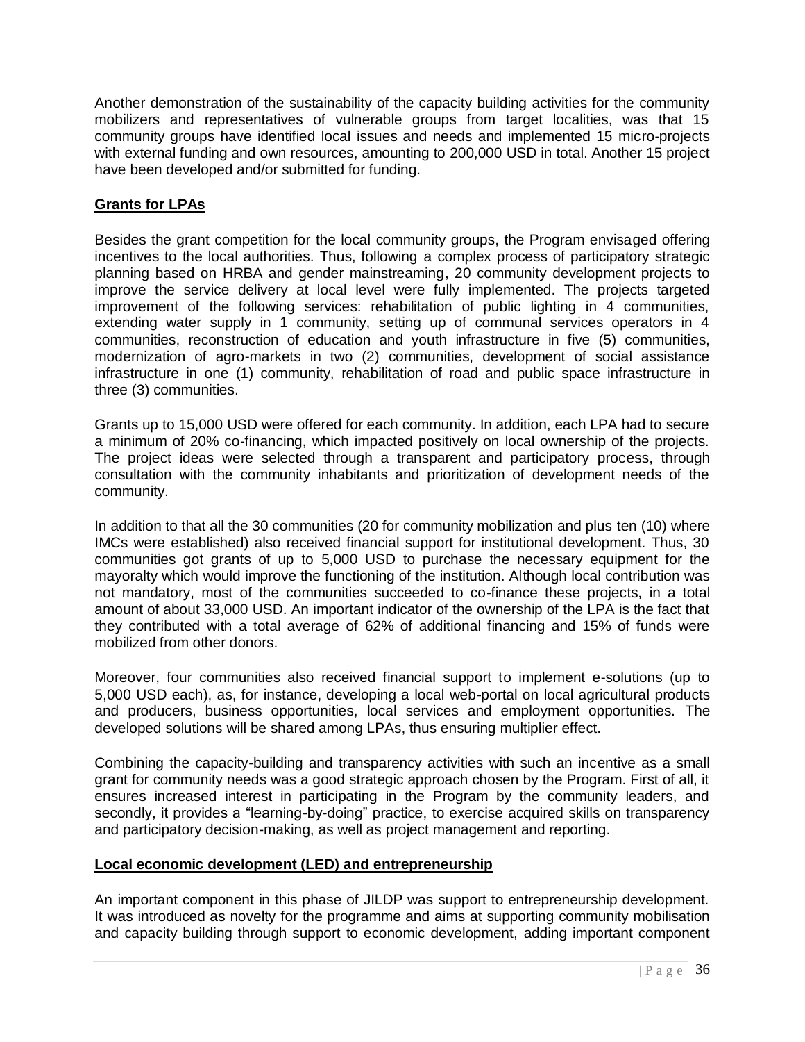Another demonstration of the sustainability of the capacity building activities for the community mobilizers and representatives of vulnerable groups from target localities, was that 15 community groups have identified local issues and needs and implemented 15 micro-projects with external funding and own resources, amounting to 200,000 USD in total. Another 15 project have been developed and/or submitted for funding.

**Grants for LPAs**

Besides the grant competition for the local community groups, the Program envisaged offering incentives to the local authorities. Thus, following a complex process of participatory strategic planning based on HRBA and gender mainstreaming, 20 community development projects to improve the service delivery at local level were fully implemented. The projects targeted improvement of the following services: rehabilitation of public lighting in 4 communities, extending water supply in 1 community, setting up of communal services operators in 4 communities, reconstruction of education and youth infrastructure in five (5) communities, modernization of agro-markets in two (2) communities, development of social assistance infrastructure in one (1) community, rehabilitation of road and public space infrastructure in three (3) communities.

Grants up to 15,000 USD were offered for each community. In addition, each LPA had to secure a minimum of 20% co-financing, which impacted positively on local ownership of the projects. The project ideas were selected through a transparent and participatory process, through consultation with the community inhabitants and prioritization of development needs of the community.

In addition to that all the 30 communities (20 for community mobilization and plus ten (10) where IMCs were established) also received financial support for institutional development. Thus, 30 communities got grants of up to 5,000 USD to purchase the necessary equipment for the mayoralty which would improve the functioning of the institution. Although local contribution was not mandatory, most of the communities succeeded to co-finance these projects, in a total amount of about 33,000 USD. An important indicator of the ownership of the LPA is the fact that they contributed with a total average of 62% of additional financing and 15% of funds were mobilized from other donors.

Moreover, four communities also received financial support to implement e-solutions (up to 5,000 USD each), as, for instance, developing a local web-portal on local agricultural products and producers, business opportunities, local services and employment opportunities. The developed solutions will be shared among LPAs, thus ensuring multiplier effect.

Combining the capacity-building and transparency activities with such an incentive as a small grant for community needs was a good strategic approach chosen by the Program. First of all, it ensures increased interest in participating in the Program by the community leaders, and secondly, it provides a "learning-by-doing" practice, to exercise acquired skills on transparency and participatory decision-making, as well as project management and reporting.

**Local economic development (LED) and entrepreneurship**

An important component in this phase of JILDP was support to entrepreneurship development. It was introduced as novelty for the programme and aims at supporting community mobilisation and capacity building through support to economic development, adding important component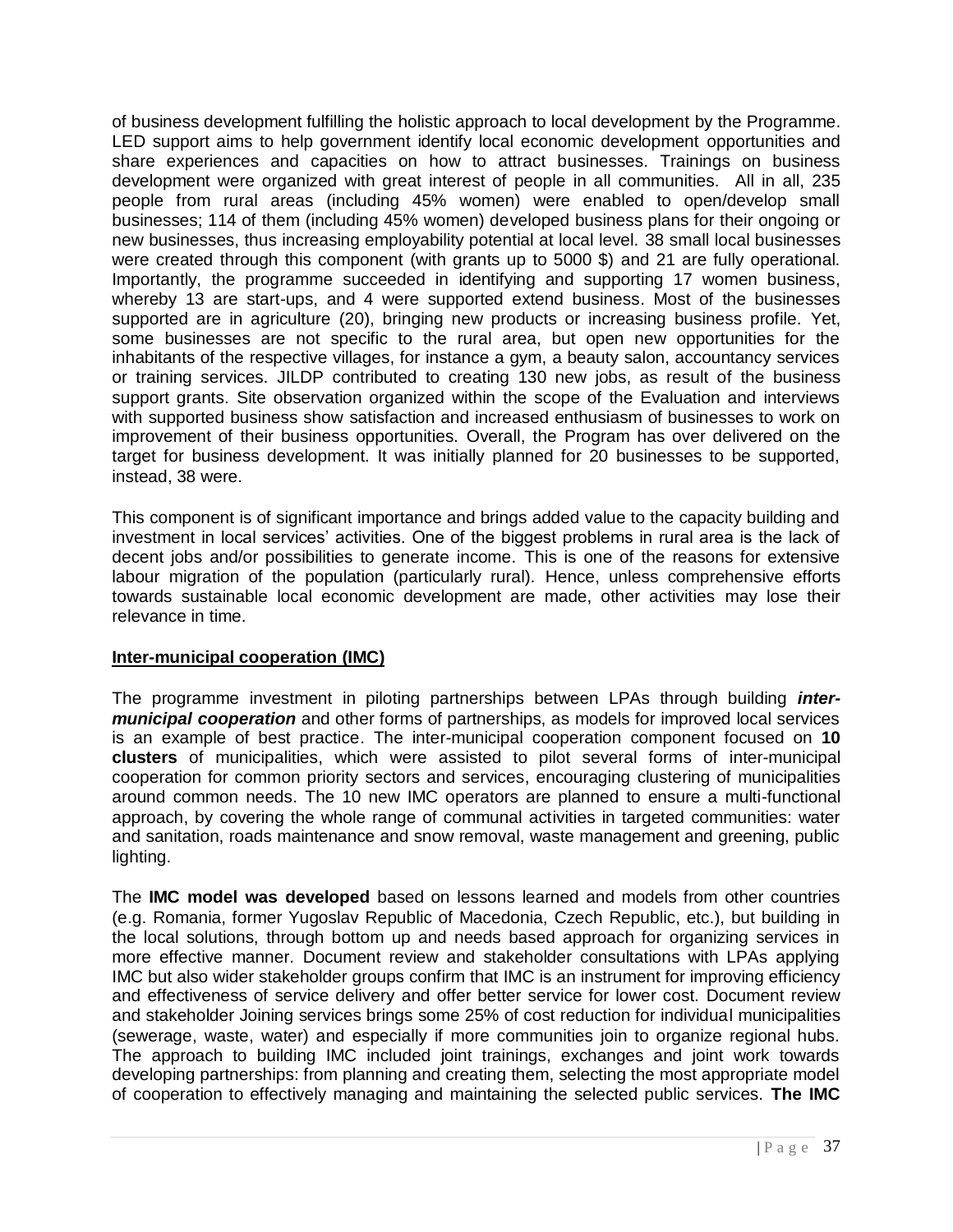of business development fulfilling the holistic approach to local development by the Programme. LED support aims to help government identify local economic development opportunities and share experiences and capacities on how to attract businesses. Trainings on business development were organized with great interest of people in all communities. All in all, 235 people from rural areas (including 45% women) were enabled to open/develop small businesses; 114 of them (including 45% women) developed business plans for their ongoing or new businesses, thus increasing employability potential at local level. 38 small local businesses were created through this component (with grants up to 5000 $) and 21 are fully operational. Importantly, the programme succeeded in identifying and supporting 17 women business, whereby 13 are start-ups, and 4 were supported extend business. Most of the businesses supported are in agriculture (20), bringing new products or increasing business profile. Yet, some businesses are not specific to the rural area, but open new opportunities for the inhabitants of the respective villages, for instance a gym, a beauty salon, accountancy services or training services. JILDP contributed to creating 130 new jobs, as result of the business support grants. Site observation organized within the scope of the Evaluation and interviews with supported business show satisfaction and increased enthusiasm of businesses to work on improvement of their business opportunities. Overall, the Program has over delivered on the target for business development. It was initially planned for 20 businesses to be supported, instead, 38 were.

This component is of significant importance and brings added value to the capacity building and investment in local services' activities. One of the biggest problems in rural area is the lack of decent jobs and/or possibilities to generate income. This is one of the reasons for extensive labour migration of the population (particularly rural). Hence, unless comprehensive efforts towards sustainable local economic development are made, other activities may lose their relevance in time.

**Inter-municipal cooperation (IMC)**

The programme investment in piloting partnerships between LPAs through building ***inter-municipal cooperation*** and other forms of partnerships, as models for improved local services is an example of best practice. The inter-municipal cooperation component focused on **10 clusters** of municipalities, which were assisted to pilot several forms of inter-municipal cooperation for common priority sectors and services, encouraging clustering of municipalities around common needs. The 10 new IMC operators are planned to ensure a multi-functional approach, by covering the whole range of communal activities in targeted communities: water and sanitation, roads maintenance and snow removal, waste management and greening, public lighting.

The **IMC model was developed** based on lessons learned and models from other countries (e.g. Romania, former Yugoslav Republic of Macedonia, Czech Republic, etc.), but building in the local solutions, through bottom up and needs based approach for organizing services in more effective manner. Document review and stakeholder consultations with LPAs applying IMC but also wider stakeholder groups confirm that IMC is an instrument for improving efficiency and effectiveness of service delivery and offer better service for lower cost. Document review and stakeholder Joining services brings some 25% of cost reduction for individual municipalities (sewerage, waste, water) and especially if more communities join to organize regional hubs. The approach to building IMC included joint trainings, exchanges and joint work towards developing partnerships: from planning and creating them, selecting the most appropriate model of cooperation to effectively managing and maintaining the selected public services. **The IMC**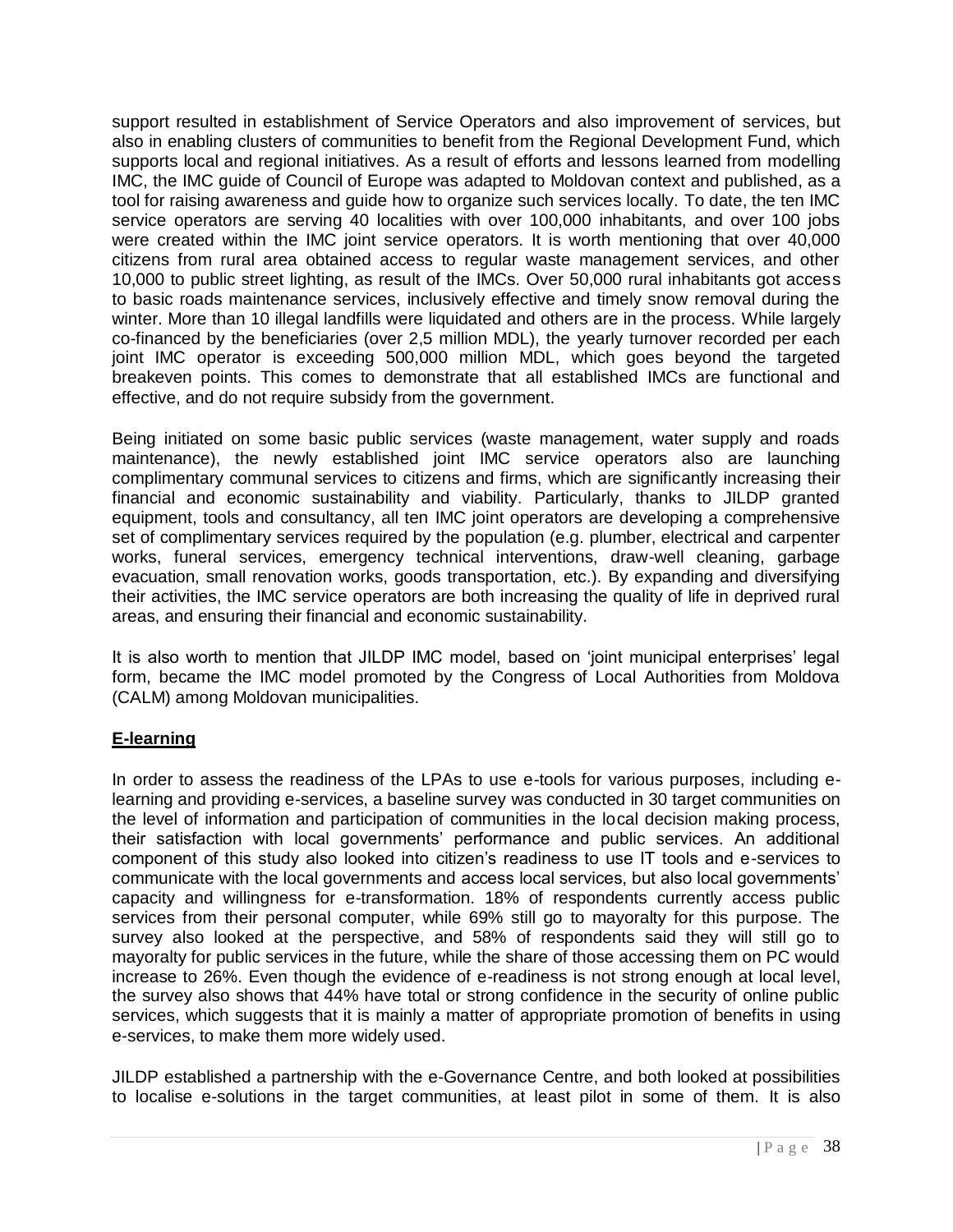support resulted in establishment of Service Operators and also improvement of services, but also in enabling clusters of communities to benefit from the Regional Development Fund, which supports local and regional initiatives. As a result of efforts and lessons learned from modelling IMC, the IMC guide of Council of Europe was adapted to Moldovan context and published, as a tool for raising awareness and guide how to organize such services locally. To date, the ten IMC service operators are serving 40 localities with over 100,000 inhabitants, and over 100 jobs were created within the IMC joint service operators. It is worth mentioning that over 40,000 citizens from rural area obtained access to regular waste management services, and other 10,000 to public street lighting, as result of the IMCs. Over 50,000 rural inhabitants got access to basic roads maintenance services, inclusively effective and timely snow removal during the winter. More than 10 illegal landfills were liquidated and others are in the process. While largely co-financed by the beneficiaries (over 2,5 million MDL), the yearly turnover recorded per each joint IMC operator is exceeding 500,000 million MDL, which goes beyond the targeted breakeven points. This comes to demonstrate that all established IMCs are functional and effective, and do not require subsidy from the government.

Being initiated on some basic public services (waste management, water supply and roads maintenance), the newly established joint IMC service operators also are launching complimentary communal services to citizens and firms, which are significantly increasing their financial and economic sustainability and viability. Particularly, thanks to JILDP granted equipment, tools and consultancy, all ten IMC joint operators are developing a comprehensive set of complimentary services required by the population (e.g. plumber, electrical and carpenter works, funeral services, emergency technical interventions, draw-well cleaning, garbage evacuation, small renovation works, goods transportation, etc.). By expanding and diversifying their activities, the IMC service operators are both increasing the quality of life in deprived rural areas, and ensuring their financial and economic sustainability.

It is also worth to mention that JILDP IMC model, based on 'joint municipal enterprises' legal form, became the IMC model promoted by the Congress of Local Authorities from Moldova (CALM) among Moldovan municipalities.

## E-learning

In order to assess the readiness of the LPAs to use e-tools for various purposes, including e-learning and providing e-services, a baseline survey was conducted in 30 target communities on the level of information and participation of communities in the local decision making process, their satisfaction with local governments' performance and public services. An additional component of this study also looked into citizen's readiness to use IT tools and e-services to communicate with the local governments and access local services, but also local governments' capacity and willingness for e-transformation. 18% of respondents currently access public services from their personal computer, while 69% still go to mayoralty for this purpose. The survey also looked at the perspective, and 58% of respondents said they will still go to mayoralty for public services in the future, while the share of those accessing them on PC would increase to 26%. Even though the evidence of e-readiness is not strong enough at local level, the survey also shows that 44% have total or strong confidence in the security of online public services, which suggests that it is mainly a matter of appropriate promotion of benefits in using e-services, to make them more widely used.

JILDP established a partnership with the e-Governance Centre, and both looked at possibilities to localise e-solutions in the target communities, at least pilot in some of them. It is also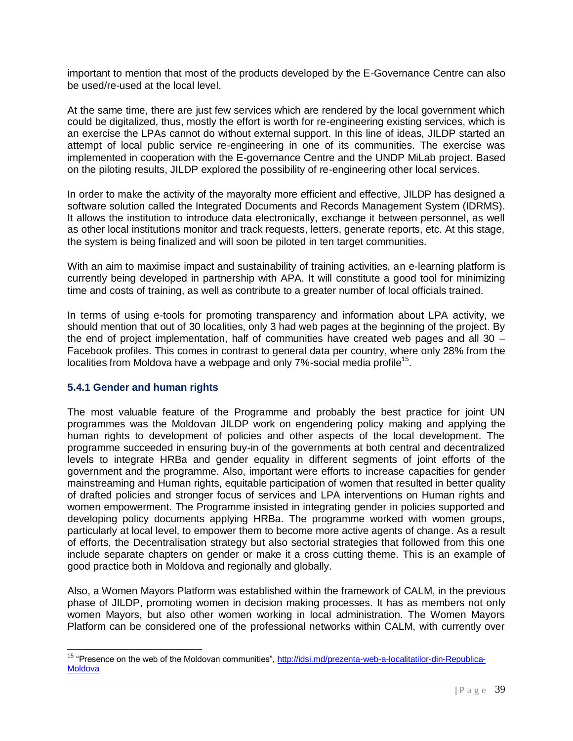important to mention that most of the products developed by the E-Governance Centre can also be used/re-used at the local level.

At the same time, there are just few services which are rendered by the local government which could be digitalized, thus, mostly the effort is worth for re-engineering existing services, which is an exercise the LPAs cannot do without external support. In this line of ideas, JILDP started an attempt of local public service re-engineering in one of its communities. The exercise was implemented in cooperation with the E-governance Centre and the UNDP MiLab project. Based on the piloting results, JILDP explored the possibility of re-engineering other local services.

In order to make the activity of the mayoralty more efficient and effective, JILDP has designed a software solution called the Integrated Documents and Records Management System (IDRMS). It allows the institution to introduce data electronically, exchange it between personnel, as well as other local institutions monitor and track requests, letters, generate reports, etc. At this stage, the system is being finalized and will soon be piloted in ten target communities.

With an aim to maximise impact and sustainability of training activities, an e-learning platform is currently being developed in partnership with APA. It will constitute a good tool for minimizing time and costs of training, as well as contribute to a greater number of local officials trained.

In terms of using e-tools for promoting transparency and information about LPA activity, we should mention that out of 30 localities, only 3 had web pages at the beginning of the project. By the end of project implementation, half of communities have created web pages and all 30 – Facebook profiles. This comes in contrast to general data per country, where only 28% from the localities from Moldova have a webpage and only 7%-social media profile[15].

### 5.4.1 Gender and human rights

The most valuable feature of the Programme and probably the best practice for joint UN programmes was the Moldovan JILDP work on engendering policy making and applying the human rights to development of policies and other aspects of the local development. The programme succeeded in ensuring buy-in of the governments at both central and decentralized levels to integrate HRBa and gender equality in different segments of joint efforts of the government and the programme. Also, important were efforts to increase capacities for gender mainstreaming and Human rights, equitable participation of women that resulted in better quality of drafted policies and stronger focus of services and LPA interventions on Human rights and women empowerment. The Programme insisted in integrating gender in policies supported and developing policy documents applying HRBa. The programme worked with women groups, particularly at local level, to empower them to become more active agents of change. As a result of efforts, the Decentralisation strategy but also sectorial strategies that followed from this one include separate chapters on gender or make it a cross cutting theme. This is an example of good practice both in Moldova and regionally and globally.

Also, a Women Mayors Platform was established within the framework of CALM, in the previous phase of JILDP, promoting women in decision making processes. It has as members not only women Mayors, but also other women working in local administration. The Women Mayors Platform can be considered one of the professional networks within CALM, with currently over

---

[15] "Presence on the web of the Moldovan communities", http://idsi.md/prezenta-web-a-localitatilor-din-Republica-Moldova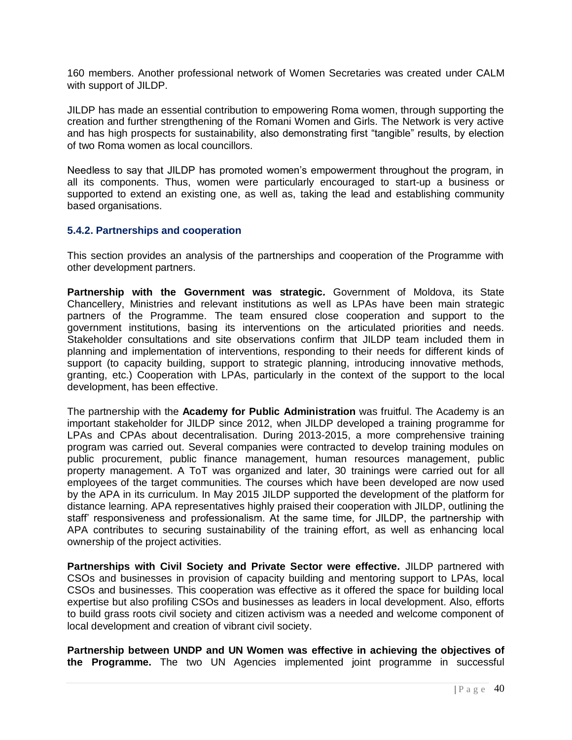160 members. Another professional network of Women Secretaries was created under CALM with support of JILDP.

JILDP has made an essential contribution to empowering Roma women, through supporting the creation and further strengthening of the Romani Women and Girls. The Network is very active and has high prospects for sustainability, also demonstrating first "tangible" results, by election of two Roma women as local councillors.

Needless to say that JILDP has promoted women's empowerment throughout the program, in all its components. Thus, women were particularly encouraged to start-up a business or supported to extend an existing one, as well as, taking the lead and establishing community based organisations.

### 5.4.2. Partnerships and cooperation

This section provides an analysis of the partnerships and cooperation of the Programme with other development partners.

**Partnership with the Government was strategic.** Government of Moldova, its State Chancellery, Ministries and relevant institutions as well as LPAs have been main strategic partners of the Programme. The team ensured close cooperation and support to the government institutions, basing its interventions on the articulated priorities and needs. Stakeholder consultations and site observations confirm that JILDP team included them in planning and implementation of interventions, responding to their needs for different kinds of support (to capacity building, support to strategic planning, introducing innovative methods, granting, etc.) Cooperation with LPAs, particularly in the context of the support to the local development, has been effective.

The partnership with the **Academy for Public Administration** was fruitful. The Academy is an important stakeholder for JILDP since 2012, when JILDP developed a training programme for LPAs and CPAs about decentralisation. During 2013-2015, a more comprehensive training program was carried out. Several companies were contracted to develop training modules on public procurement, public finance management, human resources management, public property management. A ToT was organized and later, 30 trainings were carried out for all employees of the target communities. The courses which have been developed are now used by the APA in its curriculum. In May 2015 JILDP supported the development of the platform for distance learning. APA representatives highly praised their cooperation with JILDP, outlining the staff' responsiveness and professionalism. At the same time, for JILDP, the partnership with APA contributes to securing sustainability of the training effort, as well as enhancing local ownership of the project activities.

**Partnerships with Civil Society and Private Sector were effective.** JILDP partnered with CSOs and businesses in provision of capacity building and mentoring support to LPAs, local CSOs and businesses. This cooperation was effective as it offered the space for building local expertise but also profiling CSOs and businesses as leaders in local development. Also, efforts to build grass roots civil society and citizen activism was a needed and welcome component of local development and creation of vibrant civil society.

**Partnership between UNDP and UN Women was effective in achieving the objectives of the Programme.** The two UN Agencies implemented joint programme in successful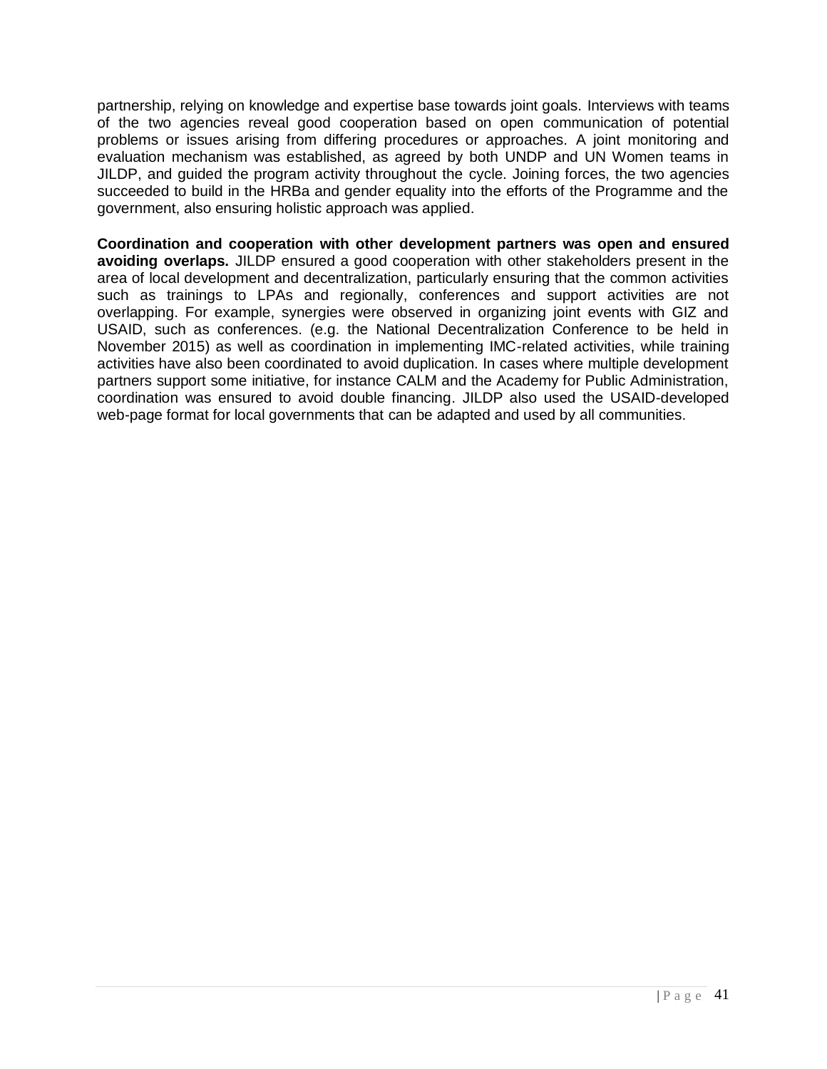partnership, relying on knowledge and expertise base towards joint goals. Interviews with teams of the two agencies reveal good cooperation based on open communication of potential problems or issues arising from differing procedures or approaches. A joint monitoring and evaluation mechanism was established, as agreed by both UNDP and UN Women teams in JILDP, and guided the program activity throughout the cycle. Joining forces, the two agencies succeeded to build in the HRBa and gender equality into the efforts of the Programme and the government, also ensuring holistic approach was applied.

**Coordination and cooperation with other development partners was open and ensured avoiding overlaps.** JILDP ensured a good cooperation with other stakeholders present in the area of local development and decentralization, particularly ensuring that the common activities such as trainings to LPAs and regionally, conferences and support activities are not overlapping. For example, synergies were observed in organizing joint events with GIZ and USAID, such as conferences. (e.g. the National Decentralization Conference to be held in November 2015) as well as coordination in implementing IMC-related activities, while training activities have also been coordinated to avoid duplication. In cases where multiple development partners support some initiative, for instance CALM and the Academy for Public Administration, coordination was ensured to avoid double financing. JILDP also used the USAID-developed web-page format for local governments that can be adapted and used by all communities.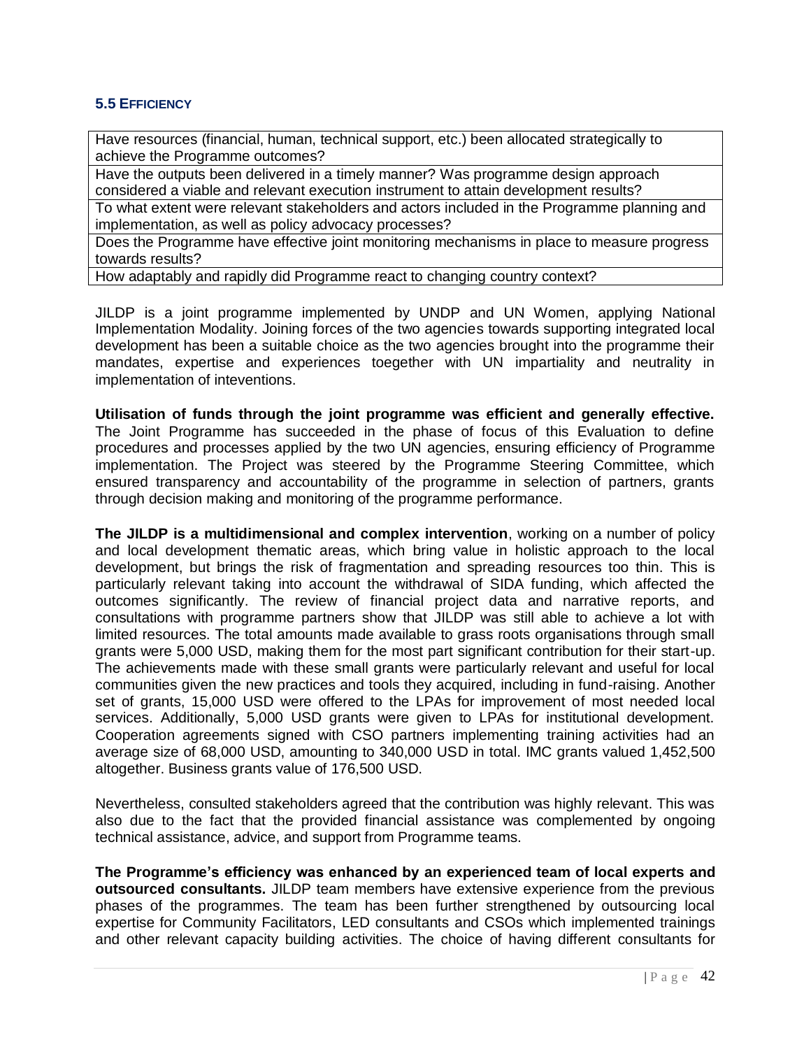### 5.5 Efficiency

| Have resources (financial, human, technical support, etc.) been allocated strategically to achieve the Programme outcomes? |
|---|
| Have the outputs been delivered in a timely manner? Was programme design approach considered a viable and relevant execution instrument to attain development results? |
| To what extent were relevant stakeholders and actors included in the Programme planning and implementation, as well as policy advocacy processes? |
| Does the Programme have effective joint monitoring mechanisms in place to measure progress towards results? |
| How adaptably and rapidly did Programme react to changing country context? |

JILDP is a joint programme implemented by UNDP and UN Women, applying National Implementation Modality. Joining forces of the two agencies towards supporting integrated local development has been a suitable choice as the two agencies brought into the programme their mandates, expertise and experiences toegether with UN impartiality and neutrality in implementation of inteventions.

**Utilisation of funds through the joint programme was efficient and generally effective.** The Joint Programme has succeeded in the phase of focus of this Evaluation to define procedures and processes applied by the two UN agencies, ensuring efficiency of Programme implementation. The Project was steered by the Programme Steering Committee, which ensured transparency and accountability of the programme in selection of partners, grants through decision making and monitoring of the programme performance.

**The JILDP is a multidimensional and complex intervention**, working on a number of policy and local development thematic areas, which bring value in holistic approach to the local development, but brings the risk of fragmentation and spreading resources too thin. This is particularly relevant taking into account the withdrawal of SIDA funding, which affected the outcomes significantly. The review of financial project data and narrative reports, and consultations with programme partners show that JILDP was still able to achieve a lot with limited resources. The total amounts made available to grass roots organisations through small grants were 5,000 USD, making them for the most part significant contribution for their start-up. The achievements made with these small grants were particularly relevant and useful for local communities given the new practices and tools they acquired, including in fund-raising. Another set of grants, 15,000 USD were offered to the LPAs for improvement of most needed local services. Additionally, 5,000 USD grants were given to LPAs for institutional development. Cooperation agreements signed with CSO partners implementing training activities had an average size of 68,000 USD, amounting to 340,000 USD in total. IMC grants valued 1,452,500 altogether. Business grants value of 176,500 USD.

Nevertheless, consulted stakeholders agreed that the contribution was highly relevant. This was also due to the fact that the provided financial assistance was complemented by ongoing technical assistance, advice, and support from Programme teams.

**The Programme's efficiency was enhanced by an experienced team of local experts and outsourced consultants.** JILDP team members have extensive experience from the previous phases of the programmes. The team has been further strengthened by outsourcing local expertise for Community Facilitators, LED consultants and CSOs which implemented trainings and other relevant capacity building activities. The choice of having different consultants for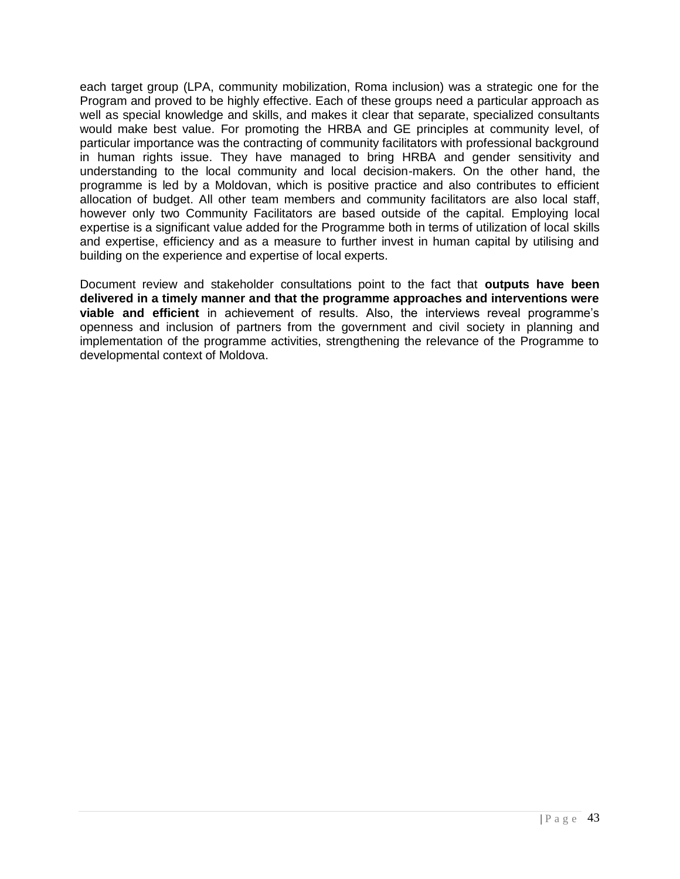each target group (LPA, community mobilization, Roma inclusion) was a strategic one for the Program and proved to be highly effective. Each of these groups need a particular approach as well as special knowledge and skills, and makes it clear that separate, specialized consultants would make best value. For promoting the HRBA and GE principles at community level, of particular importance was the contracting of community facilitators with professional background in human rights issue. They have managed to bring HRBA and gender sensitivity and understanding to the local community and local decision-makers. On the other hand, the programme is led by a Moldovan, which is positive practice and also contributes to efficient allocation of budget. All other team members and community facilitators are also local staff, however only two Community Facilitators are based outside of the capital. Employing local expertise is a significant value added for the Programme both in terms of utilization of local skills and expertise, efficiency and as a measure to further invest in human capital by utilising and building on the experience and expertise of local experts.

Document review and stakeholder consultations point to the fact that **outputs have been delivered in a timely manner and that the programme approaches and interventions were viable and efficient** in achievement of results. Also, the interviews reveal programme's openness and inclusion of partners from the government and civil society in planning and implementation of the programme activities, strengthening the relevance of the Programme to developmental context of Moldova.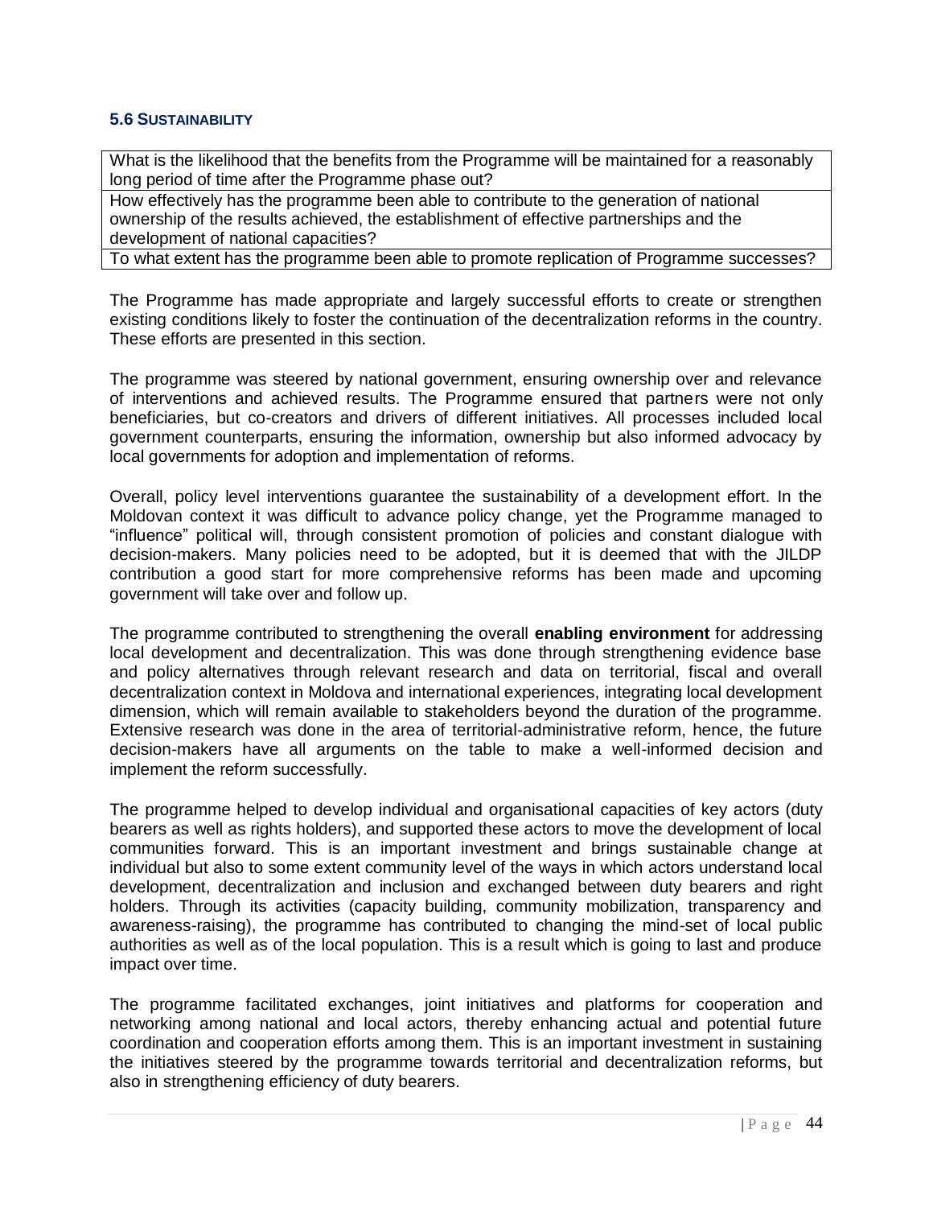### 5.6 SUSTAINABILITY

| What is the likelihood that the benefits from the Programme will be maintained for a reasonably long period of time after the Programme phase out? |
|---|
| How effectively has the programme been able to contribute to the generation of national ownership of the results achieved, the establishment of effective partnerships and the development of national capacities? |
| To what extent has the programme been able to promote replication of Programme successes? |

The Programme has made appropriate and largely successful efforts to create or strengthen existing conditions likely to foster the continuation of the decentralization reforms in the country. These efforts are presented in this section.

The programme was steered by national government, ensuring ownership over and relevance of interventions and achieved results. The Programme ensured that partners were not only beneficiaries, but co-creators and drivers of different initiatives. All processes included local government counterparts, ensuring the information, ownership but also informed advocacy by local governments for adoption and implementation of reforms.

Overall, policy level interventions guarantee the sustainability of a development effort. In the Moldovan context it was difficult to advance policy change, yet the Programme managed to "influence" political will, through consistent promotion of policies and constant dialogue with decision-makers. Many policies need to be adopted, but it is deemed that with the JILDP contribution a good start for more comprehensive reforms has been made and upcoming government will take over and follow up.

The programme contributed to strengthening the overall **enabling environment** for addressing local development and decentralization. This was done through strengthening evidence base and policy alternatives through relevant research and data on territorial, fiscal and overall decentralization context in Moldova and international experiences, integrating local development dimension, which will remain available to stakeholders beyond the duration of the programme. Extensive research was done in the area of territorial-administrative reform, hence, the future decision-makers have all arguments on the table to make a well-informed decision and implement the reform successfully.

The programme helped to develop individual and organisational capacities of key actors (duty bearers as well as rights holders), and supported these actors to move the development of local communities forward. This is an important investment and brings sustainable change at individual but also to some extent community level of the ways in which actors understand local development, decentralization and inclusion and exchanged between duty bearers and right holders. Through its activities (capacity building, community mobilization, transparency and awareness-raising), the programme has contributed to changing the mind-set of local public authorities as well as of the local population. This is a result which is going to last and produce impact over time.

The programme facilitated exchanges, joint initiatives and platforms for cooperation and networking among national and local actors, thereby enhancing actual and potential future coordination and cooperation efforts among them. This is an important investment in sustaining the initiatives steered by the programme towards territorial and decentralization reforms, but also in strengthening efficiency of duty bearers.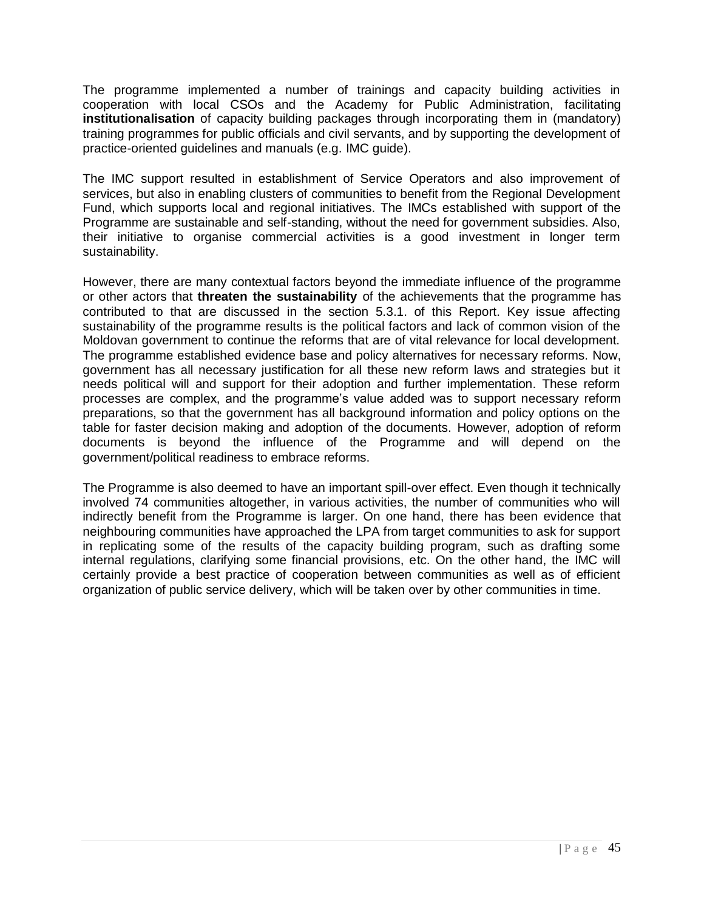The programme implemented a number of trainings and capacity building activities in cooperation with local CSOs and the Academy for Public Administration, facilitating **institutionalisation** of capacity building packages through incorporating them in (mandatory) training programmes for public officials and civil servants, and by supporting the development of practice-oriented guidelines and manuals (e.g. IMC guide).

The IMC support resulted in establishment of Service Operators and also improvement of services, but also in enabling clusters of communities to benefit from the Regional Development Fund, which supports local and regional initiatives. The IMCs established with support of the Programme are sustainable and self-standing, without the need for government subsidies. Also, their initiative to organise commercial activities is a good investment in longer term sustainability.

However, there are many contextual factors beyond the immediate influence of the programme or other actors that **threaten the sustainability** of the achievements that the programme has contributed to that are discussed in the section 5.3.1. of this Report. Key issue affecting sustainability of the programme results is the political factors and lack of common vision of the Moldovan government to continue the reforms that are of vital relevance for local development. The programme established evidence base and policy alternatives for necessary reforms. Now, government has all necessary justification for all these new reform laws and strategies but it needs political will and support for their adoption and further implementation. These reform processes are complex, and the programme's value added was to support necessary reform preparations, so that the government has all background information and policy options on the table for faster decision making and adoption of the documents. However, adoption of reform documents is beyond the influence of the Programme and will depend on the government/political readiness to embrace reforms.

The Programme is also deemed to have an important spill-over effect. Even though it technically involved 74 communities altogether, in various activities, the number of communities who will indirectly benefit from the Programme is larger. On one hand, there has been evidence that neighbouring communities have approached the LPA from target communities to ask for support in replicating some of the results of the capacity building program, such as drafting some internal regulations, clarifying some financial provisions, etc. On the other hand, the IMC will certainly provide a best practice of cooperation between communities as well as of efficient organization of public service delivery, which will be taken over by other communities in time.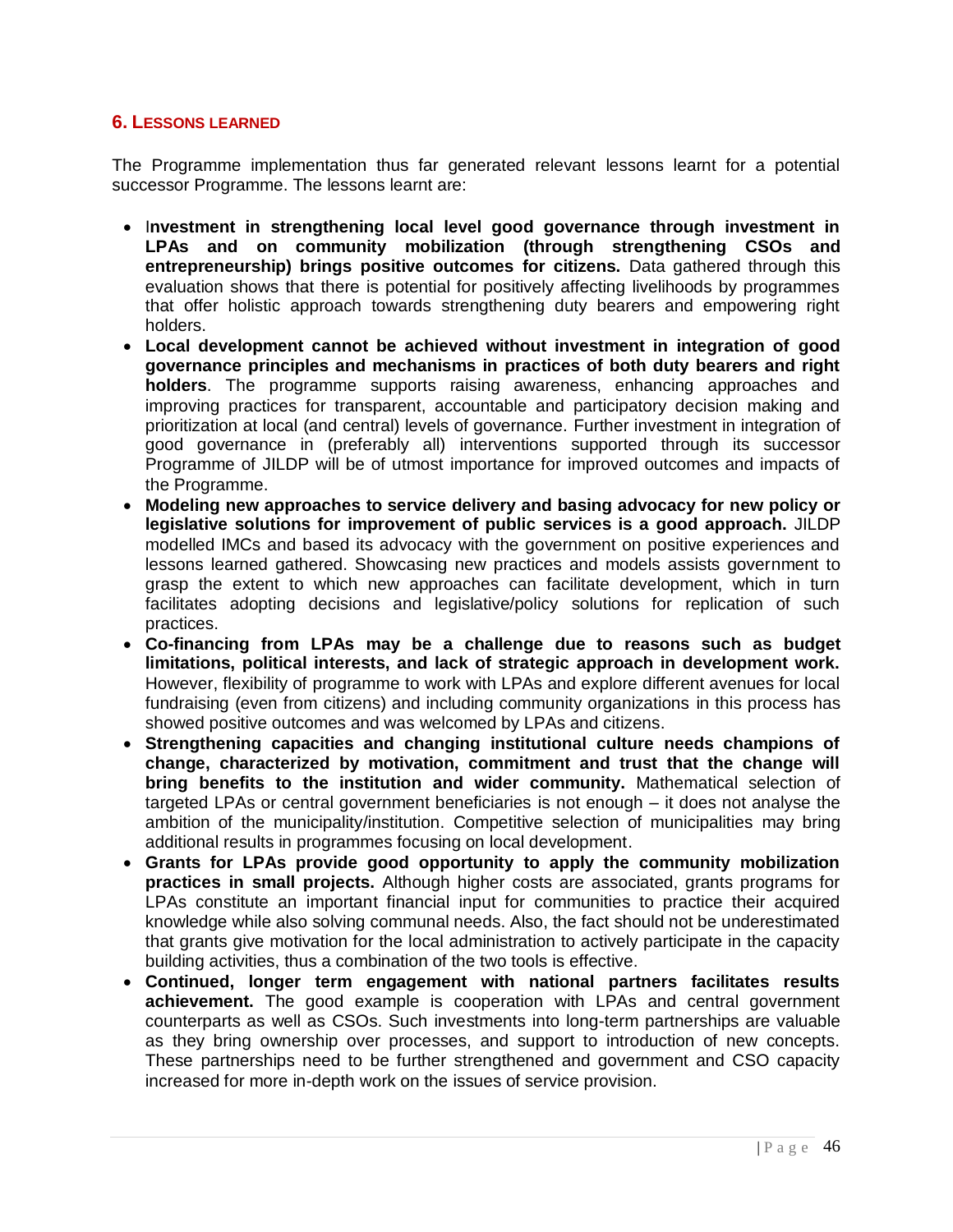## 6. LESSONS LEARNED

The Programme implementation thus far generated relevant lessons learnt for a potential successor Programme. The lessons learnt are:

- **Investment in strengthening local level good governance through investment in LPAs and on community mobilization (through strengthening CSOs and entrepreneurship) brings positive outcomes for citizens.** Data gathered through this evaluation shows that there is potential for positively affecting livelihoods by programmes that offer holistic approach towards strengthening duty bearers and empowering right holders.
- **Local development cannot be achieved without investment in integration of good governance principles and mechanisms in practices of both duty bearers and right holders**. The programme supports raising awareness, enhancing approaches and improving practices for transparent, accountable and participatory decision making and prioritization at local (and central) levels of governance. Further investment in integration of good governance in (preferably all) interventions supported through its successor Programme of JILDP will be of utmost importance for improved outcomes and impacts of the Programme.
- **Modeling new approaches to service delivery and basing advocacy for new policy or legislative solutions for improvement of public services is a good approach.** JILDP modelled IMCs and based its advocacy with the government on positive experiences and lessons learned gathered. Showcasing new practices and models assists government to grasp the extent to which new approaches can facilitate development, which in turn facilitates adopting decisions and legislative/policy solutions for replication of such practices.
- **Co-financing from LPAs may be a challenge due to reasons such as budget limitations, political interests, and lack of strategic approach in development work.** However, flexibility of programme to work with LPAs and explore different avenues for local fundraising (even from citizens) and including community organizations in this process has showed positive outcomes and was welcomed by LPAs and citizens.
- **Strengthening capacities and changing institutional culture needs champions of change, characterized by motivation, commitment and trust that the change will bring benefits to the institution and wider community.** Mathematical selection of targeted LPAs or central government beneficiaries is not enough – it does not analyse the ambition of the municipality/institution. Competitive selection of municipalities may bring additional results in programmes focusing on local development.
- **Grants for LPAs provide good opportunity to apply the community mobilization practices in small projects.** Although higher costs are associated, grants programs for LPAs constitute an important financial input for communities to practice their acquired knowledge while also solving communal needs. Also, the fact should not be underestimated that grants give motivation for the local administration to actively participate in the capacity building activities, thus a combination of the two tools is effective.
- **Continued, longer term engagement with national partners facilitates results achievement.** The good example is cooperation with LPAs and central government counterparts as well as CSOs. Such investments into long-term partnerships are valuable as they bring ownership over processes, and support to introduction of new concepts. These partnerships need to be further strengthened and government and CSO capacity increased for more in-depth work on the issues of service provision.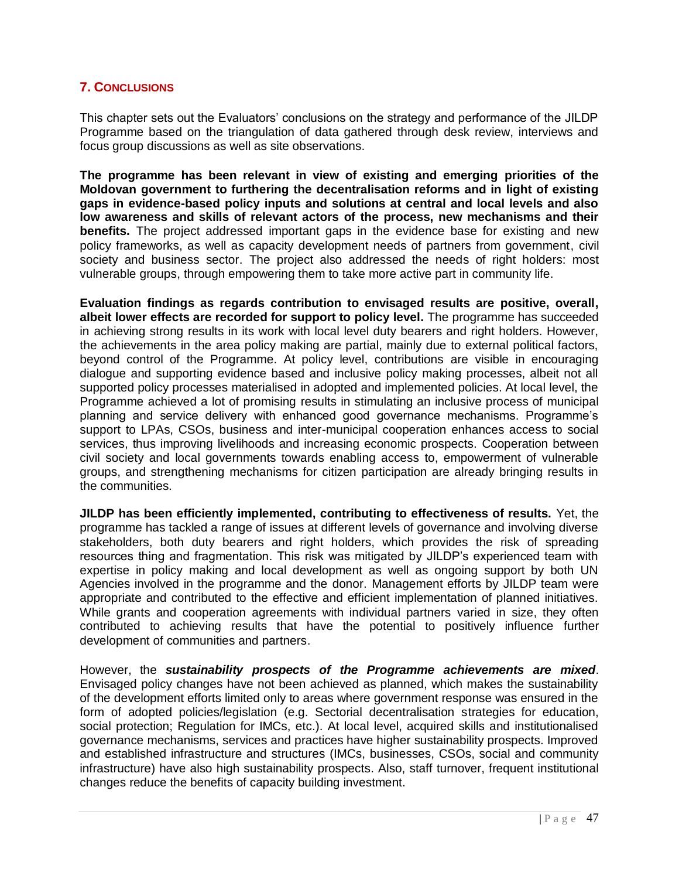## 7. Conclusions

This chapter sets out the Evaluators' conclusions on the strategy and performance of the JILDP Programme based on the triangulation of data gathered through desk review, interviews and focus group discussions as well as site observations.

**The programme has been relevant in view of existing and emerging priorities of the Moldovan government to furthering the decentralisation reforms and in light of existing gaps in evidence-based policy inputs and solutions at central and local levels and also low awareness and skills of relevant actors of the process, new mechanisms and their benefits.** The project addressed important gaps in the evidence base for existing and new policy frameworks, as well as capacity development needs of partners from government, civil society and business sector. The project also addressed the needs of right holders: most vulnerable groups, through empowering them to take more active part in community life.

**Evaluation findings as regards contribution to envisaged results are positive, overall, albeit lower effects are recorded for support to policy level.** The programme has succeeded in achieving strong results in its work with local level duty bearers and right holders. However, the achievements in the area policy making are partial, mainly due to external political factors, beyond control of the Programme. At policy level, contributions are visible in encouraging dialogue and supporting evidence based and inclusive policy making processes, albeit not all supported policy processes materialised in adopted and implemented policies. At local level, the Programme achieved a lot of promising results in stimulating an inclusive process of municipal planning and service delivery with enhanced good governance mechanisms. Programme's support to LPAs, CSOs, business and inter-municipal cooperation enhances access to social services, thus improving livelihoods and increasing economic prospects. Cooperation between civil society and local governments towards enabling access to, empowerment of vulnerable groups, and strengthening mechanisms for citizen participation are already bringing results in the communities.

**JILDP has been efficiently implemented, contributing to effectiveness of results.** Yet, the programme has tackled a range of issues at different levels of governance and involving diverse stakeholders, both duty bearers and right holders, which provides the risk of spreading resources thing and fragmentation. This risk was mitigated by JILDP's experienced team with expertise in policy making and local development as well as ongoing support by both UN Agencies involved in the programme and the donor. Management efforts by JILDP team were appropriate and contributed to the effective and efficient implementation of planned initiatives. While grants and cooperation agreements with individual partners varied in size, they often contributed to achieving results that have the potential to positively influence further development of communities and partners.

However, the ***sustainability prospects of the Programme achievements are mixed***. Envisaged policy changes have not been achieved as planned, which makes the sustainability of the development efforts limited only to areas where government response was ensured in the form of adopted policies/legislation (e.g. Sectorial decentralisation strategies for education, social protection; Regulation for IMCs, etc.). At local level, acquired skills and institutionalised governance mechanisms, services and practices have higher sustainability prospects. Improved and established infrastructure and structures (IMCs, businesses, CSOs, social and community infrastructure) have also high sustainability prospects. Also, staff turnover, frequent institutional changes reduce the benefits of capacity building investment.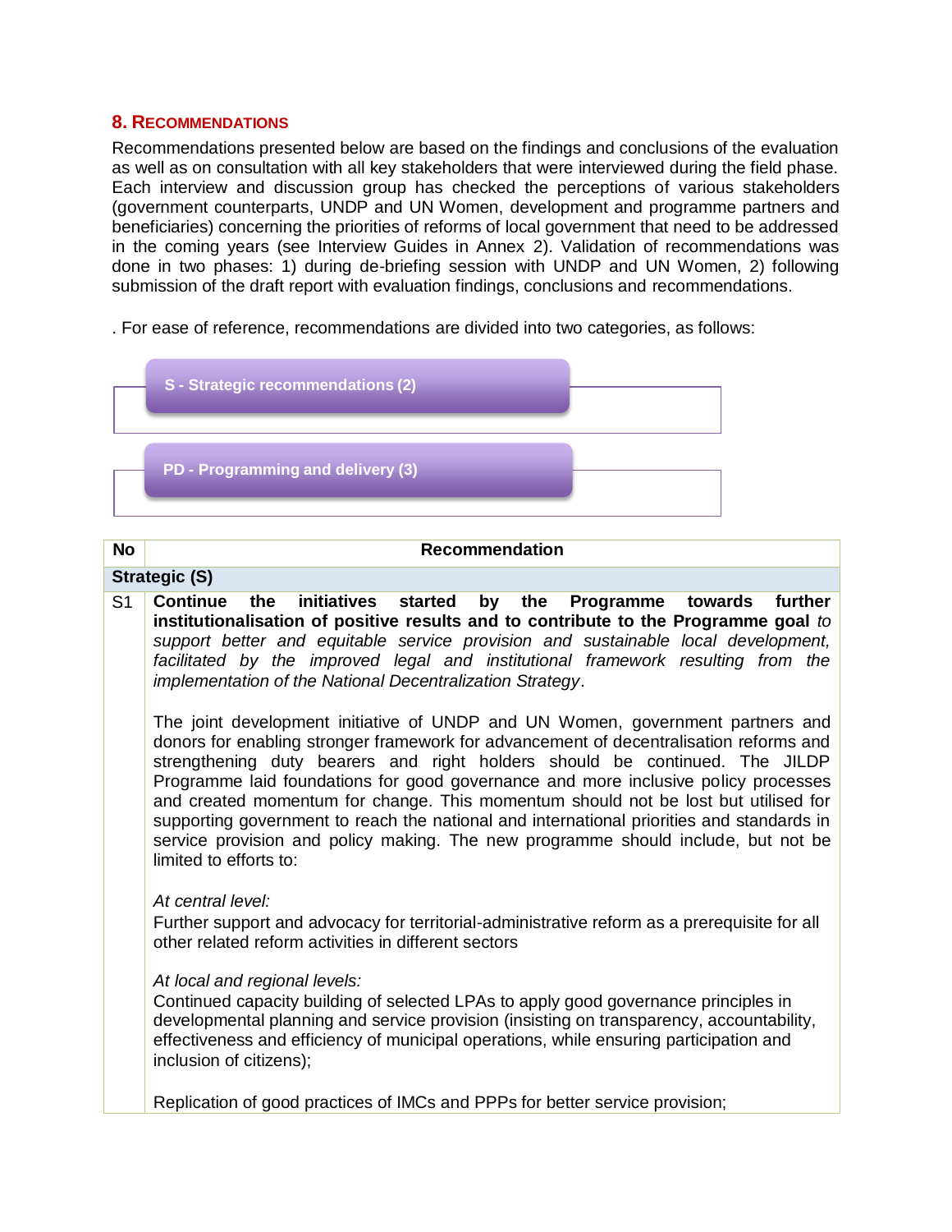## 8. Recommendations

Recommendations presented below are based on the findings and conclusions of the evaluation as well as on consultation with all key stakeholders that were interviewed during the field phase. Each interview and discussion group has checked the perceptions of various stakeholders (government counterparts, UNDP and UN Women, development and programme partners and beneficiaries) concerning the priorities of reforms of local government that need to be addressed in the coming years (see Interview Guides in Annex 2). Validation of recommendations was done in two phases: 1) during de-briefing session with UNDP and UN Women, 2) following submission of the draft report with evaluation findings, conclusions and recommendations.

. For ease of reference, recommendations are divided into two categories, as follows:

- **S - Strategic recommendations (2)**
- **PD - Programming and delivery (3)**

| No | Recommendation |
|---|---|
| **Strategic (S)** | |
| S1 | **Continue the initiatives started by the Programme towards further institutionalisation of positive results and to contribute to the Programme goal** *to support better and equitable service provision and sustainable local development, facilitated by the improved legal and institutional framework resulting from the implementation of the National Decentralization Strategy*.<br><br>The joint development initiative of UNDP and UN Women, government partners and donors for enabling stronger framework for advancement of decentralisation reforms and strengthening duty bearers and right holders should be continued. The JILDP Programme laid foundations for good governance and more inclusive policy processes and created momentum for change. This momentum should not be lost but utilised for supporting government to reach the national and international priorities and standards in service provision and policy making. The new programme should include, but not be limited to efforts to:<br><br>*At central level:*<br>Further support and advocacy for territorial-administrative reform as a prerequisite for all other related reform activities in different sectors<br><br>*At local and regional levels:*<br>Continued capacity building of selected LPAs to apply good governance principles in developmental planning and service provision (insisting on transparency, accountability, effectiveness and efficiency of municipal operations, while ensuring participation and inclusion of citizens);<br><br>Replication of good practices of IMCs and PPPs for better service provision; |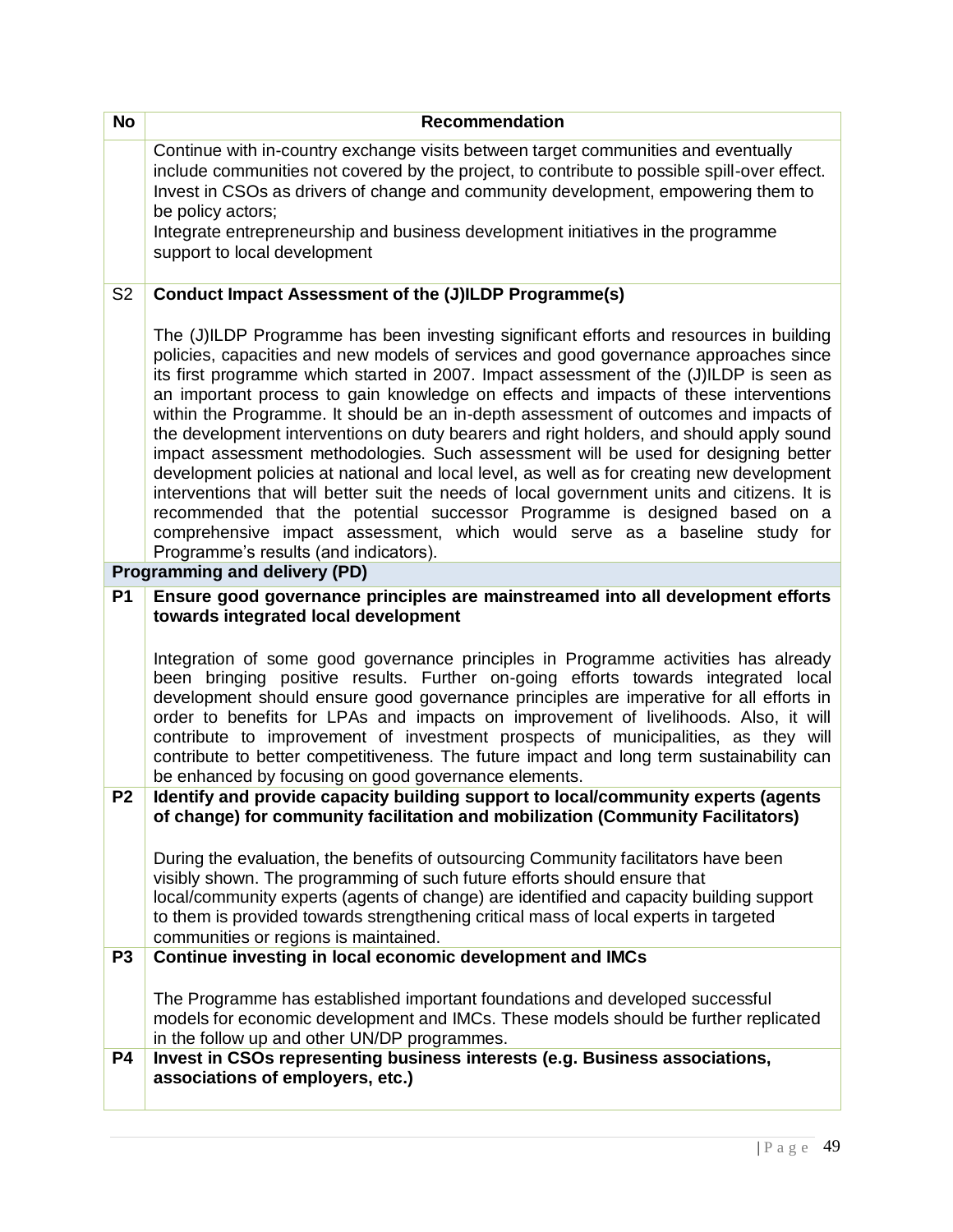| No | Recommendation |
|---|---|
| | Continue with in-country exchange visits between target communities and eventually include communities not covered by the project, to contribute to possible spill-over effect.<br>Invest in CSOs as drivers of change and community development, empowering them to be policy actors;<br>Integrate entrepreneurship and business development initiatives in the programme support to local development |
| S2 | **Conduct Impact Assessment of the (J)ILDP Programme(s)**<br><br>The (J)ILDP Programme has been investing significant efforts and resources in building policies, capacities and new models of services and good governance approaches since its first programme which started in 2007. Impact assessment of the (J)ILDP is seen as an important process to gain knowledge on effects and impacts of these interventions within the Programme. It should be an in-depth assessment of outcomes and impacts of the development interventions on duty bearers and right holders, and should apply sound impact assessment methodologies. Such assessment will be used for designing better development policies at national and local level, as well as for creating new development interventions that will better suit the needs of local government units and citizens. It is recommended that the potential successor Programme is designed based on a comprehensive impact assessment, which would serve as a baseline study for Programme's results (and indicators). |
| **Programming and delivery (PD)** | |
| **P1** | **Ensure good governance principles are mainstreamed into all development efforts towards integrated local development**<br><br>Integration of some good governance principles in Programme activities has already been bringing positive results. Further on-going efforts towards integrated local development should ensure good governance principles are imperative for all efforts in order to benefits for LPAs and impacts on improvement of livelihoods. Also, it will contribute to improvement of investment prospects of municipalities, as they will contribute to better competitiveness. The future impact and long term sustainability can be enhanced by focusing on good governance elements. |
| **P2** | **Identify and provide capacity building support to local/community experts (agents of change) for community facilitation and mobilization (Community Facilitators)**<br><br>During the evaluation, the benefits of outsourcing Community facilitators have been visibly shown. The programming of such future efforts should ensure that local/community experts (agents of change) are identified and capacity building support to them is provided towards strengthening critical mass of local experts in targeted communities or regions is maintained. |
| **P3** | **Continue investing in local economic development and IMCs**<br><br>The Programme has established important foundations and developed successful models for economic development and IMCs. These models should be further replicated in the follow up and other UN/DP programmes. |
| **P4** | **Invest in CSOs representing business interests (e.g. Business associations, associations of employers, etc.)** |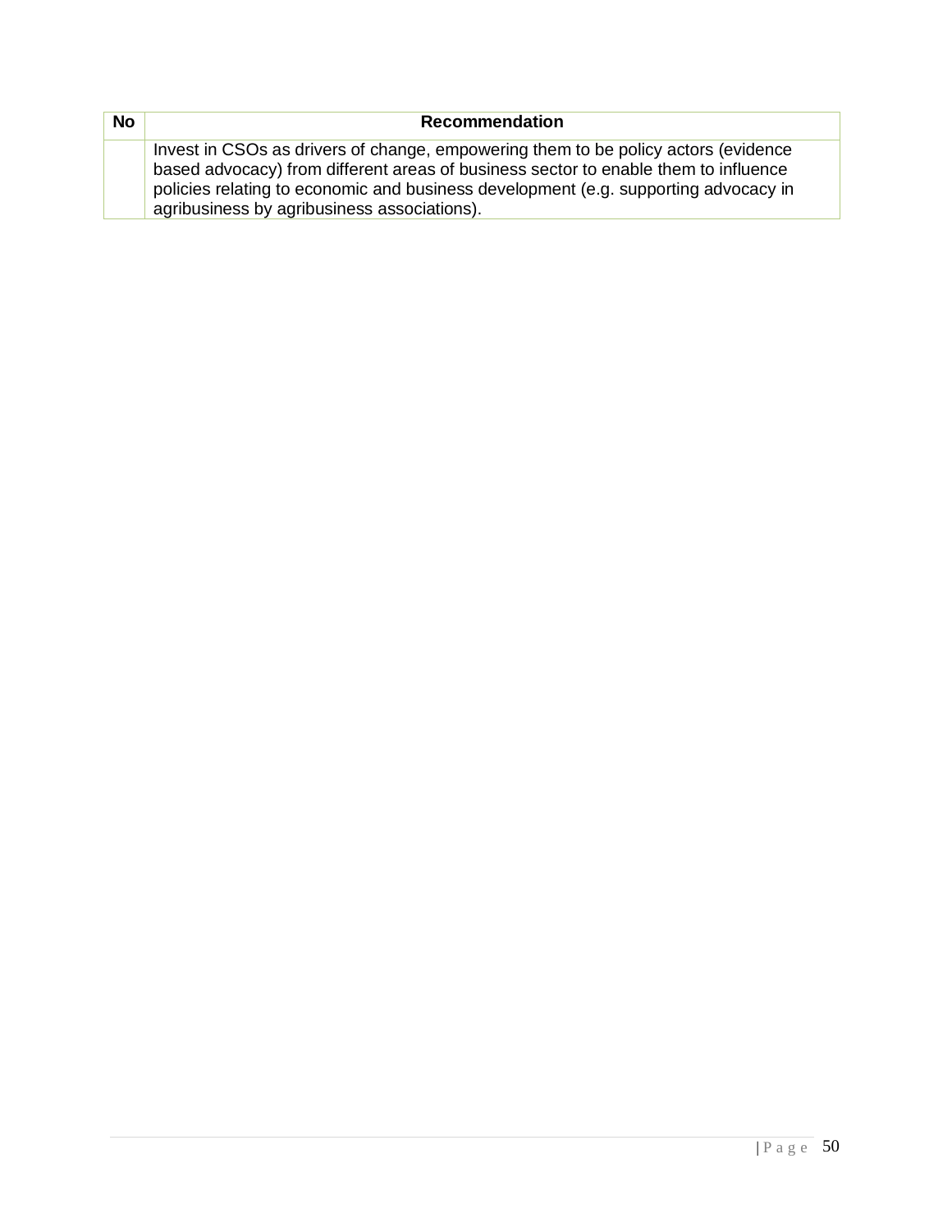| No | Recommendation |
|---|---|
| | Invest in CSOs as drivers of change, empowering them to be policy actors (evidence based advocacy) from different areas of business sector to enable them to influence policies relating to economic and business development (e.g. supporting advocacy in agribusiness by agribusiness associations). |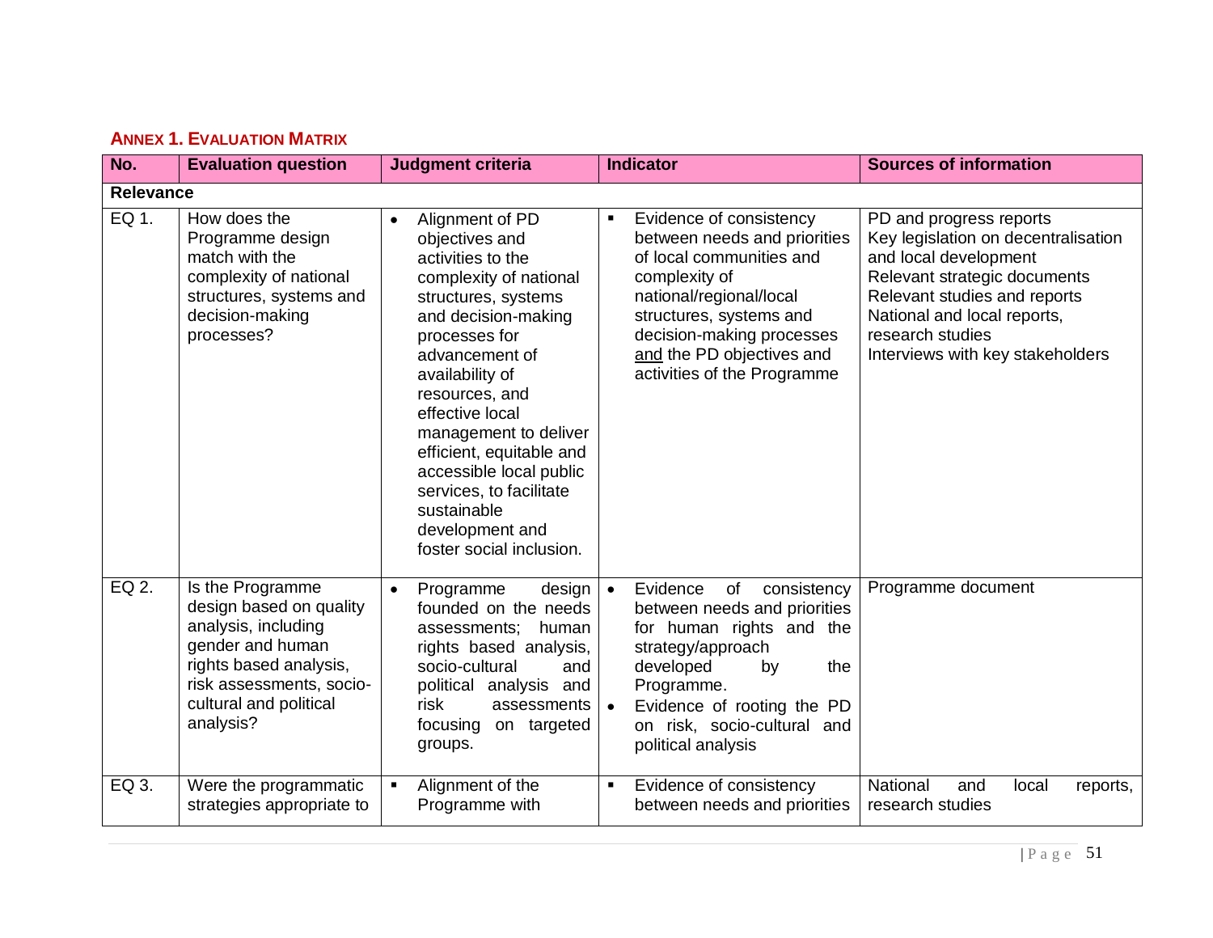## ANNEX 1. EVALUATION MATRIX

| No. | Evaluation question | Judgment criteria | Indicator | Sources of information |
|---|---|---|---|---|
| **Relevance** | | | | |
| EQ 1. | How does the Programme design match with the complexity of national structures, systems and decision-making processes? | • Alignment of PD objectives and activities to the complexity of national structures, systems and decision-making processes for advancement of availability of resources, and effective local management to deliver efficient, equitable and accessible local public services, to facilitate sustainable development and foster social inclusion. | ▪ Evidence of consistency between needs and priorities of local communities and complexity of national/regional/local structures, systems and decision-making processes and the PD objectives and activities of the Programme | PD and progress reports<br>Key legislation on decentralisation and local development<br>Relevant strategic documents<br>Relevant studies and reports<br>National and local reports, research studies<br>Interviews with key stakeholders |
| EQ 2. | Is the Programme design based on quality analysis, including gender and human rights based analysis, risk assessments, socio-cultural and political analysis? | • Programme design founded on the needs assessments; human rights based analysis, socio-cultural and political analysis and risk assessments focusing on targeted groups. | • Evidence of consistency between needs and priorities for human rights and the strategy/approach developed by the Programme.<br>• Evidence of rooting the PD on risk, socio-cultural and political analysis | Programme document |
| EQ 3. | Were the programmatic strategies appropriate to | ▪ Alignment of the Programme with | ▪ Evidence of consistency between needs and priorities | National and local reports, research studies |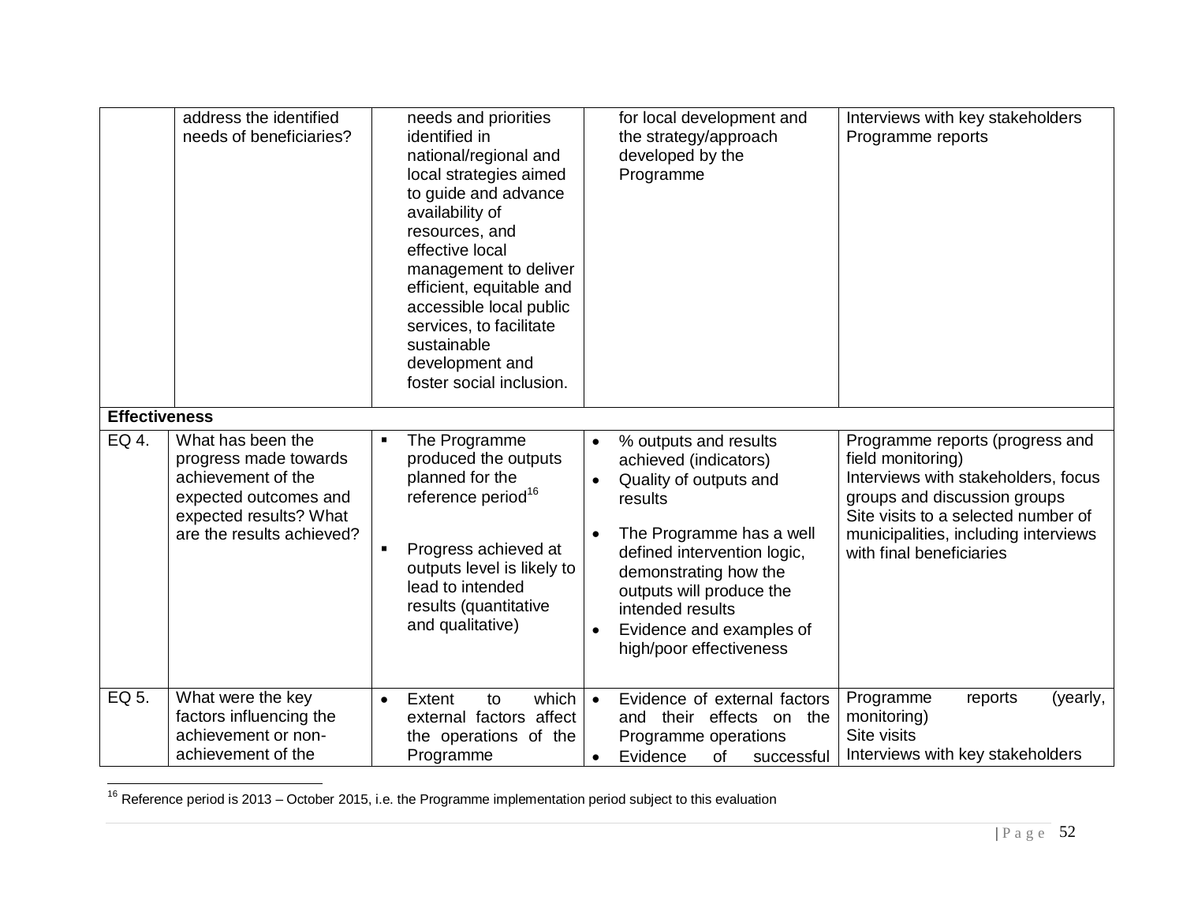| | | | | |
|---|---|---|---|---|
| | address the identified needs of beneficiaries? | needs and priorities identified in national/regional and local strategies aimed to guide and advance availability of resources, and effective local management to deliver efficient, equitable and accessible local public services, to facilitate sustainable development and foster social inclusion. | for local development and the strategy/approach developed by the Programme | Interviews with key stakeholders<br>Programme reports |
| **Effectiveness** | | | | |
| EQ 4. | What has been the progress made towards achievement of the expected outcomes and expected results? What are the results achieved? | ▪ The Programme produced the outputs planned for the reference period[16]<br>▪ Progress achieved at outputs level is likely to lead to intended results (quantitative and qualitative) | • % outputs and results achieved (indicators)<br>• Quality of outputs and results<br>• The Programme has a well defined intervention logic, demonstrating how the outputs will produce the intended results<br>• Evidence and examples of high/poor effectiveness | Programme reports (progress and field monitoring)<br>Interviews with stakeholders, focus groups and discussion groups<br>Site visits to a selected number of municipalities, including interviews with final beneficiaries |
| EQ 5. | What were the key factors influencing the achievement or non-achievement of the | • Extent to which external factors affect the operations of the Programme | • Evidence of external factors and their effects on the Programme operations<br>• Evidence of successful | Programme reports (yearly, monitoring)<br>Site visits<br>Interviews with key stakeholders |

[16] Reference period is 2013 – October 2015, i.e. the Programme implementation period subject to this evaluation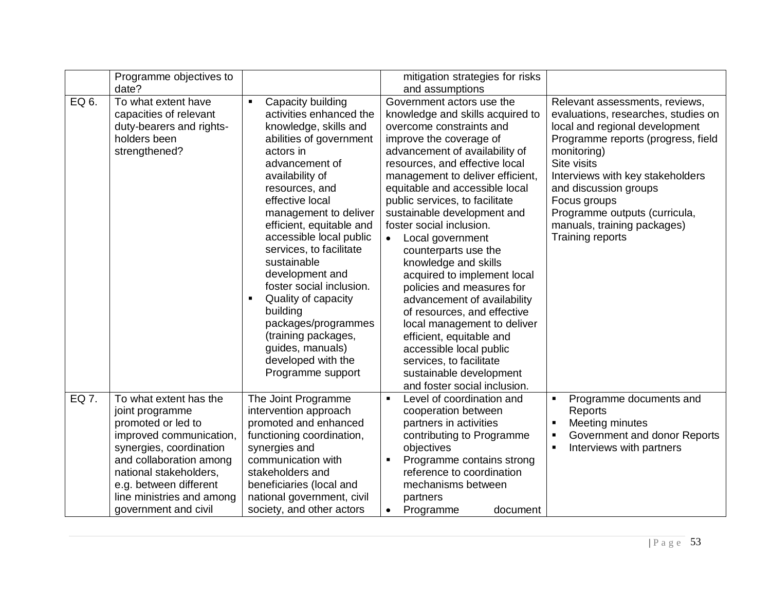| | | | | |
|---|---|---|---|---|
| | Programme objectives to date? | | mitigation strategies for risks and assumptions | |
| EQ 6. | To what extent have capacities of relevant duty-bearers and rights-holders been strengthened? | ▪ Capacity building activities enhanced the knowledge, skills and abilities of government actors in advancement of availability of resources, and effective local management to deliver efficient, equitable and accessible local public services, to facilitate sustainable development and foster social inclusion.<br>▪ Quality of capacity building packages/programmes (training packages, guides, manuals) developed with the Programme support | Government actors use the knowledge and skills acquired to overcome constraints and improve the coverage of advancement of availability of resources, and effective local management to deliver efficient, equitable and accessible local public services, to facilitate sustainable development and foster social inclusion.<br>• Local government counterparts use the knowledge and skills acquired to implement local policies and measures for advancement of availability of resources, and effective local management to deliver efficient, equitable and accessible local public services, to facilitate sustainable development and foster social inclusion. | Relevant assessments, reviews, evaluations, researches, studies on local and regional development<br>Programme reports (progress, field monitoring)<br>Site visits<br>Interviews with key stakeholders and discussion groups<br>Focus groups<br>Programme outputs (curricula, manuals, training packages)<br>Training reports |
| EQ 7. | To what extent has the joint programme promoted or led to improved communication, synergies, coordination and collaboration among national stakeholders, e.g. between different line ministries and among government and civil | The Joint Programme intervention approach promoted and enhanced functioning coordination, synergies and communication with stakeholders and beneficiaries (local and national government, civil society, and other actors | ▪ Level of coordination and cooperation between partners in activities contributing to Programme objectives<br>▪ Programme contains strong reference to coordination mechanisms between partners<br>• Programme document | ▪ Programme documents and Reports<br>▪ Meeting minutes<br>▪ Government and donor Reports<br>▪ Interviews with partners |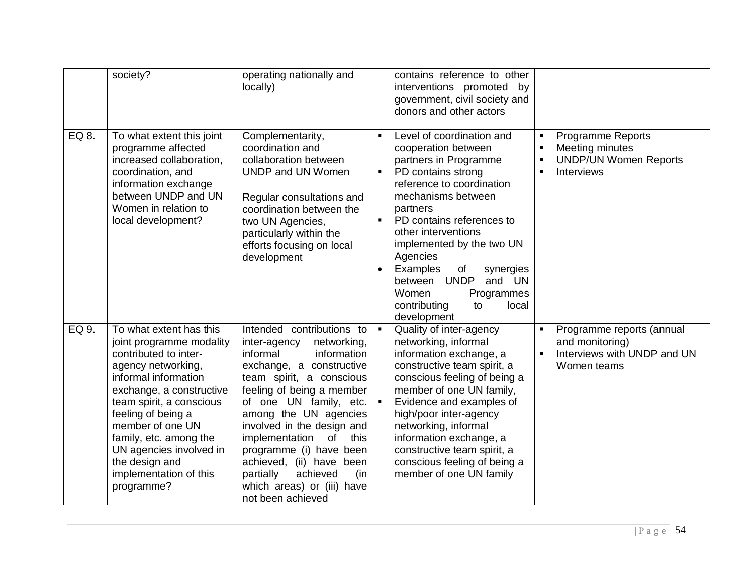| | | | | |
|---|---|---|---|---|
| | society? | operating nationally and locally) | contains reference to other interventions promoted by government, civil society and donors and other actors | |
| EQ 8. | To what extent this joint programme affected increased collaboration, coordination, and information exchange between UNDP and UN Women in relation to local development? | Complementarity, coordination and collaboration between UNDP and UN Women<br><br>Regular consultations and coordination between the two UN Agencies, particularly within the efforts focusing on local development | ▪ Level of coordination and cooperation between partners in Programme<br>▪ PD contains strong reference to coordination mechanisms between partners<br>▪ PD contains references to other interventions implemented by the two UN Agencies<br>• Examples of synergies between UNDP and UN Women Programmes contributing to local development | ▪ Programme Reports<br>▪ Meeting minutes<br>▪ UNDP/UN Women Reports<br>▪ Interviews |
| EQ 9. | To what extent has this joint programme modality contributed to inter-agency networking, informal information exchange, a constructive team spirit, a conscious feeling of being a member of one UN family, etc. among the UN agencies involved in the design and implementation of this programme? | Intended contributions to inter-agency networking, informal information exchange, a constructive team spirit, a conscious feeling of being a member of one UN family, etc. among the UN agencies involved in the design and implementation of this programme (i) have been achieved, (ii) have been partially achieved (in which areas) or (iii) have not been achieved | ▪ Quality of inter-agency networking, informal information exchange, a constructive team spirit, a conscious feeling of being a member of one UN family,<br>▪ Evidence and examples of high/poor inter-agency networking, informal information exchange, a constructive team spirit, a conscious feeling of being a member of one UN family | ▪ Programme reports (annual and monitoring)<br>▪ Interviews with UNDP and UN Women teams |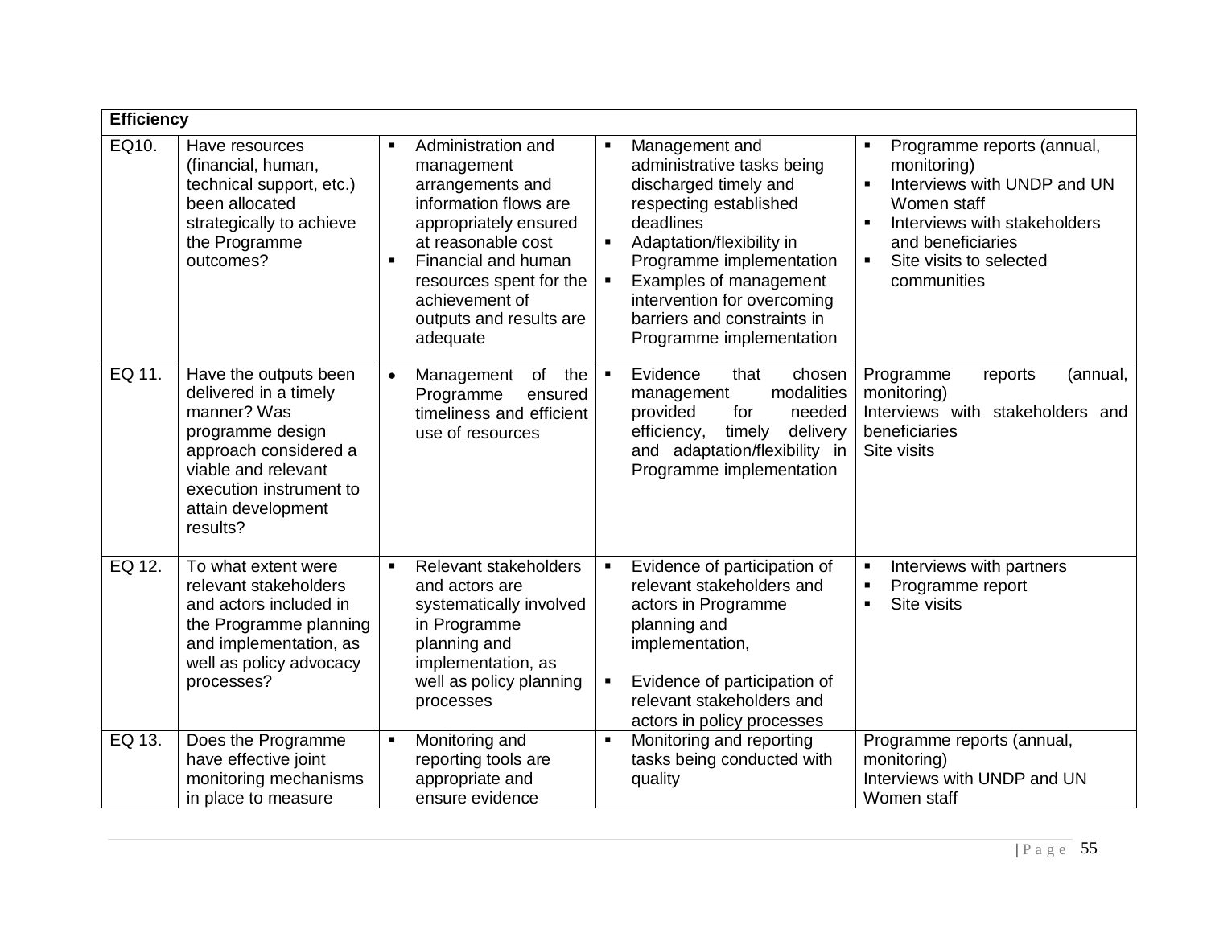| Efficiency | | | | |
|---|---|---|---|---|
| EQ10. | Have resources (financial, human, technical support, etc.) been allocated strategically to achieve the Programme outcomes? | ▪ Administration and management arrangements and information flows are appropriately ensured at reasonable cost<br>▪ Financial and human resources spent for the achievement of outputs and results are adequate | ▪ Management and administrative tasks being discharged timely and respecting established deadlines<br>▪ Adaptation/flexibility in Programme implementation<br>▪ Examples of management intervention for overcoming barriers and constraints in Programme implementation | ▪ Programme reports (annual, monitoring)<br>▪ Interviews with UNDP and UN Women staff<br>▪ Interviews with stakeholders and beneficiaries<br>▪ Site visits to selected communities |
| EQ 11. | Have the outputs been delivered in a timely manner? Was programme design approach considered a viable and relevant execution instrument to attain development results? | • Management of the Programme ensured timeliness and efficient use of resources | ▪ Evidence that chosen management modalities provided for needed efficiency, timely delivery and adaptation/flexibility in Programme implementation | Programme reports (annual, monitoring)<br>Interviews with stakeholders and beneficiaries<br>Site visits |
| EQ 12. | To what extent were relevant stakeholders and actors included in the Programme planning and implementation, as well as policy advocacy processes? | ▪ Relevant stakeholders and actors are systematically involved in Programme planning and implementation, as well as policy planning processes | ▪ Evidence of participation of relevant stakeholders and actors in Programme planning and implementation,<br>▪ Evidence of participation of relevant stakeholders and actors in policy processes | ▪ Interviews with partners<br>▪ Programme report<br>▪ Site visits |
| EQ 13. | Does the Programme have effective joint monitoring mechanisms in place to measure | ▪ Monitoring and reporting tools are appropriate and ensure evidence | ▪ Monitoring and reporting tasks being conducted with quality | Programme reports (annual, monitoring)<br>Interviews with UNDP and UN Women staff |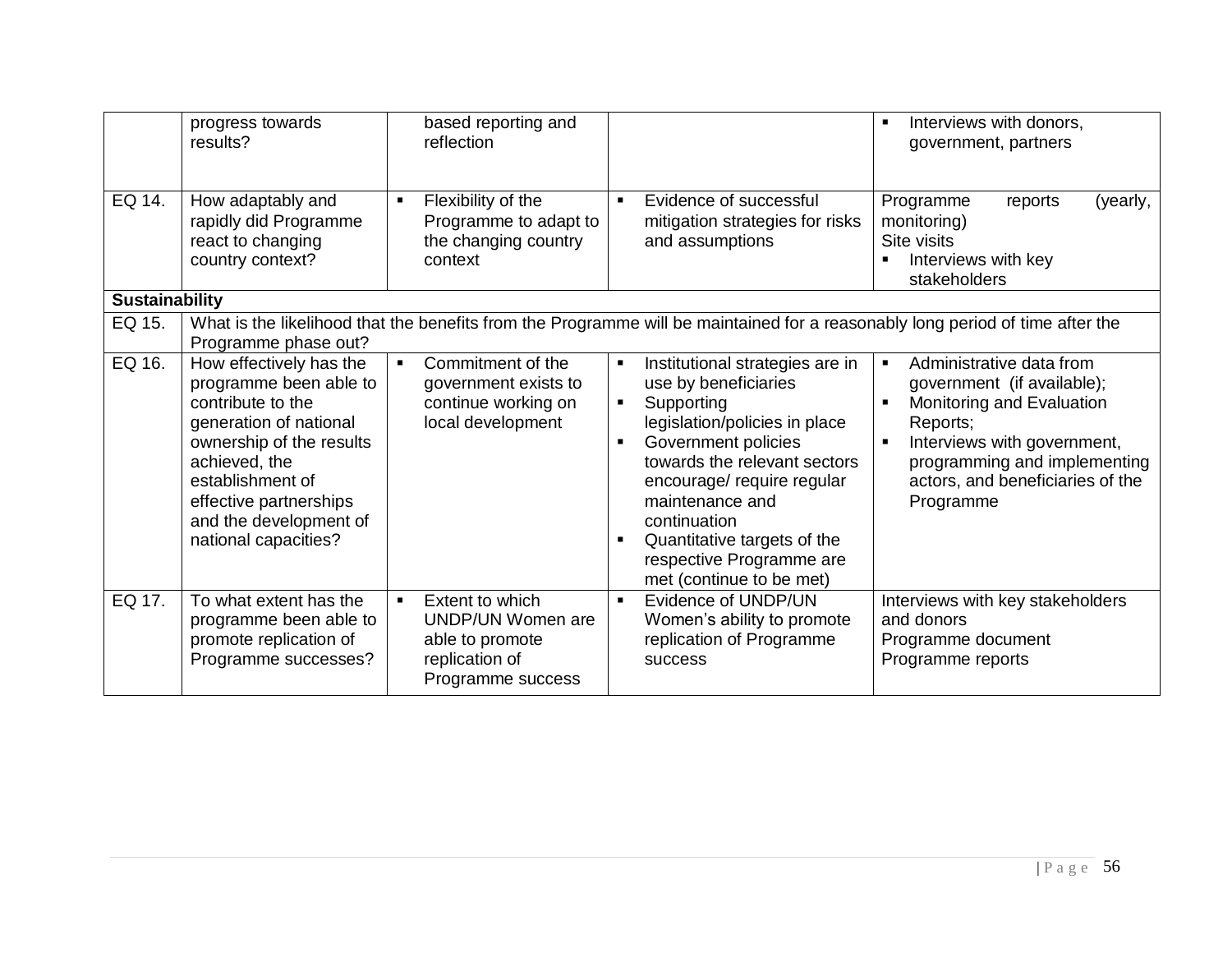|  |  |  |  |  |
|---|---|---|---|---|
|  | progress towards results? | based reporting and reflection |  | ▪ Interviews with donors, government, partners |
| EQ 14. | How adaptably and rapidly did Programme react to changing country context? | ▪ Flexibility of the Programme to adapt to the changing country context | ▪ Evidence of successful mitigation strategies for risks and assumptions | Programme reports (yearly, monitoring)<br>Site visits<br>▪ Interviews with key stakeholders |
| **Sustainability** |  |  |  |  |
| EQ 15. | What is the likelihood that the benefits from the Programme will be maintained for a reasonably long period of time after the Programme phase out? |  |  |  |
| EQ 16. | How effectively has the programme been able to contribute to the generation of national ownership of the results achieved, the establishment of effective partnerships and the development of national capacities? | ▪ Commitment of the government exists to continue working on local development | ▪ Institutional strategies are in use by beneficiaries<br>▪ Supporting legislation/policies in place<br>▪ Government policies towards the relevant sectors encourage/ require regular maintenance and continuation<br>▪ Quantitative targets of the respective Programme are met (continue to be met) | ▪ Administrative data from government (if available);<br>▪ Monitoring and Evaluation Reports;<br>▪ Interviews with government, programming and implementing actors, and beneficiaries of the Programme |
| EQ 17. | To what extent has the programme been able to promote replication of Programme successes? | ▪ Extent to which UNDP/UN Women are able to promote replication of Programme success | ▪ Evidence of UNDP/UN Women's ability to promote replication of Programme success | Interviews with key stakeholders and donors<br>Programme document<br>Programme reports |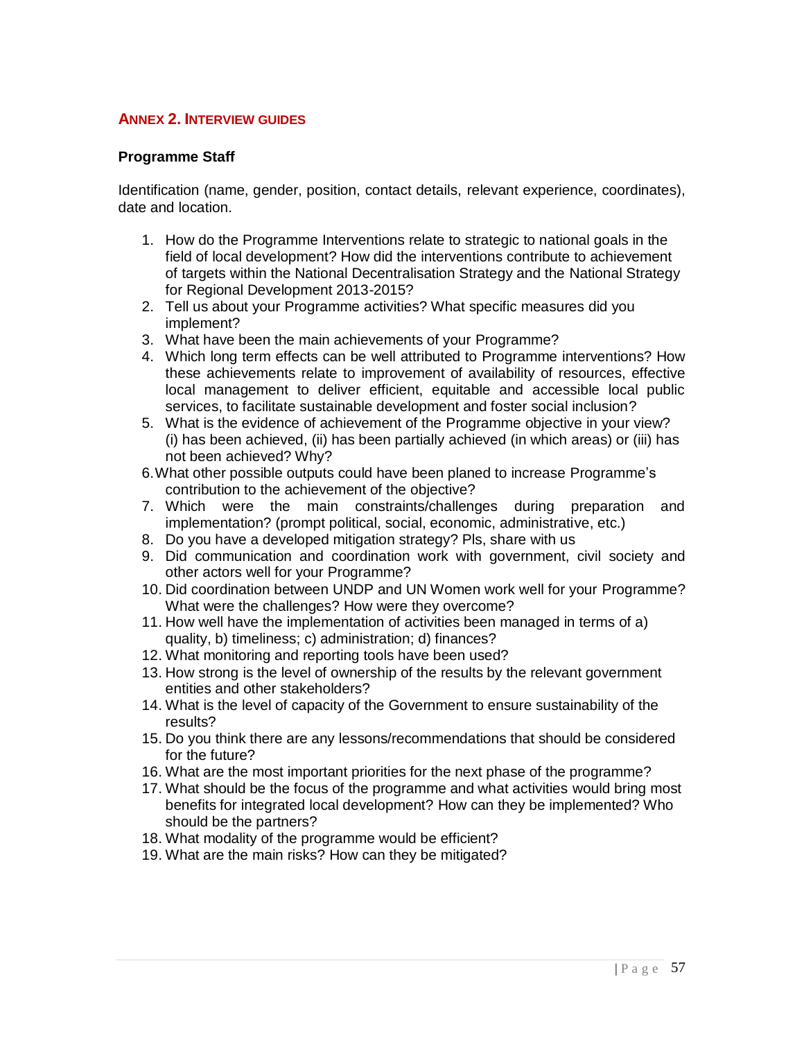## ANNEX 2. INTERVIEW GUIDES

### Programme Staff

Identification (name, gender, position, contact details, relevant experience, coordinates), date and location.

1. How do the Programme Interventions relate to strategic to national goals in the field of local development? How did the interventions contribute to achievement of targets within the National Decentralisation Strategy and the National Strategy for Regional Development 2013-2015?
2. Tell us about your Programme activities? What specific measures did you implement?
3. What have been the main achievements of your Programme?
4. Which long term effects can be well attributed to Programme interventions? How these achievements relate to improvement of availability of resources, effective local management to deliver efficient, equitable and accessible local public services, to facilitate sustainable development and foster social inclusion?
5. What is the evidence of achievement of the Programme objective in your view? (i) has been achieved, (ii) has been partially achieved (in which areas) or (iii) has not been achieved? Why?
6. What other possible outputs could have been planed to increase Programme's contribution to the achievement of the objective?
7. Which were the main constraints/challenges during preparation and implementation? (prompt political, social, economic, administrative, etc.)
8. Do you have a developed mitigation strategy? Pls, share with us
9. Did communication and coordination work with government, civil society and other actors well for your Programme?
10. Did coordination between UNDP and UN Women work well for your Programme? What were the challenges? How were they overcome?
11. How well have the implementation of activities been managed in terms of a) quality, b) timeliness; c) administration; d) finances?
12. What monitoring and reporting tools have been used?
13. How strong is the level of ownership of the results by the relevant government entities and other stakeholders?
14. What is the level of capacity of the Government to ensure sustainability of the results?
15. Do you think there are any lessons/recommendations that should be considered for the future?
16. What are the most important priorities for the next phase of the programme?
17. What should be the focus of the programme and what activities would bring most benefits for integrated local development? How can they be implemented? Who should be the partners?
18. What modality of the programme would be efficient?
19. What are the main risks? How can they be mitigated?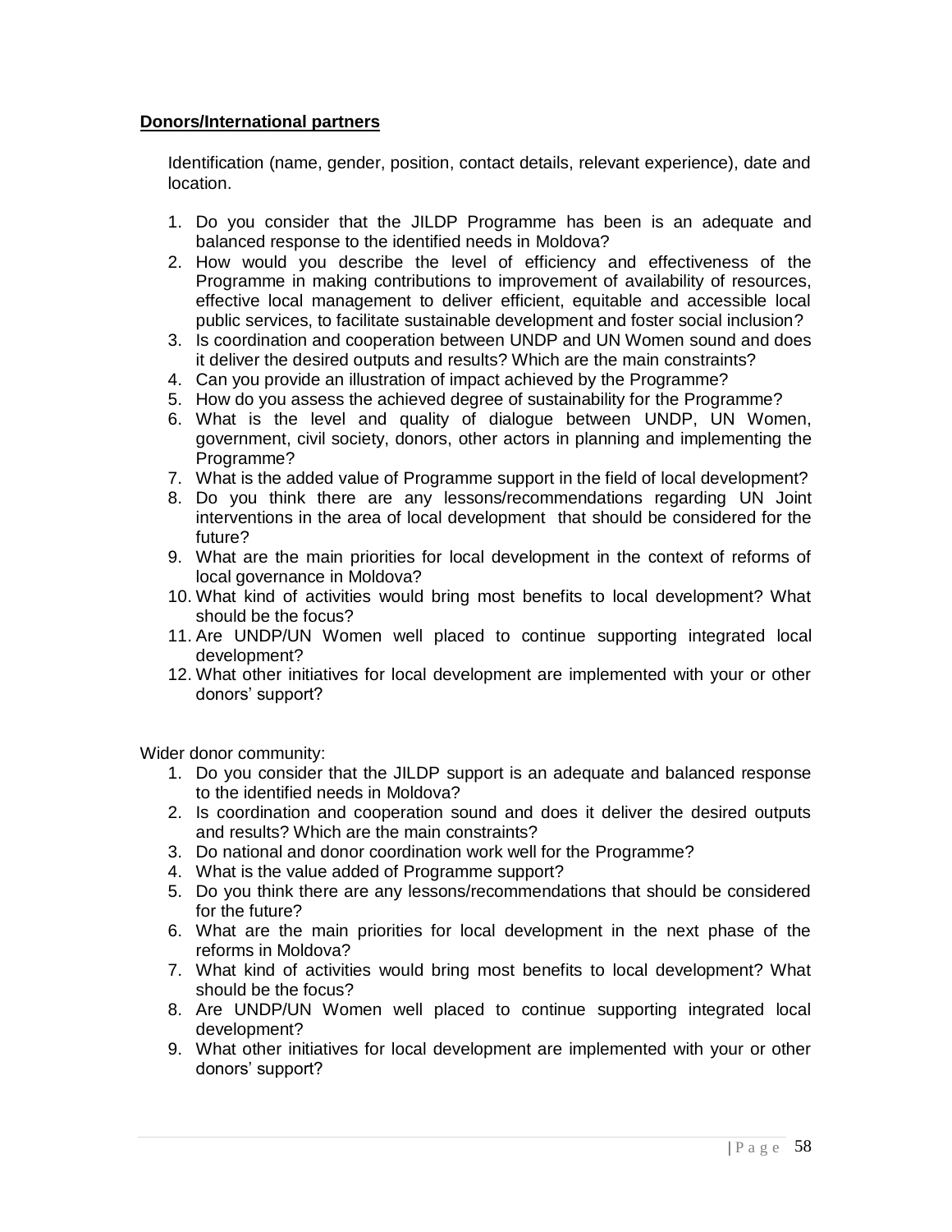**Donors/International partners**

Identification (name, gender, position, contact details, relevant experience), date and location.

1. Do you consider that the JILDP Programme has been is an adequate and balanced response to the identified needs in Moldova?
2. How would you describe the level of efficiency and effectiveness of the Programme in making contributions to improvement of availability of resources, effective local management to deliver efficient, equitable and accessible local public services, to facilitate sustainable development and foster social inclusion?
3. Is coordination and cooperation between UNDP and UN Women sound and does it deliver the desired outputs and results? Which are the main constraints?
4. Can you provide an illustration of impact achieved by the Programme?
5. How do you assess the achieved degree of sustainability for the Programme?
6. What is the level and quality of dialogue between UNDP, UN Women, government, civil society, donors, other actors in planning and implementing the Programme?
7. What is the added value of Programme support in the field of local development?
8. Do you think there are any lessons/recommendations regarding UN Joint interventions in the area of local development that should be considered for the future?
9. What are the main priorities for local development in the context of reforms of local governance in Moldova?
10. What kind of activities would bring most benefits to local development? What should be the focus?
11. Are UNDP/UN Women well placed to continue supporting integrated local development?
12. What other initiatives for local development are implemented with your or other donors' support?

Wider donor community:

1. Do you consider that the JILDP support is an adequate and balanced response to the identified needs in Moldova?
2. Is coordination and cooperation sound and does it deliver the desired outputs and results? Which are the main constraints?
3. Do national and donor coordination work well for the Programme?
4. What is the value added of Programme support?
5. Do you think there are any lessons/recommendations that should be considered for the future?
6. What are the main priorities for local development in the next phase of the reforms in Moldova?
7. What kind of activities would bring most benefits to local development? What should be the focus?
8. Are UNDP/UN Women well placed to continue supporting integrated local development?
9. What other initiatives for local development are implemented with your or other donors' support?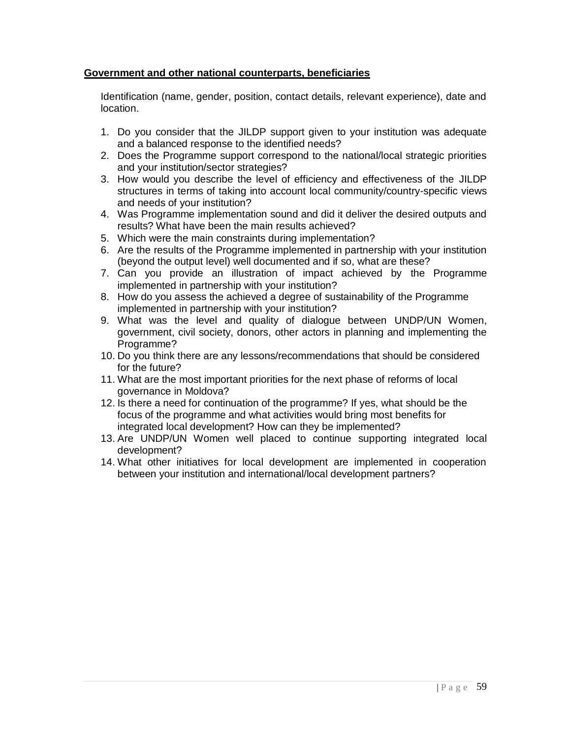**Government and other national counterparts, beneficiaries**

Identification (name, gender, position, contact details, relevant experience), date and location.

1. Do you consider that the JILDP support given to your institution was adequate and a balanced response to the identified needs?
2. Does the Programme support correspond to the national/local strategic priorities and your institution/sector strategies?
3. How would you describe the level of efficiency and effectiveness of the JILDP structures in terms of taking into account local community/country-specific views and needs of your institution?
4. Was Programme implementation sound and did it deliver the desired outputs and results? What have been the main results achieved?
5. Which were the main constraints during implementation?
6. Are the results of the Programme implemented in partnership with your institution (beyond the output level) well documented and if so, what are these?
7. Can you provide an illustration of impact achieved by the Programme implemented in partnership with your institution?
8. How do you assess the achieved a degree of sustainability of the Programme implemented in partnership with your institution?
9. What was the level and quality of dialogue between UNDP/UN Women, government, civil society, donors, other actors in planning and implementing the Programme?
10. Do you think there are any lessons/recommendations that should be considered for the future?
11. What are the most important priorities for the next phase of reforms of local governance in Moldova?
12. Is there a need for continuation of the programme? If yes, what should be the focus of the programme and what activities would bring most benefits for integrated local development? How can they be implemented?
13. Are UNDP/UN Women well placed to continue supporting integrated local development?
14. What other initiatives for local development are implemented in cooperation between your institution and international/local development partners?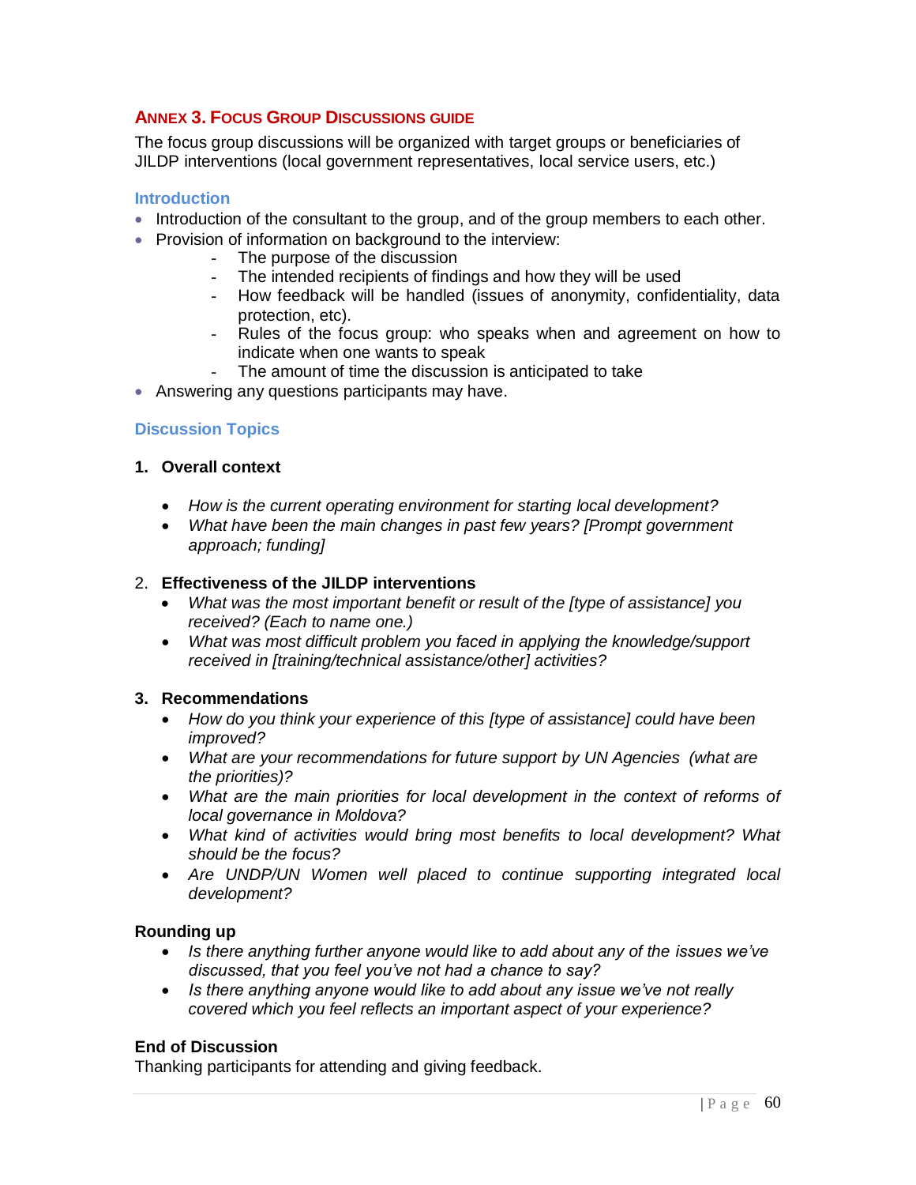## ANNEX 3. FOCUS GROUP DISCUSSIONS GUIDE

The focus group discussions will be organized with target groups or beneficiaries of JILDP interventions (local government representatives, local service users, etc.)

### Introduction

- Introduction of the consultant to the group, and of the group members to each other.
- Provision of information on background to the interview:
  - The purpose of the discussion
  - The intended recipients of findings and how they will be used
  - How feedback will be handled (issues of anonymity, confidentiality, data protection, etc).
  - Rules of the focus group: who speaks when and agreement on how to indicate when one wants to speak
  - The amount of time the discussion is anticipated to take
- Answering any questions participants may have.

### Discussion Topics

**1. Overall context**

- *How is the current operating environment for starting local development?*
- *What have been the main changes in past few years? [Prompt government approach; funding]*

**2. Effectiveness of the JILDP interventions**

- *What was the most important benefit or result of the [type of assistance] you received? (Each to name one.)*
- *What was most difficult problem you faced in applying the knowledge/support received in [training/technical assistance/other] activities?*

**3. Recommendations**

- *How do you think your experience of this [type of assistance] could have been improved?*
- *What are your recommendations for future support by UN Agencies (what are the priorities)?*
- *What are the main priorities for local development in the context of reforms of local governance in Moldova?*
- *What kind of activities would bring most benefits to local development? What should be the focus?*
- *Are UNDP/UN Women well placed to continue supporting integrated local development?*

**Rounding up**

- *Is there anything further anyone would like to add about any of the issues we've discussed, that you feel you've not had a chance to say?*
- *Is there anything anyone would like to add about any issue we've not really covered which you feel reflects an important aspect of your experience?*

**End of Discussion**

Thanking participants for attending and giving feedback.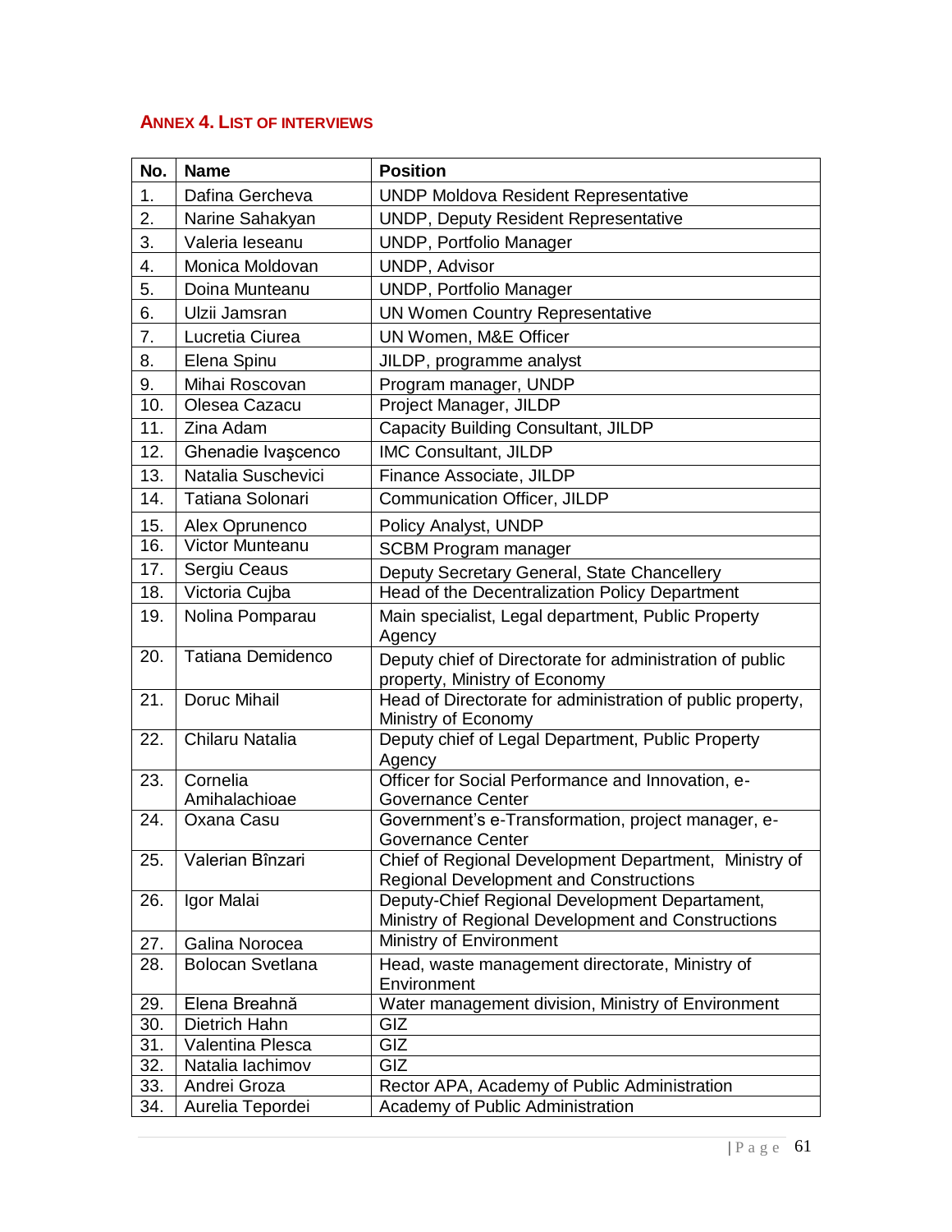## ANNEX 4. LIST OF INTERVIEWS

| No. | Name | Position |
| --- | --- | --- |
| 1. | Dafina Gercheva | UNDP Moldova Resident Representative |
| 2. | Narine Sahakyan | UNDP, Deputy Resident Representative |
| 3. | Valeria Ieseanu | UNDP, Portfolio Manager |
| 4. | Monica Moldovan | UNDP, Advisor |
| 5. | Doina Munteanu | UNDP, Portfolio Manager |
| 6. | Ulzii Jamsran | UN Women Country Representative |
| 7. | Lucretia Ciurea | UN Women, M&E Officer |
| 8. | Elena Spinu | JILDP, programme analyst |
| 9. | Mihai Roscovan | Program manager, UNDP |
| 10. | Olesea Cazacu | Project Manager, JILDP |
| 11. | Zina Adam | Capacity Building Consultant, JILDP |
| 12. | Ghenadie Ivaşcenco | IMC Consultant, JILDP |
| 13. | Natalia Suschevici | Finance Associate, JILDP |
| 14. | Tatiana Solonari | Communication Officer, JILDP |
| 15. | Alex Oprunenco | Policy Analyst, UNDP |
| 16. | Victor Munteanu | SCBM Program manager |
| 17. | Sergiu Ceaus | Deputy Secretary General, State Chancellery |
| 18. | Victoria Cujba | Head of the Decentralization Policy Department |
| 19. | Nolina Pomparau | Main specialist, Legal department, Public Property Agency |
| 20. | Tatiana Demidenco | Deputy chief of Directorate for administration of public property, Ministry of Economy |
| 21. | Doruc Mihail | Head of Directorate for administration of public property, Ministry of Economy |
| 22. | Chilaru Natalia | Deputy chief of Legal Department, Public Property Agency |
| 23. | Cornelia Amihalachioae | Officer for Social Performance and Innovation, e-Governance Center |
| 24. | Oxana Casu | Government's e-Transformation, project manager, e-Governance Center |
| 25. | Valerian Bînzari | Chief of Regional Development Department, Ministry of Regional Development and Constructions |
| 26. | Igor Malai | Deputy-Chief Regional Development Departament, Ministry of Regional Development and Constructions |
| 27. | Galina Norocea | Ministry of Environment |
| 28. | Bolocan Svetlana | Head, waste management directorate, Ministry of Environment |
| 29. | Elena Breahnă | Water management division, Ministry of Environment |
| 30. | Dietrich Hahn | GIZ |
| 31. | Valentina Plesca | GIZ |
| 32. | Natalia Iachimov | GIZ |
| 33. | Andrei Groza | Rector APA, Academy of Public Administration |
| 34. | Aurelia Tepordei | Academy of Public Administration |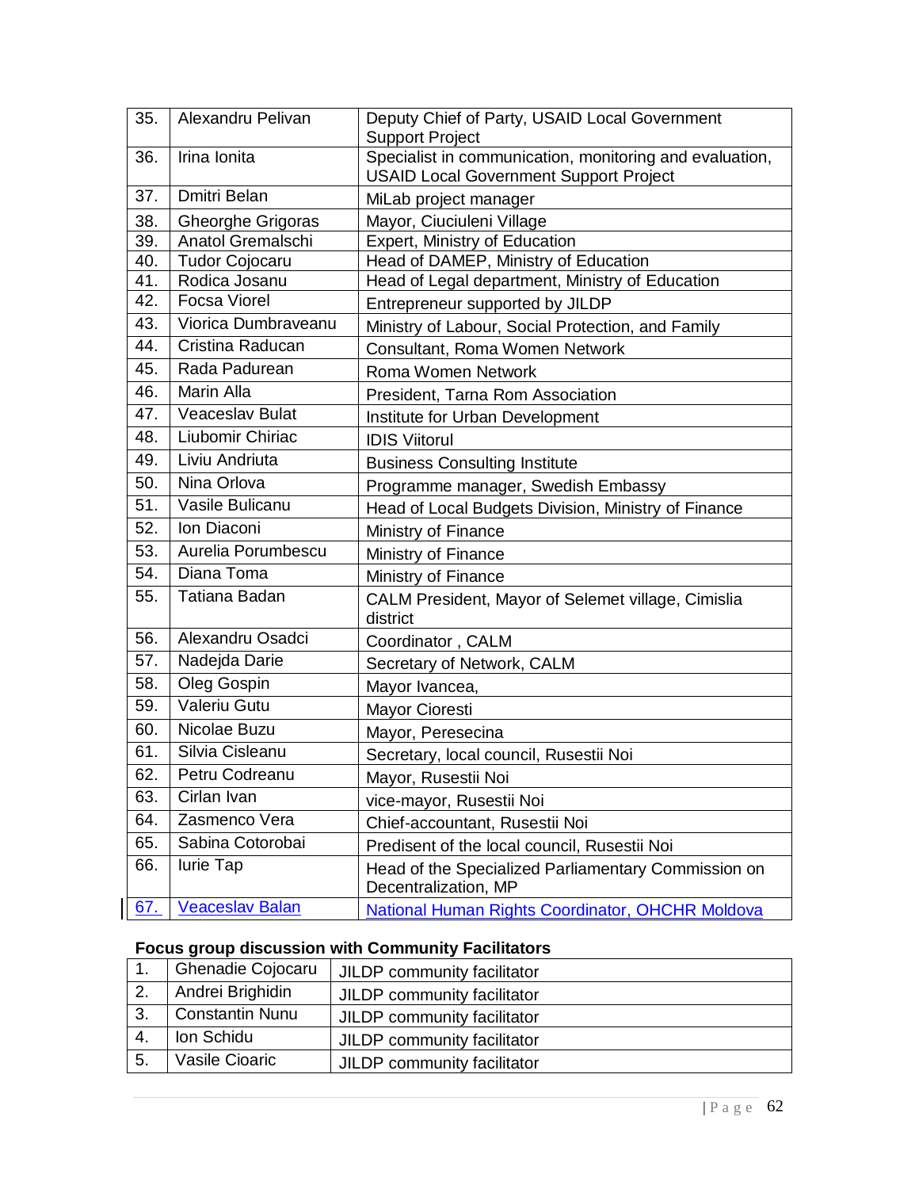| | | |
|---|---|---|
| 35. | Alexandru Pelivan | Deputy Chief of Party, USAID Local Government Support Project |
| 36. | Irina Ionita | Specialist in communication, monitoring and evaluation, USAID Local Government Support Project |
| 37. | Dmitri Belan | MiLab project manager |
| 38. | Gheorghe Grigoras | Mayor, Ciuciuleni Village |
| 39. | Anatol Gremalschi | Expert, Ministry of Education |
| 40. | Tudor Cojocaru | Head of DAMEP, Ministry of Education |
| 41. | Rodica Josanu | Head of Legal department, Ministry of Education |
| 42. | Focsa Viorel | Entrepreneur supported by JILDP |
| 43. | Viorica Dumbraveanu | Ministry of Labour, Social Protection, and Family |
| 44. | Cristina Raducan | Consultant, Roma Women Network |
| 45. | Rada Padurean | Roma Women Network |
| 46. | Marin Alla | President, Tarna Rom Association |
| 47. | Veaceslav Bulat | Institute for Urban Development |
| 48. | Liubomir Chiriac | IDIS Viitorul |
| 49. | Liviu Andriuta | Business Consulting Institute |
| 50. | Nina Orlova | Programme manager, Swedish Embassy |
| 51. | Vasile Bulicanu | Head of Local Budgets Division, Ministry of Finance |
| 52. | Ion Diaconi | Ministry of Finance |
| 53. | Aurelia Porumbescu | Ministry of Finance |
| 54. | Diana Toma | Ministry of Finance |
| 55. | Tatiana Badan | CALM President, Mayor of Selemet village, Cimislia district |
| 56. | Alexandru Osadci | Coordinator , CALM |
| 57. | Nadejda Darie | Secretary of Network, CALM |
| 58. | Oleg Gospin | Mayor Ivancea, |
| 59. | Valeriu Gutu | Mayor Cioresti |
| 60. | Nicolae Buzu | Mayor, Peresecina |
| 61. | Silvia Cisleanu | Secretary, local council, Rusestii Noi |
| 62. | Petru Codreanu | Mayor, Rusestii Noi |
| 63. | Cirlan Ivan | vice-mayor, Rusestii Noi |
| 64. | Zasmenco Vera | Chief-accountant, Rusestii Noi |
| 65. | Sabina Cotorobai | Predisent of the local council, Rusestii Noi |
| 66. | Iurie Tap | Head of the Specialized Parliamentary Commission on Decentralization, MP |
| 67. | Veaceslav Balan | National Human Rights Coordinator, OHCHR Moldova |

**Focus group discussion with Community Facilitators**

| | | |
|---|---|---|
| 1. | Ghenadie Cojocaru | JILDP community facilitator |
| 2. | Andrei Brighidin | JILDP community facilitator |
| 3. | Constantin Nunu | JILDP community facilitator |
| 4. | Ion Schidu | JILDP community facilitator |
| 5. | Vasile Cioaric | JILDP community facilitator |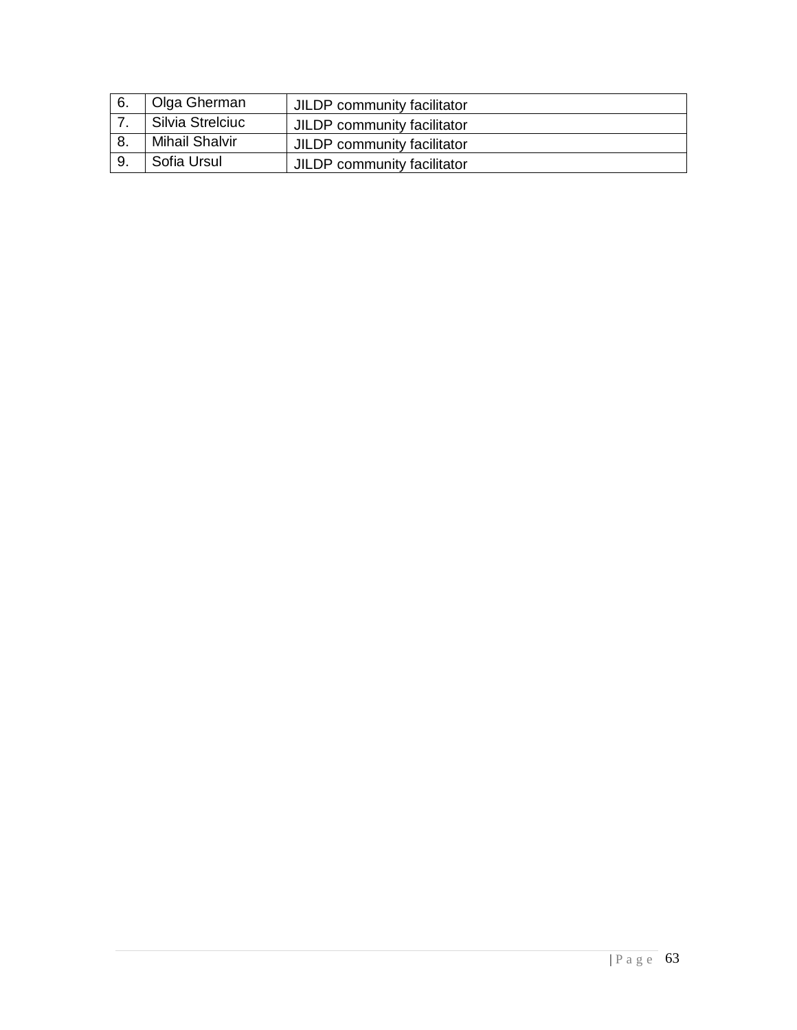| 6. | Olga Gherman | JILDP community facilitator |
|---|---|---|
| 7. | Silvia Strelciuc | JILDP community facilitator |
| 8. | Mihail Shalvir | JILDP community facilitator |
| 9. | Sofia Ursul | JILDP community facilitator |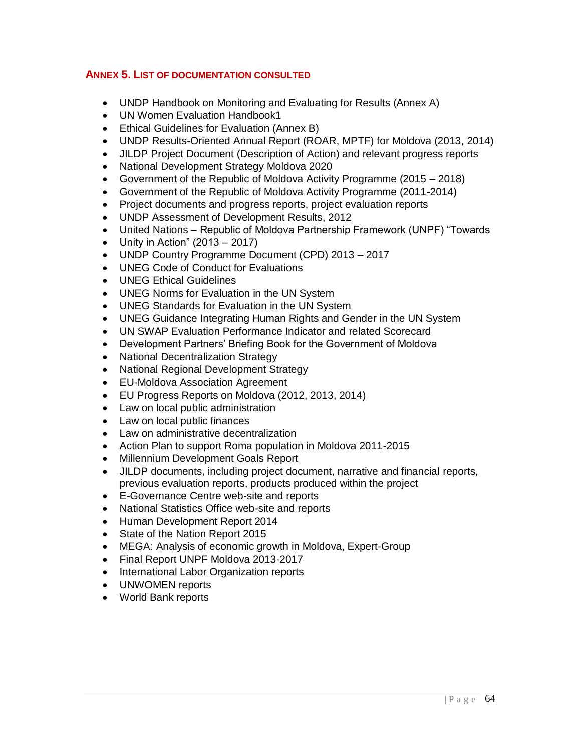## ANNEX 5. LIST OF DOCUMENTATION CONSULTED

- UNDP Handbook on Monitoring and Evaluating for Results (Annex A)
- UN Women Evaluation Handbook[1]
- Ethical Guidelines for Evaluation (Annex B)
- UNDP Results-Oriented Annual Report (ROAR, MPTF) for Moldova (2013, 2014)
- JILDP Project Document (Description of Action) and relevant progress reports
- National Development Strategy Moldova 2020
- Government of the Republic of Moldova Activity Programme (2015 – 2018)
- Government of the Republic of Moldova Activity Programme (2011-2014)
- Project documents and progress reports, project evaluation reports
- UNDP Assessment of Development Results, 2012
- United Nations – Republic of Moldova Partnership Framework (UNPF) "Towards
- Unity in Action" (2013 – 2017)
- UNDP Country Programme Document (CPD) 2013 – 2017
- UNEG Code of Conduct for Evaluations
- UNEG Ethical Guidelines
- UNEG Norms for Evaluation in the UN System
- UNEG Standards for Evaluation in the UN System
- UNEG Guidance Integrating Human Rights and Gender in the UN System
- UN SWAP Evaluation Performance Indicator and related Scorecard
- Development Partners' Briefing Book for the Government of Moldova
- National Decentralization Strategy
- National Regional Development Strategy
- EU-Moldova Association Agreement
- EU Progress Reports on Moldova (2012, 2013, 2014)
- Law on local public administration
- Law on local public finances
- Law on administrative decentralization
- Action Plan to support Roma population in Moldova 2011-2015
- Millennium Development Goals Report
- JILDP documents, including project document, narrative and financial reports, previous evaluation reports, products produced within the project
- E-Governance Centre web-site and reports
- National Statistics Office web-site and reports
- Human Development Report 2014
- State of the Nation Report 2015
- MEGA: Analysis of economic growth in Moldova, Expert-Group
- Final Report UNPF Moldova 2013-2017
- International Labor Organization reports
- UNWOMEN reports
- World Bank reports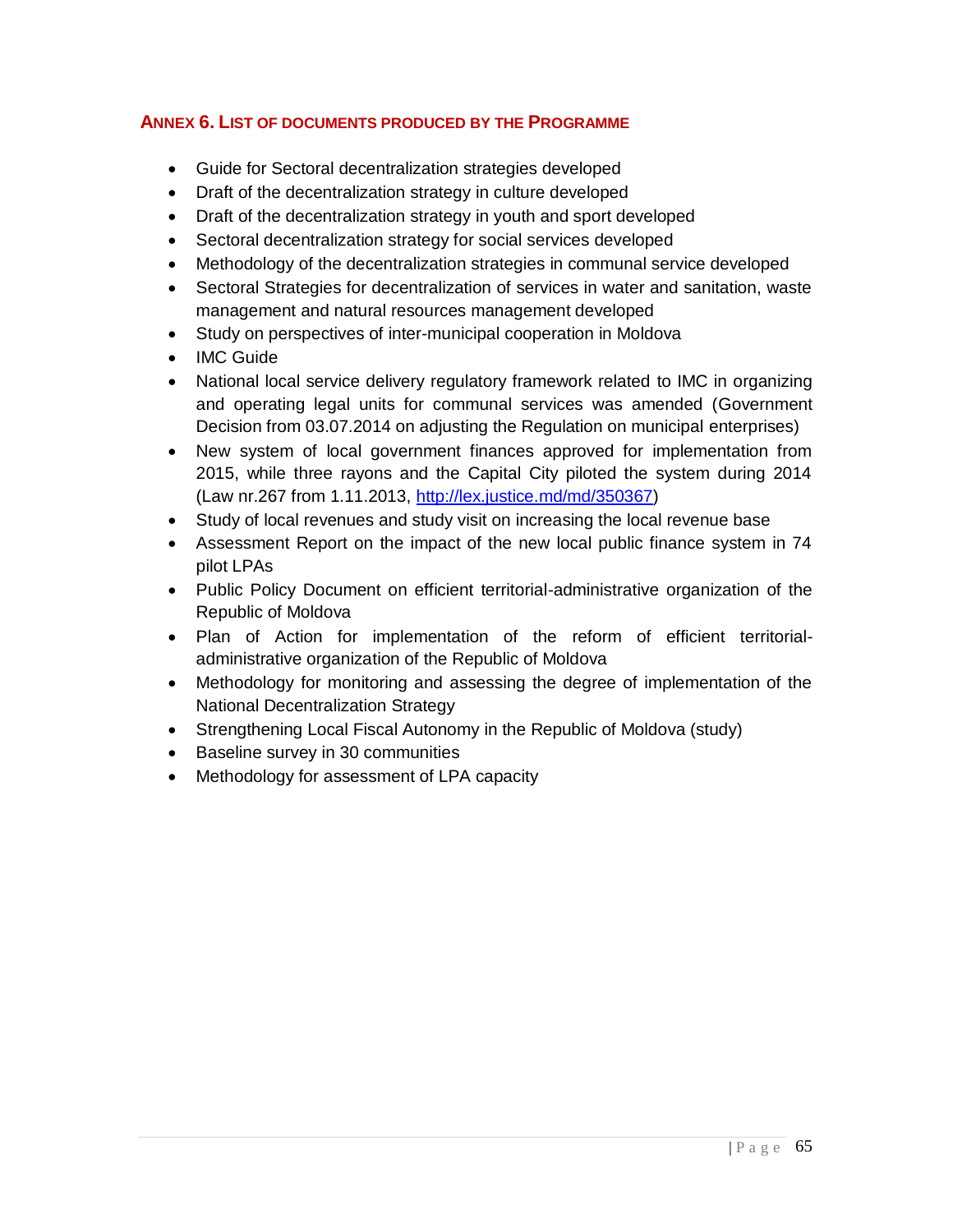## ANNEX 6. LIST OF DOCUMENTS PRODUCED BY THE PROGRAMME

- Guide for Sectoral decentralization strategies developed
- Draft of the decentralization strategy in culture developed
- Draft of the decentralization strategy in youth and sport developed
- Sectoral decentralization strategy for social services developed
- Methodology of the decentralization strategies in communal service developed
- Sectoral Strategies for decentralization of services in water and sanitation, waste management and natural resources management developed
- Study on perspectives of inter-municipal cooperation in Moldova
- IMC Guide
- National local service delivery regulatory framework related to IMC in organizing and operating legal units for communal services was amended (Government Decision from 03.07.2014 on adjusting the Regulation on municipal enterprises)
- New system of local government finances approved for implementation from 2015, while three rayons and the Capital City piloted the system during 2014 (Law nr.267 from 1.11.2013, http://lex.justice.md/md/350367)
- Study of local revenues and study visit on increasing the local revenue base
- Assessment Report on the impact of the new local public finance system in 74 pilot LPAs
- Public Policy Document on efficient territorial-administrative organization of the Republic of Moldova
- Plan of Action for implementation of the reform of efficient territorial-administrative organization of the Republic of Moldova
- Methodology for monitoring and assessing the degree of implementation of the National Decentralization Strategy
- Strengthening Local Fiscal Autonomy in the Republic of Moldova (study)
- Baseline survey in 30 communities
- Methodology for assessment of LPA capacity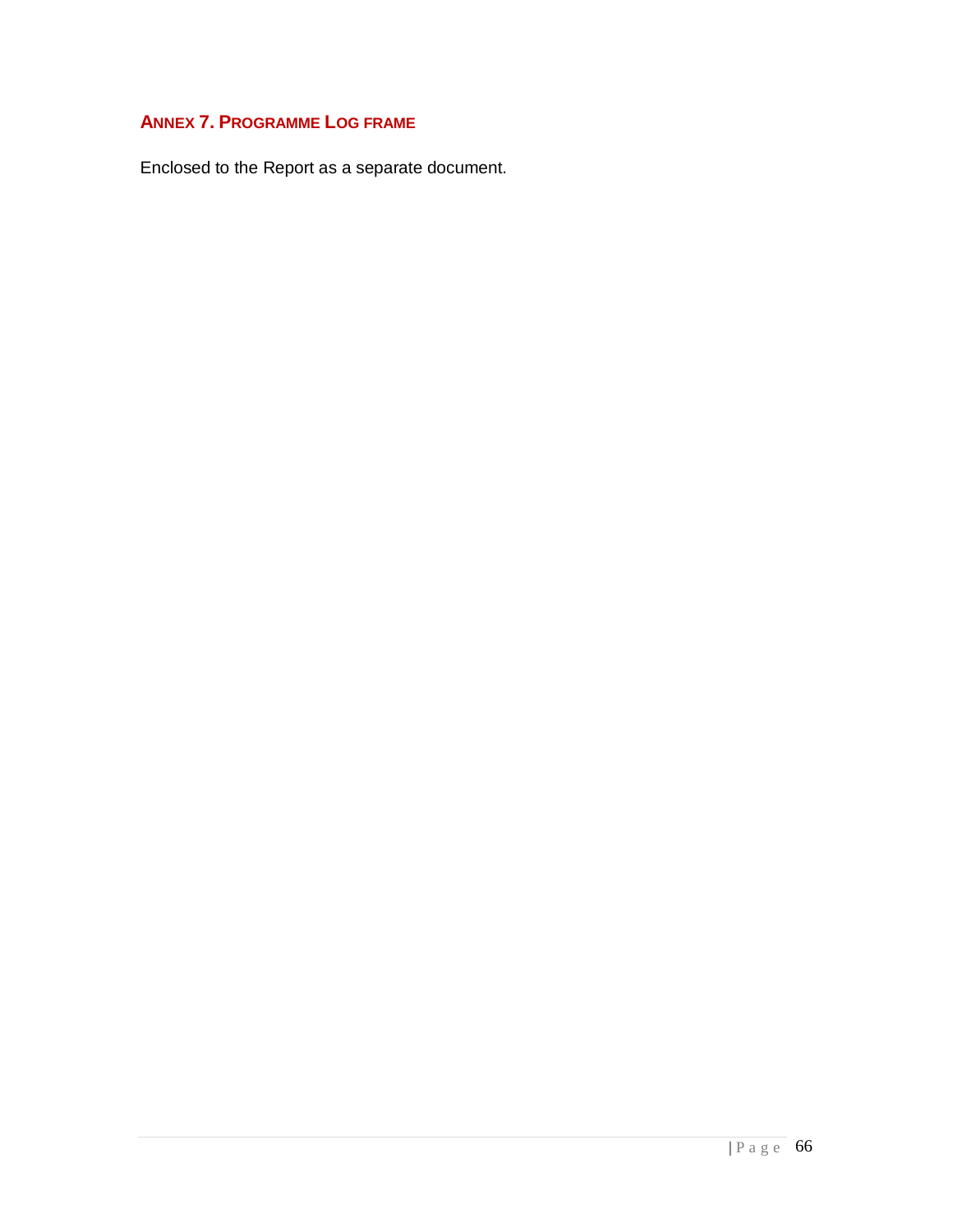## ANNEX 7. PROGRAMME LOG FRAME

Enclosed to the Report as a separate document.